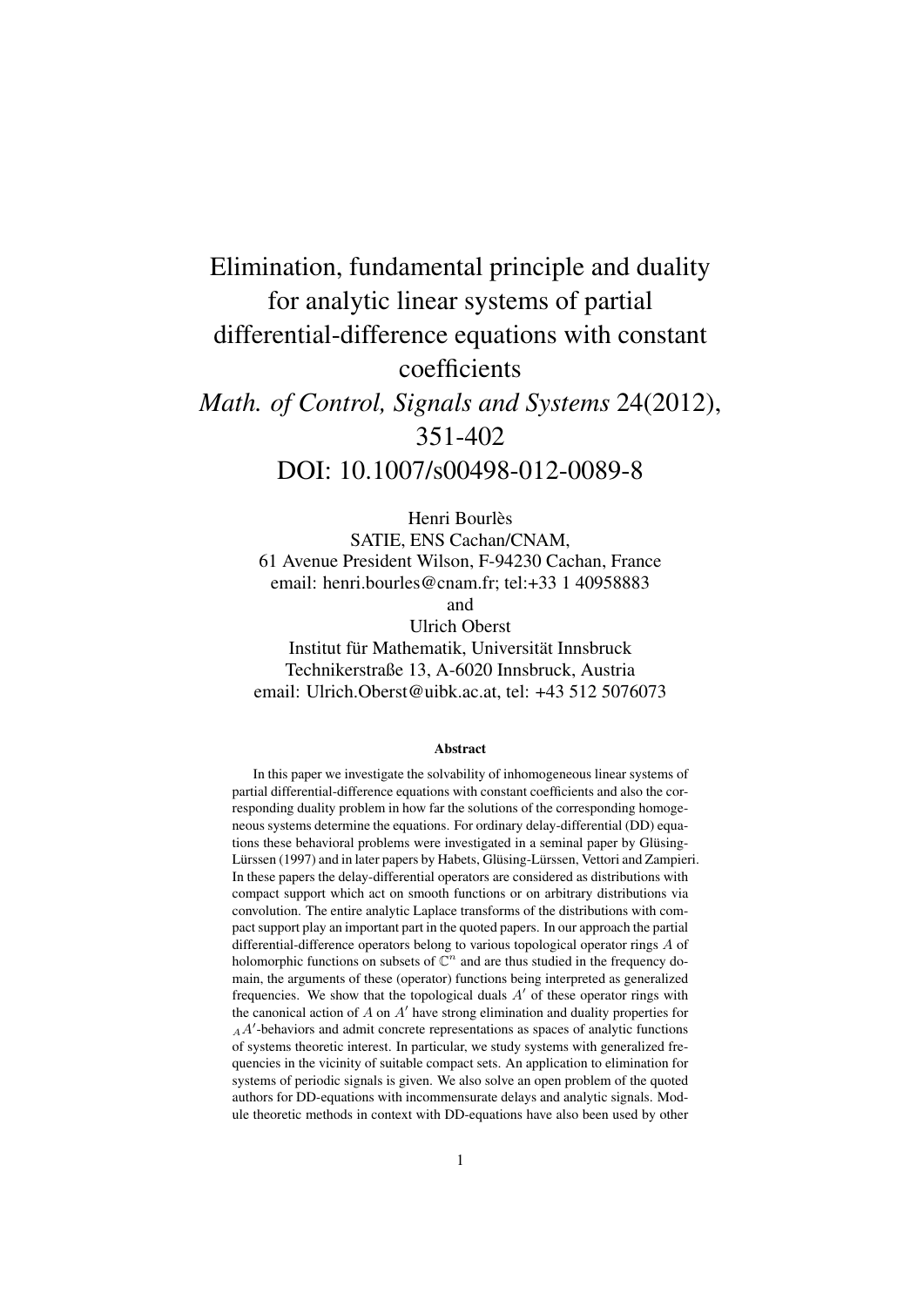# Elimination, fundamental principle and duality for analytic linear systems of partial differential-difference equations with constant coefficients

*Math. of Control, Signals and Systems* 24(2012), 351-402

DOI: 10.1007/s00498-012-0089-8

Henri Bourlès
SATIE, ENS Cachan/CNAM,
61 Avenue President Wilson, F-94230 Cachan, France
email: henri.bourles@cnam.fr; tel:+33 1 40958883

and

Ulrich Oberst
Institut für Mathematik, Universität Innsbruck
Technikerstraße 13, A-6020 Innsbruck, Austria
email: Ulrich.Oberst@uibk.ac.at, tel: +43 512 5076073

### Abstract

In this paper we investigate the solvability of inhomogeneous linear systems of partial differential-difference equations with constant coefficients and also the corresponding duality problem in how far the solutions of the corresponding homogeneous systems determine the equations. For ordinary delay-differential (DD) equations these behavioral problems were investigated in a seminal paper by Glüsing-Lürssen (1997) and in later papers by Habets, Glüsing-Lürssen, Vettori and Zampieri. In these papers the delay-differential operators are considered as distributions with compact support which act on smooth functions or on arbitrary distributions via convolution. The entire analytic Laplace transforms of the distributions with compact support play an important part in the quoted papers. In our approach the partial differential-difference operators belong to various topological operator rings $A$ of holomorphic functions on subsets of $\mathbb{C}^n$ and are thus studied in the frequency domain, the arguments of these (operator) functions being interpreted as generalized frequencies. We show that the topological duals $A'$ of these operator rings with the canonical action of $A$ on $A'$ have strong elimination and duality properties for ${}_AA'$-behaviors and admit concrete representations as spaces of analytic functions of systems theoretic interest. In particular, we study systems with generalized frequencies in the vicinity of suitable compact sets. An application to elimination for systems of periodic signals is given. We also solve an open problem of the quoted authors for DD-equations with incommensurate delays and analytic signals. Module theoretic methods in context with DD-equations have also been used by other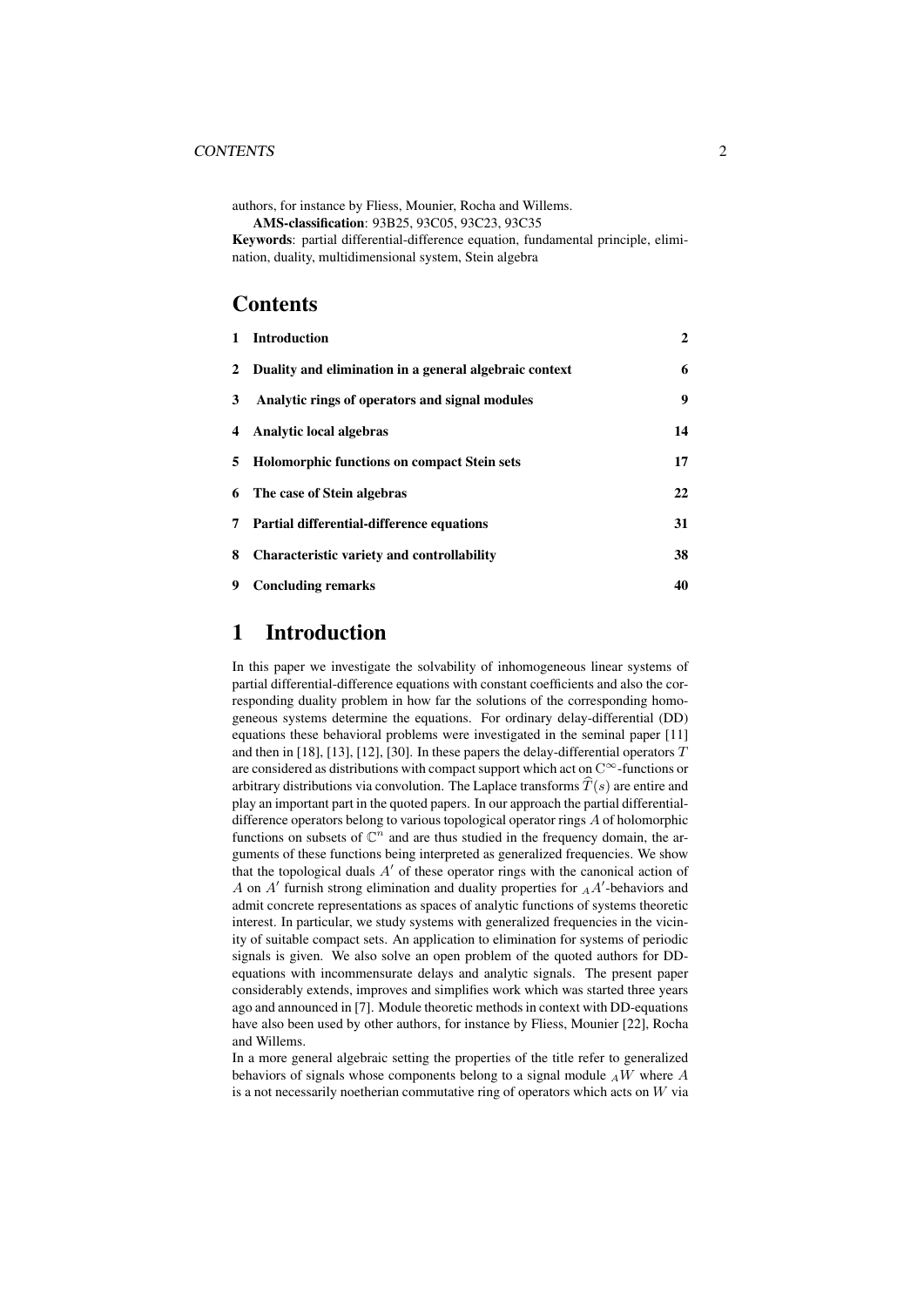authors, for instance by Fliess, Mounier, Rocha and Willems.

**AMS-classification**: 93B25, 93C05, 93C23, 93C35

**Keywords**: partial differential-difference equation, fundamental principle, elimination, duality, multidimensional system, Stein algebra

## Contents

| | | |
|---|---|---|
| 1 | Introduction | 2 |
| 2 | Duality and elimination in a general algebraic context | 6 |
| 3 | Analytic rings of operators and signal modules | 9 |
| 4 | Analytic local algebras | 14 |
| 5 | Holomorphic functions on compact Stein sets | 17 |
| 6 | The case of Stein algebras | 22 |
| 7 | Partial differential-difference equations | 31 |
| 8 | Characteristic variety and controllability | 38 |
| 9 | Concluding remarks | 40 |

# 1 Introduction

In this paper we investigate the solvability of inhomogeneous linear systems of partial differential-difference equations with constant coefficients and also the corresponding duality problem in how far the solutions of the corresponding homogeneous systems determine the equations. For ordinary delay-differential (DD) equations these behavioral problems were investigated in the seminal paper [11] and then in [18], [13], [12], [30]. In these papers the delay-differential operators $T$ are considered as distributions with compact support which act on $\mathrm{C}^{\infty}$-functions or arbitrary distributions via convolution. The Laplace transforms $\widehat{T}(s)$ are entire and play an important part in the quoted papers. In our approach the partial differential-difference operators belong to various topological operator rings $A$ of holomorphic functions on subsets of $\mathbb{C}^n$ and are thus studied in the frequency domain, the arguments of these functions being interpreted as generalized frequencies. We show that the topological duals $A'$ of these operator rings with the canonical action of $A$ on $A'$ furnish strong elimination and duality properties for ${}_AA'$-behaviors and admit concrete representations as spaces of analytic functions of systems theoretic interest. In particular, we study systems with generalized frequencies in the vicinity of suitable compact sets. An application to elimination for systems of periodic signals is given. We also solve an open problem of the quoted authors for DD-equations with incommensurate delays and analytic signals. The present paper considerably extends, improves and simplifies work which was started three years ago and announced in [7]. Module theoretic methods in context with DD-equations have also been used by other authors, for instance by Fliess, Mounier [22], Rocha and Willems.

In a more general algebraic setting the properties of the title refer to generalized behaviors of signals whose components belong to a signal module ${}_AW$ where $A$ is a not necessarily noetherian commutative ring of operators which acts on $W$ via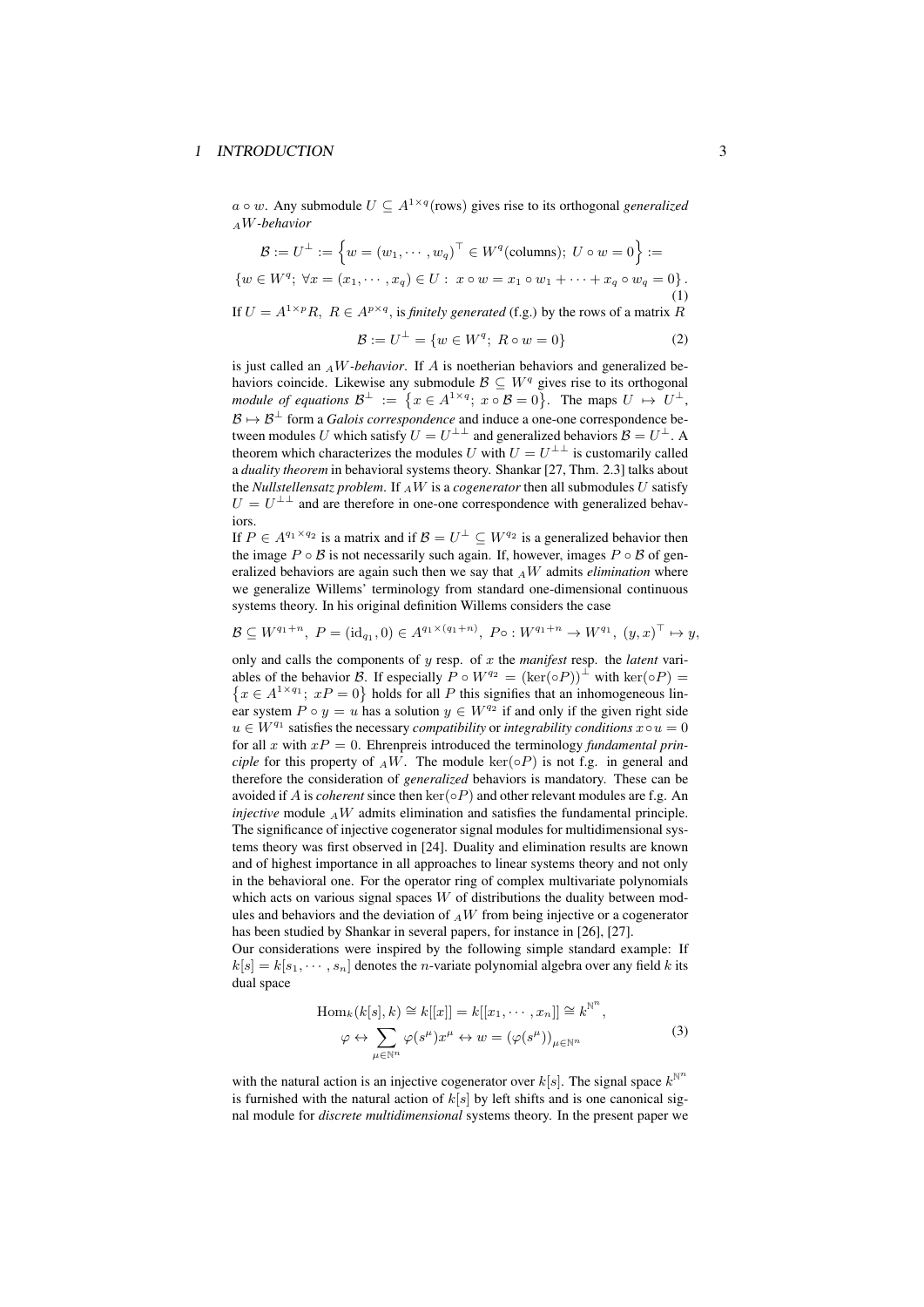$a \circ w$. Any submodule $U \subseteq A^{1\times q}$(rows) gives rise to its orthogonal *generalized* ${}_AW$*-behavior*

$$\mathcal{B} := U^\perp := \left\{ w = (w_1, \cdots, w_q)^\top \in W^q(\text{columns});\ U \circ w = 0 \right\} :=$$
$$\left\{ w \in W^q;\ \forall x = (x_1, \cdots, x_q) \in U:\ x \circ w = x_1 \circ w_1 + \cdots + x_q \circ w_q = 0 \right\}. \tag{1}$$

If $U = A^{1\times p}R,\ R \in A^{p\times q}$, is *finitely generated* (f.g.) by the rows of a matrix $R$

$$\mathcal{B} := U^\perp = \{ w \in W^q;\ R \circ w = 0 \} \tag{2}$$

is just called an ${}_AW$*-behavior*. If $A$ is noetherian behaviors and generalized behaviors coincide. Likewise any submodule $\mathcal{B} \subseteq W^q$ gives rise to its orthogonal *module of equations* $\mathcal{B}^\perp := \left\{ x \in A^{1\times q};\ x \circ \mathcal{B} = 0 \right\}$. The maps $U \mapsto U^\perp$, $\mathcal{B} \mapsto \mathcal{B}^\perp$ form a *Galois correspondence* and induce a one-one correspondence between modules $U$ which satisfy $U = U^{\perp\perp}$ and generalized behaviors $\mathcal{B} = U^\perp$. A theorem which characterizes the modules $U$ with $U = U^{\perp\perp}$ is customarily called a *duality theorem* in behavioral systems theory. Shankar [27, Thm. 2.3] talks about the *Nullstellensatz problem*. If ${}_AW$ is a *cogenerator* then all submodules $U$ satisfy $U = U^{\perp\perp}$ and are therefore in one-one correspondence with generalized behaviors.

If $P \in A^{q_1\times q_2}$ is a matrix and if $\mathcal{B} = U^\perp \subseteq W^{q_2}$ is a generalized behavior then the image $P \circ \mathcal{B}$ is not necessarily such again. If, however, images $P \circ \mathcal{B}$ of generalized behaviors are again such then we say that ${}_AW$ admits *elimination* where we generalize Willems' terminology from standard one-dimensional continuous systems theory. In his original definition Willems considers the case

$$\mathcal{B} \subseteq W^{q_1+n},\ P = (\mathrm{id}_{q_1}, 0) \in A^{q_1\times(q_1+n)},\ P\circ : W^{q_1+n} \to W^{q_1},\ (y, x)^\top \mapsto y,$$

only and calls the components of $y$ resp. of $x$ the *manifest* resp. the *latent* variables of the behavior $\mathcal{B}$. If especially $P \circ W^{q_2} = (\ker(\circ P))^\perp$ with $\ker(\circ P) = \left\{ x \in A^{1\times q_1};\ xP = 0 \right\}$ holds for all $P$ this signifies that an inhomogeneous linear system $P \circ y = u$ has a solution $y \in W^{q_2}$ if and only if the given right side $u \in W^{q_1}$ satisfies the necessary *compatibility* or *integrability conditions* $x \circ u = 0$ for all $x$ with $xP = 0$. Ehrenpreis introduced the terminology *fundamental principle* for this property of ${}_AW$. The module $\ker(\circ P)$ is not f.g. in general and therefore the consideration of *generalized* behaviors is mandatory. These can be avoided if $A$ is *coherent* since then $\ker(\circ P)$ and other relevant modules are f.g. An *injective* module ${}_AW$ admits elimination and satisfies the fundamental principle. The significance of injective cogenerator signal modules for multidimensional systems theory was first observed in [24]. Duality and elimination results are known and of highest importance in all approaches to linear systems theory and not only in the behavioral one. For the operator ring of complex multivariate polynomials which acts on various signal spaces $W$ of distributions the duality between modules and behaviors and the deviation of ${}_AW$ from being injective or a cogenerator has been studied by Shankar in several papers, for instance in [26], [27].

Our considerations were inspired by the following simple standard example: If $k[s] = k[s_1, \cdots, s_n]$ denotes the $n$-variate polynomial algebra over any field $k$ its dual space

$$\begin{gathered} \mathrm{Hom}_k(k[s], k) \cong k[[x]] = k[[x_1, \cdots, x_n]] \cong k^{\mathbb{N}^n}, \\ \varphi \leftrightarrow \sum_{\mu\in\mathbb{N}^n} \varphi(s^\mu)x^\mu \leftrightarrow w = (\varphi(s^\mu))_{\mu\in\mathbb{N}^n} \end{gathered} \tag{3}$$

with the natural action is an injective cogenerator over $k[s]$. The signal space $k^{\mathbb{N}^n}$ is furnished with the natural action of $k[s]$ by left shifts and is one canonical signal module for *discrete multidimensional* systems theory. In the present paper we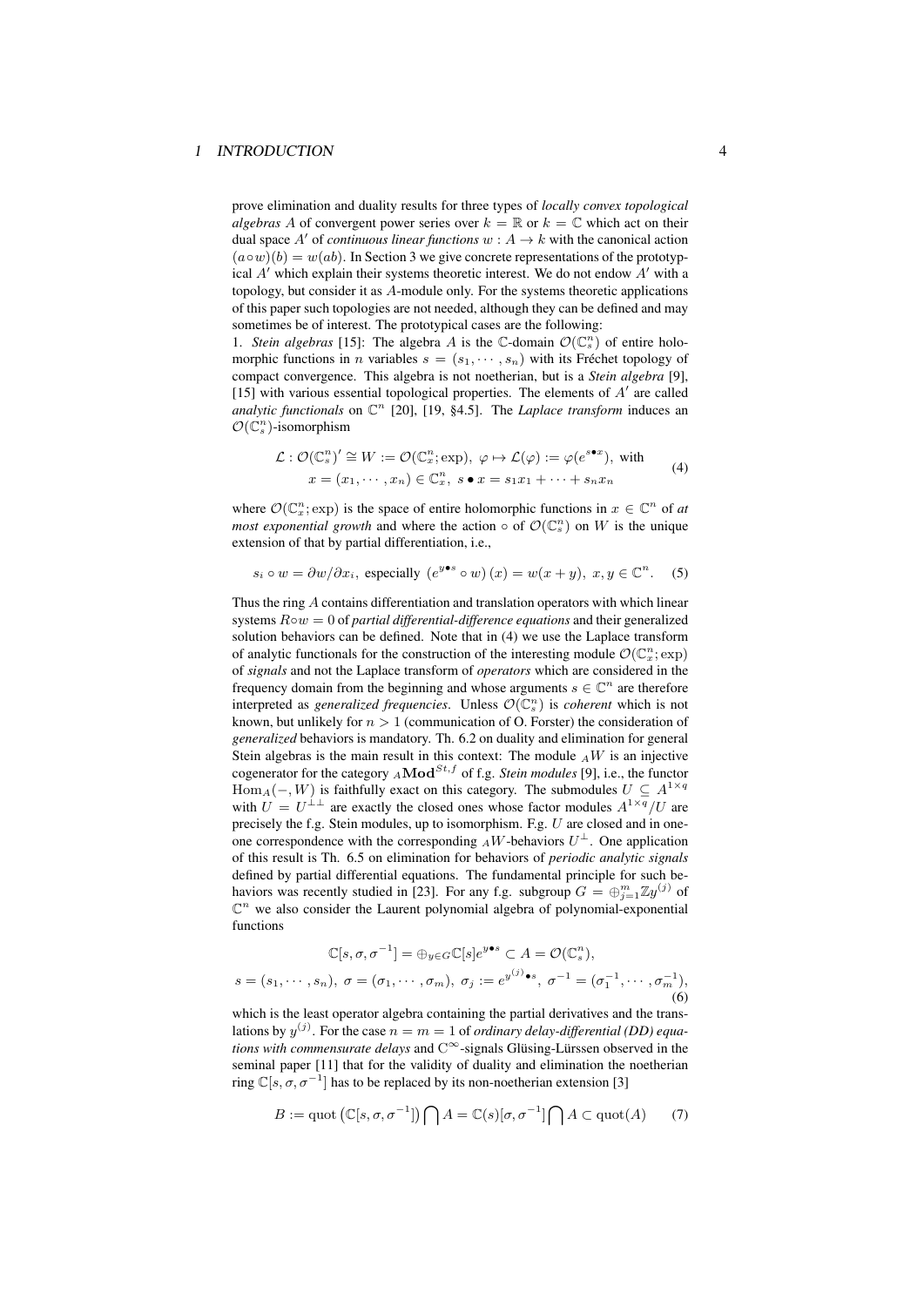prove elimination and duality results for three types of *locally convex topological algebras* $A$ of convergent power series over $k = \mathbb{R}$ or $k = \mathbb{C}$ which act on their dual space $A'$ of *continuous linear functions* $w : A \to k$ with the canonical action $(a \circ w)(b) = w(ab)$. In Section 3 we give concrete representations of the prototypical $A'$ which explain their systems theoretic interest. We do not endow $A'$ with a topology, but consider it as $A$-module only. For the systems theoretic applications of this paper such topologies are not needed, although they can be defined and may sometimes be of interest. The prototypical cases are the following:

1. *Stein algebras* [15]: The algebra $A$ is the $\mathbb{C}$-domain $\mathcal{O}(\mathbb{C}^n_s)$ of entire holomorphic functions in $n$ variables $s = (s_1, \cdots, s_n)$ with its Fréchet topology of compact convergence. This algebra is not noetherian, but is a *Stein algebra* [9], [15] with various essential topological properties. The elements of $A'$ are called *analytic functionals* on $\mathbb{C}^n$ [20], [19, §4.5]. The *Laplace transform* induces an $\mathcal{O}(\mathbb{C}^n_s)$-isomorphism

$$\mathcal{L} : \mathcal{O}(\mathbb{C}^n_s)' \cong W := \mathcal{O}(\mathbb{C}^n_x; \exp),\ \varphi \mapsto \mathcal{L}(\varphi) := \varphi(e^{s \bullet x}),\ \text{with} \\ x = (x_1, \cdots, x_n) \in \mathbb{C}^n_x,\ s \bullet x = s_1 x_1 + \cdots + s_n x_n \tag{4}$$

where $\mathcal{O}(\mathbb{C}^n_x; \exp)$ is the space of entire holomorphic functions in $x \in \mathbb{C}^n$ of *at most exponential growth* and where the action $\circ$ of $\mathcal{O}(\mathbb{C}^n_s)$ on $W$ is the unique extension of that by partial differentiation, i.e.,

$$s_i \circ w = \partial w / \partial x_i,\ \text{especially}\ \left(e^{y \bullet s} \circ w\right)(x) = w(x + y),\ x, y \in \mathbb{C}^n. \tag{5}$$

Thus the ring $A$ contains differentiation and translation operators with which linear systems $R \circ w = 0$ of *partial differential-difference equations* and their generalized solution behaviors can be defined. Note that in (4) we use the Laplace transform of analytic functionals for the construction of the interesting module $\mathcal{O}(\mathbb{C}^n_x; \exp)$ of *signals* and not the Laplace transform of *operators* which are considered in the frequency domain from the beginning and whose arguments $s \in \mathbb{C}^n$ are therefore interpreted as *generalized frequencies*. Unless $\mathcal{O}(\mathbb{C}^n_s)$ is *coherent* which is not known, but unlikely for $n > 1$ (communication of O. Forster) the consideration of *generalized* behaviors is mandatory. Th. 6.2 on duality and elimination for general Stein algebras is the main result in this context: The module ${}_AW$ is an injective cogenerator for the category ${}_A\mathbf{Mod}^{St,f}$ of f.g. *Stein modules* [9], i.e., the functor $\mathrm{Hom}_A(-, W)$ is faithfully exact on this category. The submodules $U \subseteq A^{1 \times q}$ with $U = U^{\perp\perp}$ are exactly the closed ones whose factor modules $A^{1 \times q}/U$ are precisely the f.g. Stein modules, up to isomorphism. F.g. $U$ are closed and in one-one correspondence with the corresponding ${}_AW$-behaviors $U^\perp$. One application of this result is Th. 6.5 on elimination for behaviors of *periodic analytic signals* defined by partial differential equations. The fundamental principle for such behaviors was recently studied in [23]. For any f.g. subgroup $G = \oplus_{j=1}^m \mathbb{Z} y^{(j)}$ of $\mathbb{C}^n$ we also consider the Laurent polynomial algebra of polynomial-exponential functions

$$\mathbb{C}[s, \sigma, \sigma^{-1}] = \oplus_{y \in G} \mathbb{C}[s] e^{y \bullet s} \subset A = \mathcal{O}(\mathbb{C}^n_s), \\ s = (s_1, \cdots, s_n),\ \sigma = (\sigma_1, \cdots, \sigma_m),\ \sigma_j := e^{y^{(j)} \bullet s},\ \sigma^{-1} = (\sigma_1^{-1}, \cdots, \sigma_m^{-1}), \tag{6}$$

which is the least operator algebra containing the partial derivatives and the translations by $y^{(j)}$. For the case $n = m = 1$ of *ordinary delay-differential (DD) equations with commensurate delays* and $\mathrm{C}^\infty$-signals Glüsing-Lürssen observed in the seminal paper [11] that for the validity of duality and elimination the noetherian ring $\mathbb{C}[s, \sigma, \sigma^{-1}]$ has to be replaced by its non-noetherian extension [3]

$$B := \mathrm{quot}\left(\mathbb{C}[s, \sigma, \sigma^{-1}]\right) \bigcap A = \mathbb{C}(s)[\sigma, \sigma^{-1}] \bigcap A \subset \mathrm{quot}(A) \tag{7}$$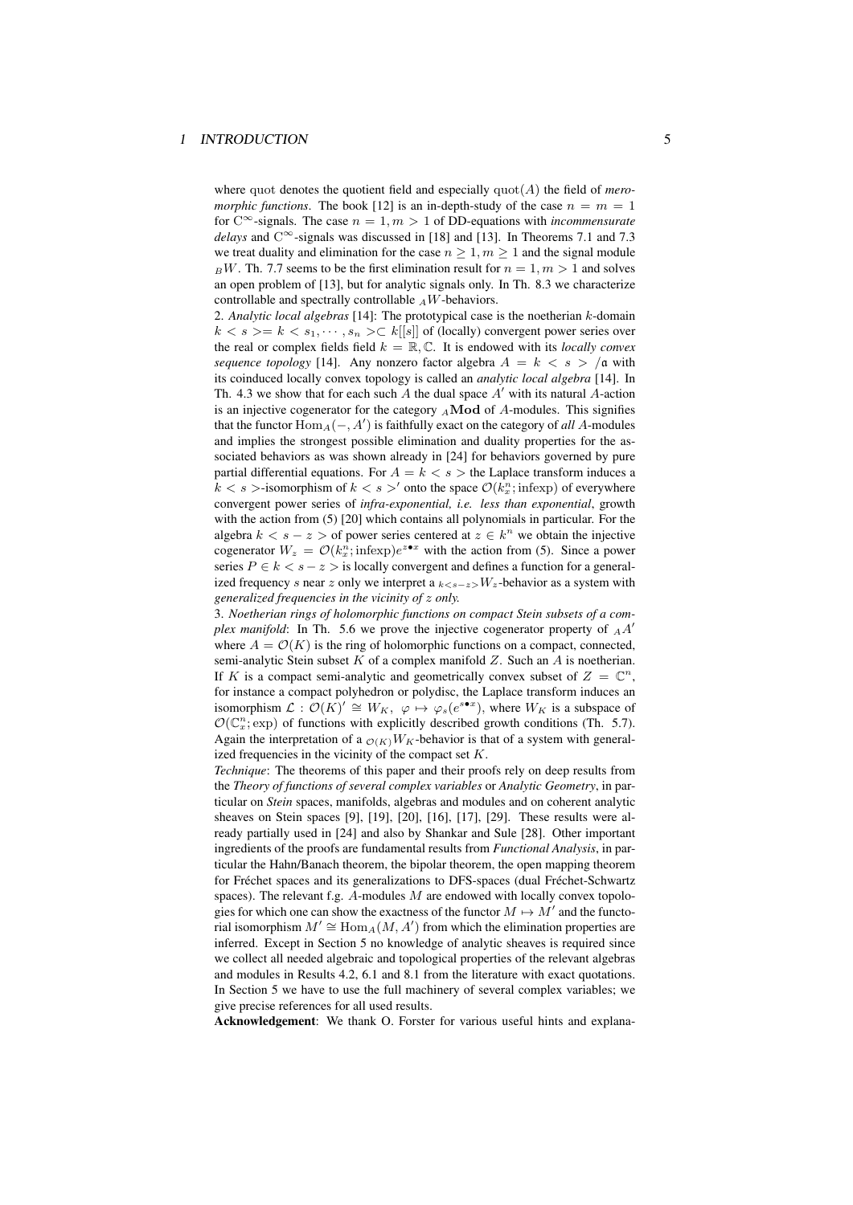where quot denotes the quotient field and especially $\mathrm{quot}(A)$ the field of *meromorphic functions*. The book [12] is an in-depth-study of the case $n = m = 1$ for $\mathrm{C}^\infty$-signals. The case $n = 1, m > 1$ of DD-equations with *incommensurate delays* and $\mathrm{C}^\infty$-signals was discussed in [18] and [13]. In Theorems 7.1 and 7.3 we treat duality and elimination for the case $n \geq 1, m \geq 1$ and the signal module ${}_BW$. Th. 7.7 seems to be the first elimination result for $n = 1, m > 1$ and solves an open problem of [13], but for analytic signals only. In Th. 8.3 we characterize controllable and spectrally controllable ${}_AW$-behaviors.

2. *Analytic local algebras* [14]: The prototypical case is the noetherian $k$-domain $k < s >= k < s_1, \cdots, s_n > \subset k[[s]]$ of (locally) convergent power series over the real or complex fields field $k = \mathbb{R}, \mathbb{C}$. It is endowed with its *locally convex sequence topology* [14]. Any nonzero factor algebra $A = k < s > /\mathfrak{a}$ with its coinduced locally convex topology is called an *analytic local algebra* [14]. In Th. 4.3 we show that for each such $A$ the dual space $A'$ with its natural $A$-action is an injective cogenerator for the category ${}_A\mathbf{Mod}$ of $A$-modules. This signifies that the functor $\mathrm{Hom}_A(-, A')$ is faithfully exact on the category of *all* $A$-modules and implies the strongest possible elimination and duality properties for the associated behaviors as was shown already in [24] for behaviors governed by pure partial differential equations. For $A = k < s >$ the Laplace transform induces a $k < s >$-isomorphism of $k < s >'$ onto the space $\mathcal{O}(k_x^n; \mathrm{infexp})$ of everywhere convergent power series of *infra-exponential, i.e. less than exponential*, growth with the action from (5) [20] which contains all polynomials in particular. For the algebra $k < s - z >$ of power series centered at $z \in k^n$ we obtain the injective cogenerator $W_z = \mathcal{O}(k_x^n; \mathrm{infexp})e^{z \bullet x}$ with the action from (5). Since a power series $P \in k < s - z >$ is locally convergent and defines a function for a generalized frequency $s$ near $z$ only we interpret a ${}_{k<s-z>}W_z$-behavior as a system with *generalized frequencies in the vicinity of $z$ only.*

3. *Noetherian rings of holomorphic functions on compact Stein subsets of a complex manifold*: In Th. 5.6 we prove the injective cogenerator property of ${}_AA'$ where $A = \mathcal{O}(K)$ is the ring of holomorphic functions on a compact, connected, semi-analytic Stein subset $K$ of a complex manifold $Z$. Such an $A$ is noetherian. If $K$ is a compact semi-analytic and geometrically convex subset of $Z = \mathbb{C}^n$, for instance a compact polyhedron or polydisc, the Laplace transform induces an isomorphism $\mathcal{L} : \mathcal{O}(K)' \cong W_K,\ \varphi \mapsto \varphi_s(e^{s \bullet x})$, where $W_K$ is a subspace of $\mathcal{O}(\mathbb{C}_x^n; \exp)$ of functions with explicitly described growth conditions (Th. 5.7). Again the interpretation of a ${}_{\mathcal{O}(K)}W_K$-behavior is that of a system with generalized frequencies in the vicinity of the compact set $K$.

*Technique*: The theorems of this paper and their proofs rely on deep results from the *Theory of functions of several complex variables* or *Analytic Geometry*, in particular on *Stein* spaces, manifolds, algebras and modules and on coherent analytic sheaves on Stein spaces [9], [19], [20], [16], [17], [29]. These results were already partially used in [24] and also by Shankar and Sule [28]. Other important ingredients of the proofs are fundamental results from *Functional Analysis*, in particular the Hahn/Banach theorem, the bipolar theorem, the open mapping theorem for Fréchet spaces and its generalizations to DFS-spaces (dual Fréchet-Schwartz spaces). The relevant f.g. $A$-modules $M$ are endowed with locally convex topologies for which one can show the exactness of the functor $M \mapsto M'$ and the functorial isomorphism $M' \cong \mathrm{Hom}_A(M, A')$ from which the elimination properties are inferred. Except in Section 5 no knowledge of analytic sheaves is required since we collect all needed algebraic and topological properties of the relevant algebras and modules in Results 4.2, 6.1 and 8.1 from the literature with exact quotations. In Section 5 we have to use the full machinery of several complex variables; we give precise references for all used results.

**Acknowledgement**: We thank O. Forster for various useful hints and explana-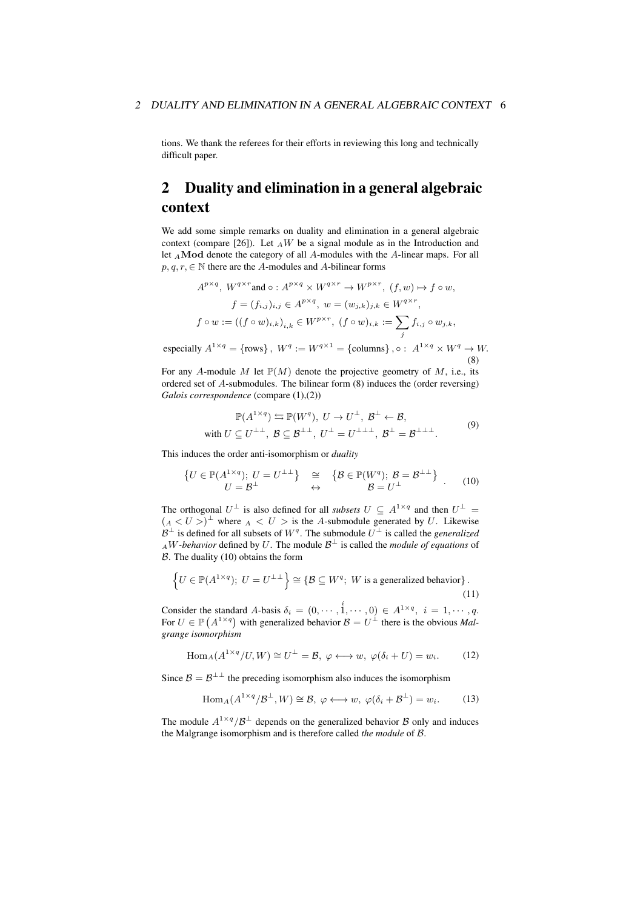tions. We thank the referees for their efforts in reviewing this long and technically difficult paper.

# 2 Duality and elimination in a general algebraic context

We add some simple remarks on duality and elimination in a general algebraic context (compare [26]). Let ${}_AW$ be a signal module as in the Introduction and let ${}_A\mathbf{Mod}$ denote the category of all $A$-modules with the $A$-linear maps. For all $p, q, r, \in \mathbb{N}$ there are the $A$-modules and $A$-bilinear forms

$$
\begin{gathered}
A^{p\times q},\ W^{q\times r}\text{and } \circ : A^{p\times q}\times W^{q\times r}\to W^{p\times r},\ (f,w)\mapsto f\circ w,\\
f=(f_{i,j})_{i,j}\in A^{p\times q},\ w=(w_{j,k})_{j,k}\in W^{q\times r},\\
f\circ w:=\left((f\circ w)_{i,k}\right)_{i,k}\in W^{p\times r},\ (f\circ w)_{i,k}:=\sum_j f_{i,j}\circ w_{j,k},
\end{gathered}
$$

$$
\text{especially } A^{1\times q}=\{\text{rows}\},\ W^q:=W^{q\times 1}=\{\text{columns}\},\circ:\ A^{1\times q}\times W^q\to W. \tag{8}
$$

For any $A$-module $M$ let $\mathbb{P}(M)$ denote the projective geometry of $M$, i.e., its ordered set of $A$-submodules. The bilinear form (8) induces the (order reversing) *Galois correspondence* (compare (1),(2))

$$
\begin{gathered}
\mathbb{P}(A^{1\times q})\leftrightarrows\mathbb{P}(W^q),\ U\to U^\perp,\ \mathcal{B}^\perp\leftarrow\mathcal{B},\\
\text{with } U\subseteq U^{\perp\perp},\ \mathcal{B}\subseteq\mathcal{B}^{\perp\perp},\ U^\perp=U^{\perp\perp\perp},\ \mathcal{B}^\perp=\mathcal{B}^{\perp\perp\perp}.
\end{gathered}
\tag{9}
$$

This induces the order anti-isomorphism or *duality*

$$
\begin{array}{ccc}
\left\{U\in\mathbb{P}(A^{1\times q});\ U=U^{\perp\perp}\right\} & \cong & \left\{\mathcal{B}\in\mathbb{P}(W^q);\ \mathcal{B}=\mathcal{B}^{\perp\perp}\right\}\\
U=\mathcal{B}^\perp & \leftrightarrow & \mathcal{B}=U^\perp
\end{array}.
\tag{10}
$$

The orthogonal $U^\perp$ is also defined for all *subsets* $U\subseteq A^{1\times q}$ and then $U^\perp = ({}_A<U>)^\perp$ where ${}_A<U>$ is the $A$-submodule generated by $U$. Likewise $\mathcal{B}^\perp$ is defined for all subsets of $W^q$. The submodule $U^\perp$ is called the *generalized* ${}_AW$*-behavior* defined by $U$. The module $\mathcal{B}^\perp$ is called the *module of equations* of $\mathcal{B}$. The duality (10) obtains the form

$$
\left\{U\in\mathbb{P}(A^{1\times q});\ U=U^{\perp\perp}\right\}\cong\left\{\mathcal{B}\subseteq W^q;\ W\text{ is a generalized behavior}\right\}.
\tag{11}
$$

Consider the standard $A$-basis $\delta_i=(0,\cdots,\overset{i}{1},\cdots,0)\in A^{1\times q},\ i=1,\cdots,q$. For $U\in\mathbb{P}\left(A^{1\times q}\right)$ with generalized behavior $\mathcal{B}=U^\perp$ there is the obvious *Malgrange isomorphism*

$$
\mathrm{Hom}_A(A^{1\times q}/U,W)\cong U^\perp=\mathcal{B},\ \varphi\longleftrightarrow w,\ \varphi(\delta_i+U)=w_i. \tag{12}
$$

Since $\mathcal{B}=\mathcal{B}^{\perp\perp}$ the preceding isomorphism also induces the isomorphism

$$
\mathrm{Hom}_A(A^{1\times q}/\mathcal{B}^\perp,W)\cong\mathcal{B},\ \varphi\longleftrightarrow w,\ \varphi(\delta_i+\mathcal{B}^\perp)=w_i. \tag{13}
$$

The module $A^{1\times q}/\mathcal{B}^\perp$ depends on the generalized behavior $\mathcal{B}$ only and induces the Malgrange isomorphism and is therefore called *the module* of $\mathcal{B}$.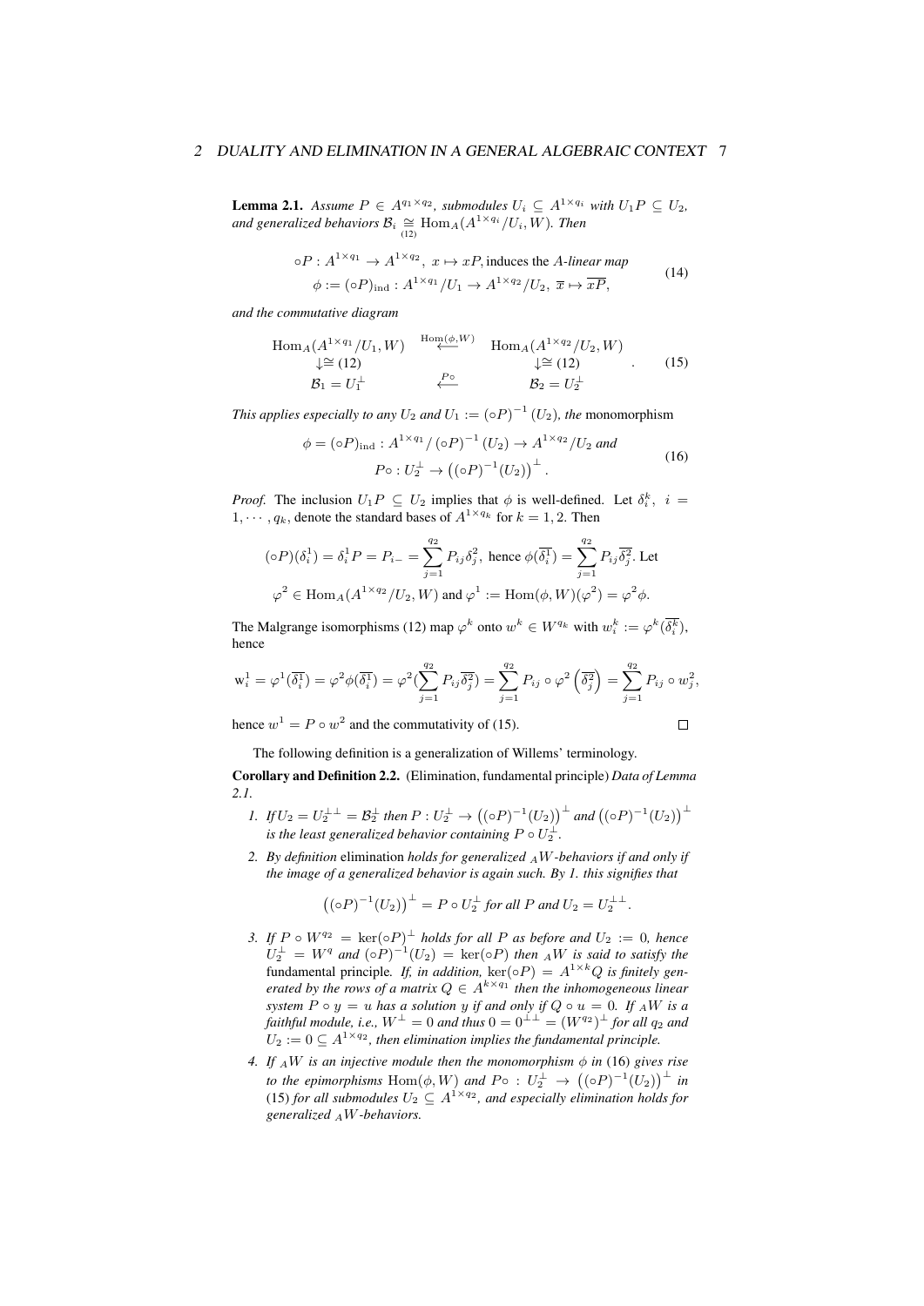**Lemma 2.1.** *Assume $P \in A^{q_1 \times q_2}$, submodules $U_i \subseteq A^{1\times q_i}$ with $U_1 P \subseteq U_2$, and generalized behaviors $\mathcal{B}_i \underset{(12)}{\cong} \mathrm{Hom}_A(A^{1\times q_i}/U_i, W)$. Then*

$$
\begin{gathered}
\circ P : A^{1\times q_1} \to A^{1\times q_2},\ x \mapsto xP, \text{induces the } A\text{-linear map} \\
\phi := (\circ P)_{\mathrm{ind}} : A^{1\times q_1}/U_1 \to A^{1\times q_2}/U_2,\ \overline{x} \mapsto \overline{xP},
\end{gathered}
\tag{14}
$$

*and the commutative diagram*

$$
\begin{array}{ccc}
\mathrm{Hom}_A(A^{1\times q_1}/U_1, W) & \overset{\mathrm{Hom}(\phi, W)}{\longleftarrow} & \mathrm{Hom}_A(A^{1\times q_2}/U_2, W) \\
\downarrow\cong (12) & & \downarrow\cong (12) \\
\mathcal{B}_1 = U_1^{\perp} & \overset{P\circ}{\longleftarrow} & \mathcal{B}_2 = U_2^{\perp}
\end{array}
\quad . \tag{15}
$$

*This applies especially to any $U_2$ and $U_1 := (\circ P)^{-1}(U_2)$, the* monomorphism

$$
\begin{gathered}
\phi = (\circ P)_{\mathrm{ind}} : A^{1\times q_1}/ (\circ P)^{-1}(U_2) \to A^{1\times q_2}/U_2 \text{ and} \\
P\circ : U_2^{\perp} \to \left((\circ P)^{-1}(U_2)\right)^{\perp}.
\end{gathered}
\tag{16}
$$

*Proof.* The inclusion $U_1 P \subseteq U_2$ implies that $\phi$ is well-defined. Let $\delta_i^k,\ i = 1, \cdots, q_k$, denote the standard bases of $A^{1\times q_k}$ for $k = 1, 2$. Then

$$
(\circ P)(\delta_i^1) = \delta_i^1 P = P_{i-} = \sum_{j=1}^{q_2} P_{ij}\delta_j^2, \text{ hence } \phi(\overline{\delta_i^1}) = \sum_{j=1}^{q_2} P_{ij}\overline{\delta_j^2}. \text{ Let}
$$

$$
\varphi^2 \in \mathrm{Hom}_A(A^{1\times q_2}/U_2, W) \text{ and } \varphi^1 := \mathrm{Hom}(\phi, W)(\varphi^2) = \varphi^2\phi.
$$

The Malgrange isomorphisms (12) map $\varphi^k$ onto $w^k \in W^{q_k}$ with $w_i^k := \varphi^k(\overline{\delta_i^k})$, hence

$$
\mathrm{w}_i^1 = \varphi^1(\overline{\delta_i^1}) = \varphi^2\phi(\overline{\delta_i^1}) = \varphi^2(\sum_{j=1}^{q_2} P_{ij}\overline{\delta_j^2}) = \sum_{j=1}^{q_2} P_{ij} \circ \varphi^2\left(\overline{\delta_j^2}\right) = \sum_{j=1}^{q_2} P_{ij} \circ w_j^2,
$$

hence $w^1 = P \circ w^2$ and the commutativity of (15). $\square$

The following definition is a generalization of Willems' terminology.

**Corollary and Definition 2.2.** (Elimination, fundamental principle) *Data of Lemma 2.1.*

1. *If $U_2 = U_2^{\perp\perp} = \mathcal{B}_2^{\perp}$ then $P : U_2^{\perp} \to \left((\circ P)^{-1}(U_2)\right)^{\perp}$ and $\left((\circ P)^{-1}(U_2)\right)^{\perp}$ is the least generalized behavior containing $P \circ U_2^{\perp}$.*
2. *By definition* elimination *holds for generalized ${}_AW$-behaviors if and only if the image of a generalized behavior is again such. By 1. this signifies that*

$$
\left((\circ P)^{-1}(U_2)\right)^{\perp} = P \circ U_2^{\perp} \text{ for all } P \text{ and } U_2 = U_2^{\perp\perp}.
$$

3. *If $P \circ W^{q_2} = \ker(\circ P)^{\perp}$ holds for all $P$ as before and $U_2 := 0$, hence $U_2^{\perp} = W^q$ and $(\circ P)^{-1}(U_2) = \ker(\circ P)$ then ${}_AW$ is said to satisfy the* fundamental principle*. If, in addition, $\ker(\circ P) = A^{1\times k}Q$ is finitely generated by the rows of a matrix $Q \in A^{k\times q_1}$ then the inhomogeneous linear system $P \circ y = u$ has a solution $y$ if and only if $Q \circ u = 0$. If ${}_AW$ is a faithful module, i.e., $W^{\perp} = 0$ and thus $0 = 0^{\perp\perp} = (W^{q_2})^{\perp}$ for all $q_2$ and $U_2 := 0 \subseteq A^{1\times q_2}$, then elimination implies the fundamental principle.*
4. *If ${}_AW$ is an injective module then the monomorphism $\phi$ in* (16) *gives rise to the epimorphisms $\mathrm{Hom}(\phi, W)$ and $P\circ : U_2^{\perp} \to \left((\circ P)^{-1}(U_2)\right)^{\perp}$ in* (15) *for all submodules $U_2 \subseteq A^{1\times q_2}$, and especially elimination holds for generalized ${}_AW$-behaviors.*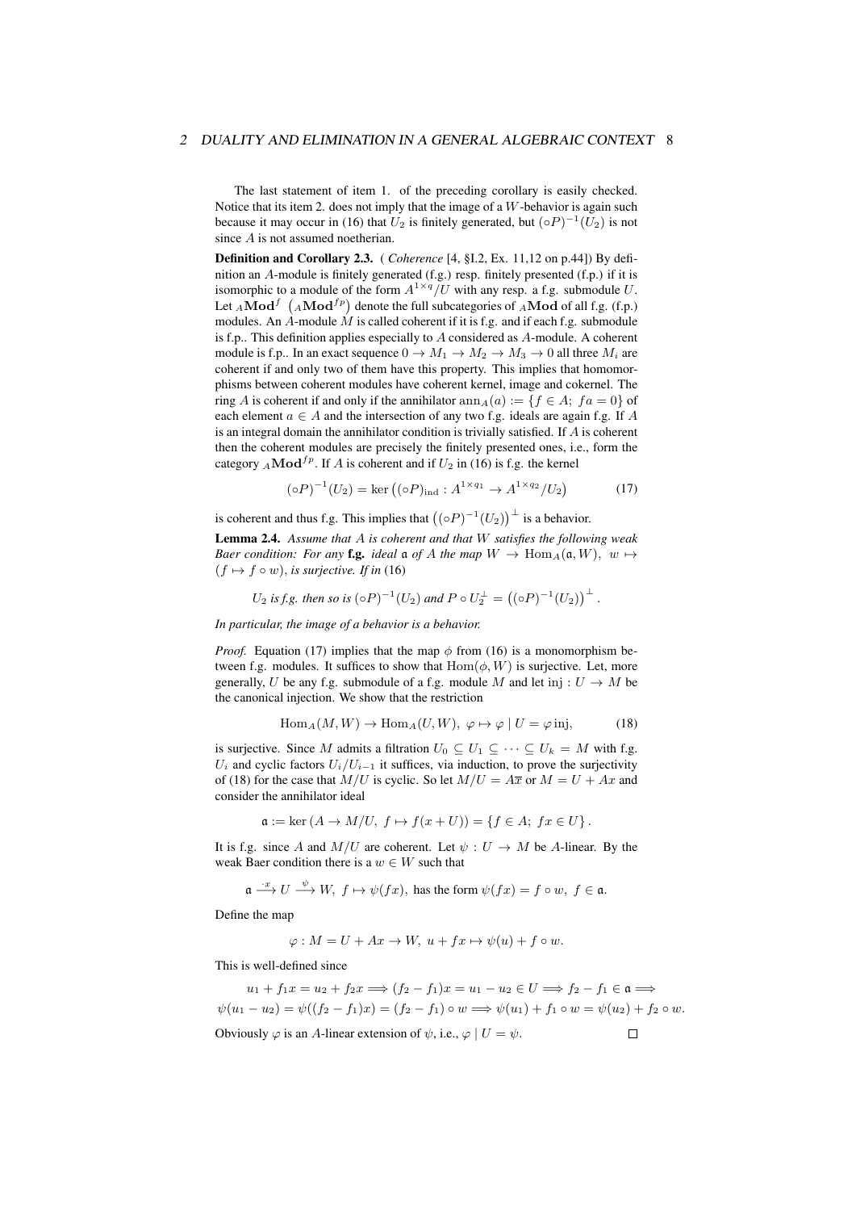The last statement of item 1. of the preceding corollary is easily checked. Notice that its item 2. does not imply that the image of a $W$-behavior is again such because it may occur in (16) that $U_2$ is finitely generated, but $(\circ P)^{-1}(U_2)$ is not since $A$ is not assumed noetherian.

**Definition and Corollary 2.3.** ( *Coherence* [4, §I.2, Ex. 11,12 on p.44]) By definition an $A$-module is finitely generated (f.g.) resp. finitely presented (f.p.) if it is isomorphic to a module of the form $A^{1\times q}/U$ with any resp. a f.g. submodule $U$. Let ${}_A\mathbf{Mod}^f$ $\left({}_A\mathbf{Mod}^{fp}\right)$ denote the full subcategories of ${}_A\mathbf{Mod}$ of all f.g. (f.p.) modules. An $A$-module $M$ is called coherent if it is f.g. and if each f.g. submodule is f.p.. This definition applies especially to $A$ considered as $A$-module. A coherent module is f.p.. In an exact sequence $0 \to M_1 \to M_2 \to M_3 \to 0$ all three $M_i$ are coherent if and only if two of them have this property. This implies that homomorphisms between coherent modules have coherent kernel, image and cokernel. The ring $A$ is coherent if and only if the annihilator $\operatorname{ann}_A(a) := \{f \in A;\ fa = 0\}$ of each element $a \in A$ and the intersection of any two f.g. ideals are again f.g. If $A$ is an integral domain the annihilator condition is trivially satisfied. If $A$ is coherent then the coherent modules are precisely the finitely presented ones, i.e., form the category ${}_A\mathbf{Mod}^{fp}$. If $A$ is coherent and if $U_2$ in (16) is f.g. the kernel

$$(\circ P)^{-1}(U_2) = \ker\left((\circ P)_{\text{ind}} : A^{1\times q_1} \to A^{1\times q_2}/U_2\right) \tag{17}$$

is coherent and thus f.g. This implies that $\left((\circ P)^{-1}(U_2)\right)^{\perp}$ is a behavior.

**Lemma 2.4.** *Assume that $A$ is coherent and that $W$ satisfies the following weak Baer condition: For any* **f.g.** *ideal $\mathfrak{a}$ of $A$ the map $W \to \operatorname{Hom}_A(\mathfrak{a}, W),\ w \mapsto (f \mapsto f \circ w)$, is surjective. If in* (16)

$$U_2 \text{ is f.g. then so is } (\circ P)^{-1}(U_2) \text{ and } P \circ U_2^{\perp} = \left((\circ P)^{-1}(U_2)\right)^{\perp}.$$

*In particular, the image of a behavior is a behavior.*

*Proof.* Equation (17) implies that the map $\phi$ from (16) is a monomorphism between f.g. modules. It suffices to show that $\operatorname{Hom}(\phi, W)$ is surjective. Let, more generally, $U$ be any f.g. submodule of a f.g. module $M$ and let $\operatorname{inj} : U \to M$ be the canonical injection. We show that the restriction

$$\operatorname{Hom}_A(M, W) \to \operatorname{Hom}_A(U, W),\ \varphi \mapsto \varphi \mid U = \varphi \operatorname{inj}, \tag{18}$$

is surjective. Since $M$ admits a filtration $U_0 \subseteq U_1 \subseteq \cdots \subseteq U_k = M$ with f.g. $U_i$ and cyclic factors $U_i/U_{i-1}$ it suffices, via induction, to prove the surjectivity of (18) for the case that $M/U$ is cyclic. So let $M/U = A\overline{x}$ or $M = U + Ax$ and consider the annihilator ideal

$$\mathfrak{a} := \ker\left(A \to M/U,\ f \mapsto f(x + U)\right) = \{f \in A;\ fx \in U\}.$$

It is f.g. since $A$ and $M/U$ are coherent. Let $\psi : U \to M$ be $A$-linear. By the weak Baer condition there is a $w \in W$ such that

$$\mathfrak{a} \xrightarrow{\cdot x} U \xrightarrow{\psi} W,\ f \mapsto \psi(fx), \text{ has the form } \psi(fx) = f \circ w,\ f \in \mathfrak{a}.$$

Define the map

$$\varphi : M = U + Ax \to W,\ u + fx \mapsto \psi(u) + f \circ w.$$

This is well-defined since

$$u_1 + f_1x = u_2 + f_2x \Longrightarrow (f_2 - f_1)x = u_1 - u_2 \in U \Longrightarrow f_2 - f_1 \in \mathfrak{a} \Longrightarrow$$
$$\psi(u_1 - u_2) = \psi((f_2 - f_1)x) = (f_2 - f_1) \circ w \Longrightarrow \psi(u_1) + f_1 \circ w = \psi(u_2) + f_2 \circ w.$$

Obviously $\varphi$ is an $A$-linear extension of $\psi$, i.e., $\varphi \mid U = \psi$. $\square$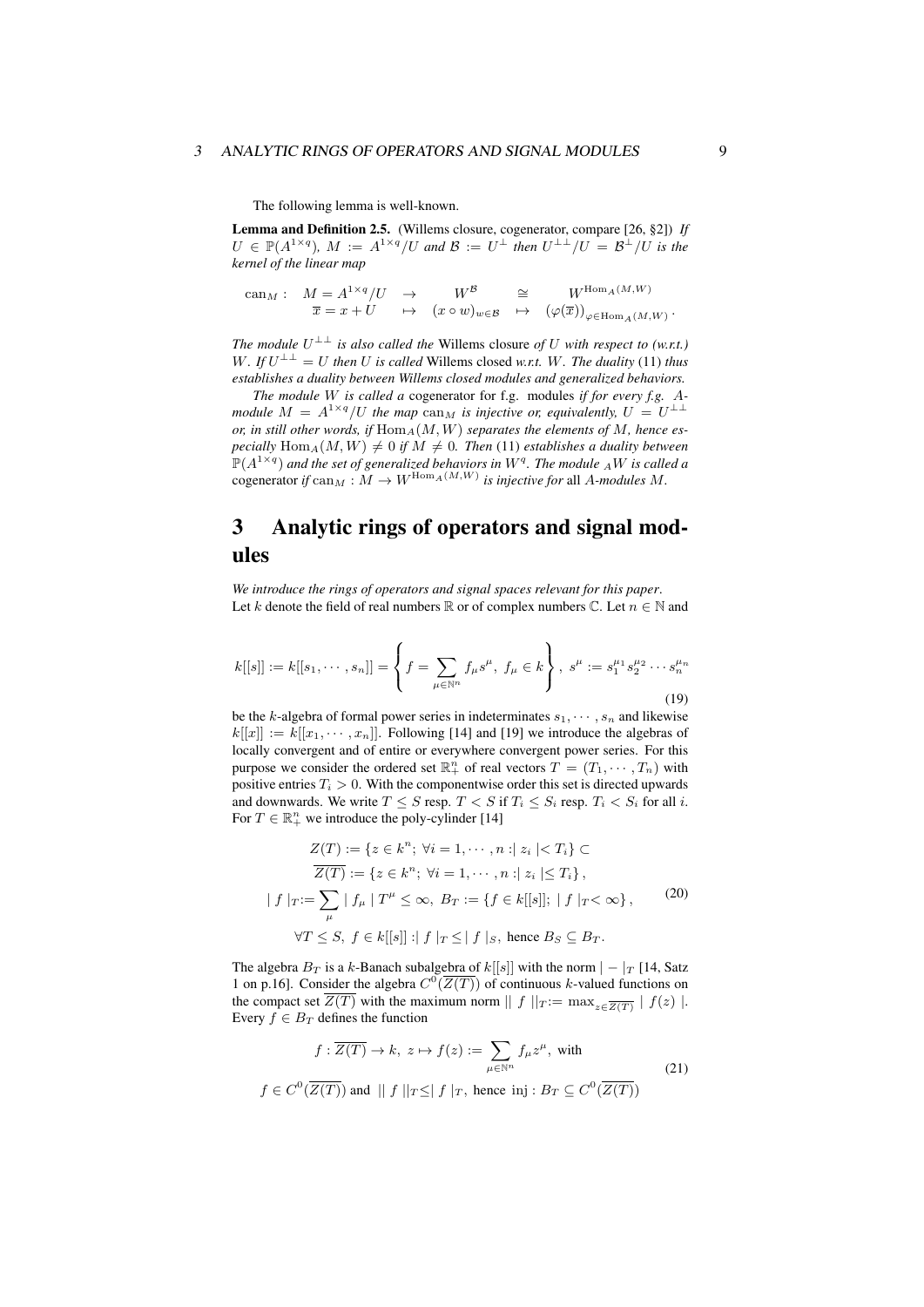The following lemma is well-known.

**Lemma and Definition 2.5.** (Willems closure, cogenerator, compare [26, §2]) *If $U \in \mathbb{P}(A^{1\times q})$, $M := A^{1\times q}/U$ and $\mathcal{B} := U^\perp$ then $U^{\perp\perp}/U = \mathcal{B}^\perp/U$ is the kernel of the linear map*

$$\begin{array}{lcccc} \mathrm{can}_M : & M = A^{1\times q}/U & \to & W^{\mathcal{B}} & \cong & W^{\mathrm{Hom}_A(M,W)} \\ & \overline{x} = x + U & \mapsto & (x \circ w)_{w\in\mathcal{B}} & \mapsto & (\varphi(\overline{x}))_{\varphi\in\mathrm{Hom}_A(M,W)}. \end{array}$$

*The module $U^{\perp\perp}$ is also called the* Willems closure *of $U$ with respect to (w.r.t.) $W$. If $U^{\perp\perp} = U$ then $U$ is called* Willems closed *w.r.t. $W$. The duality* (11) *thus establishes a duality between Willems closed modules and generalized behaviors.*

*The module $W$ is called a* cogenerator *for f.g. modules if for every f.g. $A$-module $M = A^{1\times q}/U$ the map $\mathrm{can}_M$ is injective or, equivalently, $U = U^{\perp\perp}$ or, in still other words, if $\mathrm{Hom}_A(M,W)$ separates the elements of $M$, hence especially $\mathrm{Hom}_A(M,W) \neq 0$ if $M \neq 0$. Then* (11) *establishes a duality between $\mathbb{P}(A^{1\times q})$ and the set of generalized behaviors in $W^q$. The module ${}_AW$ is called a* cogenerator *if $\mathrm{can}_M : M \to W^{\mathrm{Hom}_A(M,W)}$ is injective for* all *$A$-modules $M$.*

# 3 Analytic rings of operators and signal modules

*We introduce the rings of operators and signal spaces relevant for this paper.*
Let $k$ denote the field of real numbers $\mathbb{R}$ or of complex numbers $\mathbb{C}$. Let $n \in \mathbb{N}$ and

$$k[[s]] := k[[s_1, \cdots, s_n]] = \left\{ f = \sum_{\mu\in\mathbb{N}^n} f_\mu s^\mu, \ f_\mu \in k \right\}, \ s^\mu := s_1^{\mu_1} s_2^{\mu_2} \cdots s_n^{\mu_n} \tag{19}$$

be the $k$-algebra of formal power series in indeterminates $s_1, \cdots, s_n$ and likewise $k[[x]] := k[[x_1, \cdots, x_n]]$. Following [14] and [19] we introduce the algebras of locally convergent and of entire or everywhere convergent power series. For this purpose we consider the ordered set $\mathbb{R}_+^n$ of real vectors $T = (T_1, \cdots, T_n)$ with positive entries $T_i > 0$. With the componentwise order this set is directed upwards and downwards. We write $T \leq S$ resp. $T < S$ if $T_i \leq S_i$ resp. $T_i < S_i$ for all $i$. For $T \in \mathbb{R}_+^n$ we introduce the poly-cylinder [14]

$$\begin{aligned} &Z(T) := \{z \in k^n; \ \forall i = 1, \cdots, n : | z_i | < T_i\} \subset \\ &\overline{Z(T)} := \{z \in k^n; \ \forall i = 1, \cdots, n : | z_i | \leq T_i\}, \\ &| f |_T := \sum_\mu | f_\mu | T^\mu \leq \infty, \ B_T := \{f \in k[[s]]; \ | f |_T < \infty\}, \\ &\forall T \leq S, \ f \in k[[s]] : | f |_T \leq | f |_S, \text{ hence } B_S \subseteq B_T. \end{aligned} \tag{20}$$

The algebra $B_T$ is a $k$-Banach subalgebra of $k[[s]]$ with the norm $| - |_T$ [14, Satz 1 on p.16]. Consider the algebra $C^0(\overline{Z(T)})$ of continuous $k$-valued functions on the compact set $\overline{Z(T)}$ with the maximum norm $|| f ||_T := \max_{z\in\overline{Z(T)}} | f(z) |$. Every $f \in B_T$ defines the function

$$\begin{aligned} &f : \overline{Z(T)} \to k, \ z \mapsto f(z) := \sum_{\mu\in\mathbb{N}^n} f_\mu z^\mu, \text{ with} \\ &f \in C^0(\overline{Z(T)}) \text{ and } || f ||_T \leq | f |_T, \text{ hence inj} : B_T \subseteq C^0(\overline{Z(T)}) \end{aligned} \tag{21}$$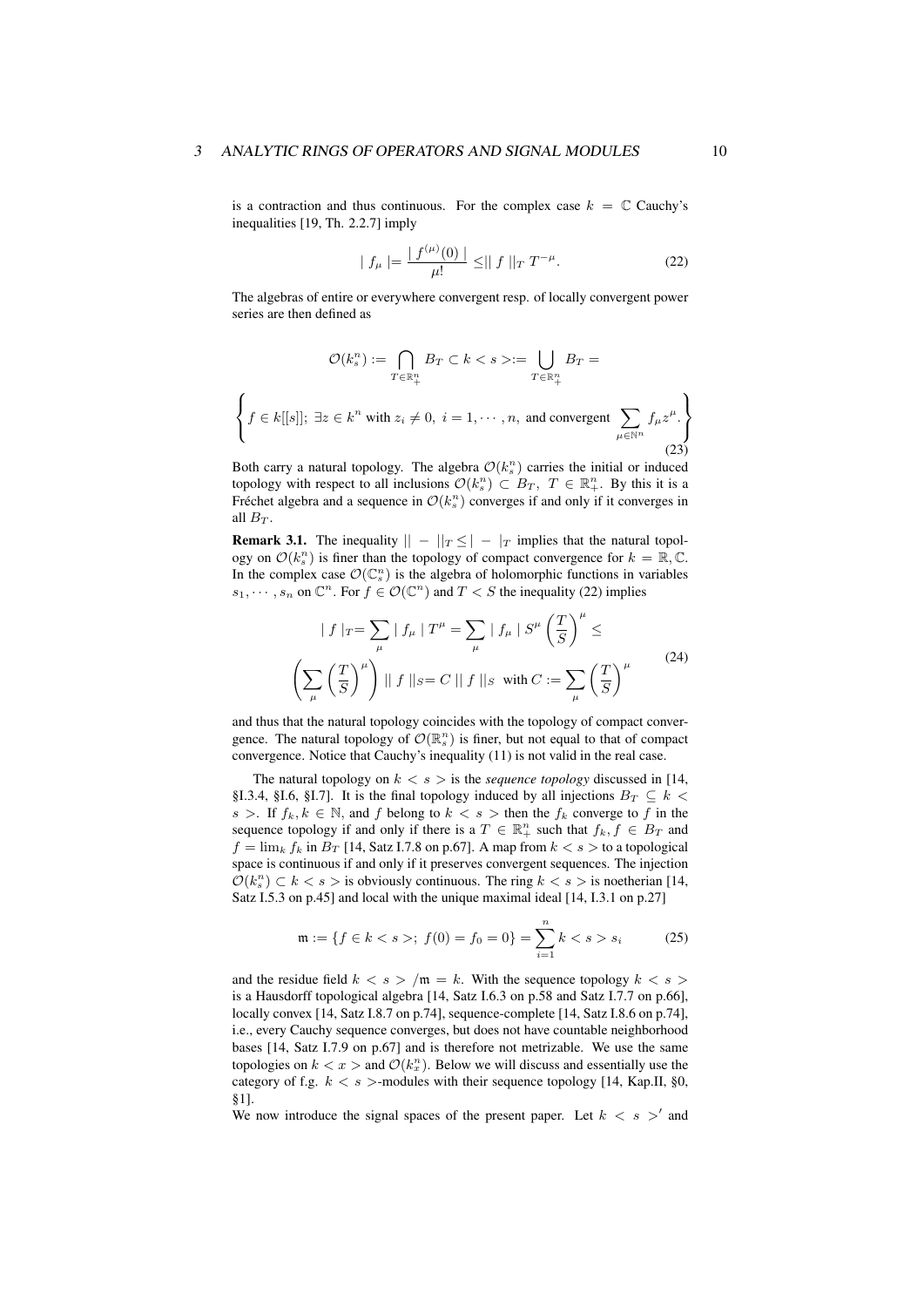is a contraction and thus continuous. For the complex case $k = \mathbb{C}$ Cauchy's inequalities [19, Th. 2.2.7] imply

$$| f_\mu | = \frac{| f^{(\mu)}(0) |}{\mu!} \leq || f ||_T \, T^{-\mu}. \tag{22}$$

The algebras of entire or everywhere convergent resp. of locally convergent power series are then defined as

$$\mathcal{O}(k_s^n) := \bigcap_{T \in \mathbb{R}_+^n} B_T \subset k < s > := \bigcup_{T \in \mathbb{R}_+^n} B_T =$$

$$\left\{ f \in k[[s]];\ \exists z \in k^n \text{ with } z_i \neq 0,\ i = 1, \cdots, n, \text{ and convergent } \sum_{\mu \in \mathbb{N}^n} f_\mu z^\mu. \right\} \tag{23}$$

Both carry a natural topology. The algebra $\mathcal{O}(k_s^n)$ carries the initial or induced topology with respect to all inclusions $\mathcal{O}(k_s^n) \subset B_T,\ T \in \mathbb{R}_+^n$. By this it is a Fréchet algebra and a sequence in $\mathcal{O}(k_s^n)$ converges if and only if it converges in all $B_T$.

**Remark 3.1.** The inequality $|| - ||_T \leq | - |_T$ implies that the natural topology on $\mathcal{O}(k_s^n)$ is finer than the topology of compact convergence for $k = \mathbb{R}, \mathbb{C}$. In the complex case $\mathcal{O}(\mathbb{C}_s^n)$ is the algebra of holomorphic functions in variables $s_1, \cdots, s_n$ on $\mathbb{C}^n$. For $f \in \mathcal{O}(\mathbb{C}^n)$ and $T < S$ the inequality (22) implies

$$\begin{gathered} | f |_T = \sum_\mu | f_\mu | \, T^\mu = \sum_\mu | f_\mu | \, S^\mu \left( \frac{T}{S} \right)^\mu \leq \\ \left( \sum_\mu \left( \frac{T}{S} \right)^\mu \right) || f ||_S = C \, || f ||_S \ \text{ with } C := \sum_\mu \left( \frac{T}{S} \right)^\mu \end{gathered} \tag{24}$$

and thus that the natural topology coincides with the topology of compact convergence. The natural topology of $\mathcal{O}(\mathbb{R}_s^n)$ is finer, but not equal to that of compact convergence. Notice that Cauchy's inequality (11) is not valid in the real case.

The natural topology on $k < s >$ is the *sequence topology* discussed in [14, §I.3.4, §I.6, §I.7]. It is the final topology induced by all injections $B_T \subseteq k < s >$. If $f_k, k \in \mathbb{N}$, and $f$ belong to $k < s >$ then the $f_k$ converge to $f$ in the sequence topology if and only if there is a $T \in \mathbb{R}_+^n$ such that $f_k, f \in B_T$ and $f = \lim_k f_k$ in $B_T$ [14, Satz I.7.8 on p.67]. A map from $k < s >$ to a topological space is continuous if and only if it preserves convergent sequences. The injection $\mathcal{O}(k_s^n) \subset k < s >$ is obviously continuous. The ring $k < s >$ is noetherian [14, Satz I.5.3 on p.45] and local with the unique maximal ideal [14, I.3.1 on p.27]

$$\mathfrak{m} := \{ f \in k < s >;\ f(0) = f_0 = 0 \} = \sum_{i=1}^n k < s > s_i \tag{25}$$

and the residue field $k < s > / \mathfrak{m} = k$. With the sequence topology $k < s >$ is a Hausdorff topological algebra [14, Satz I.6.3 on p.58 and Satz I.7.7 on p.66], locally convex [14, Satz I.8.7 on p.74], sequence-complete [14, Satz I.8.6 on p.74], i.e., every Cauchy sequence converges, but does not have countable neighborhood bases [14, Satz I.7.9 on p.67] and is therefore not metrizable. We use the same topologies on $k < x >$ and $\mathcal{O}(k_x^n)$. Below we will discuss and essentially use the category of f.g. $k < s >$-modules with their sequence topology [14, Kap.II, §0, §1].

We now introduce the signal spaces of the present paper. Let $k < s >'$ and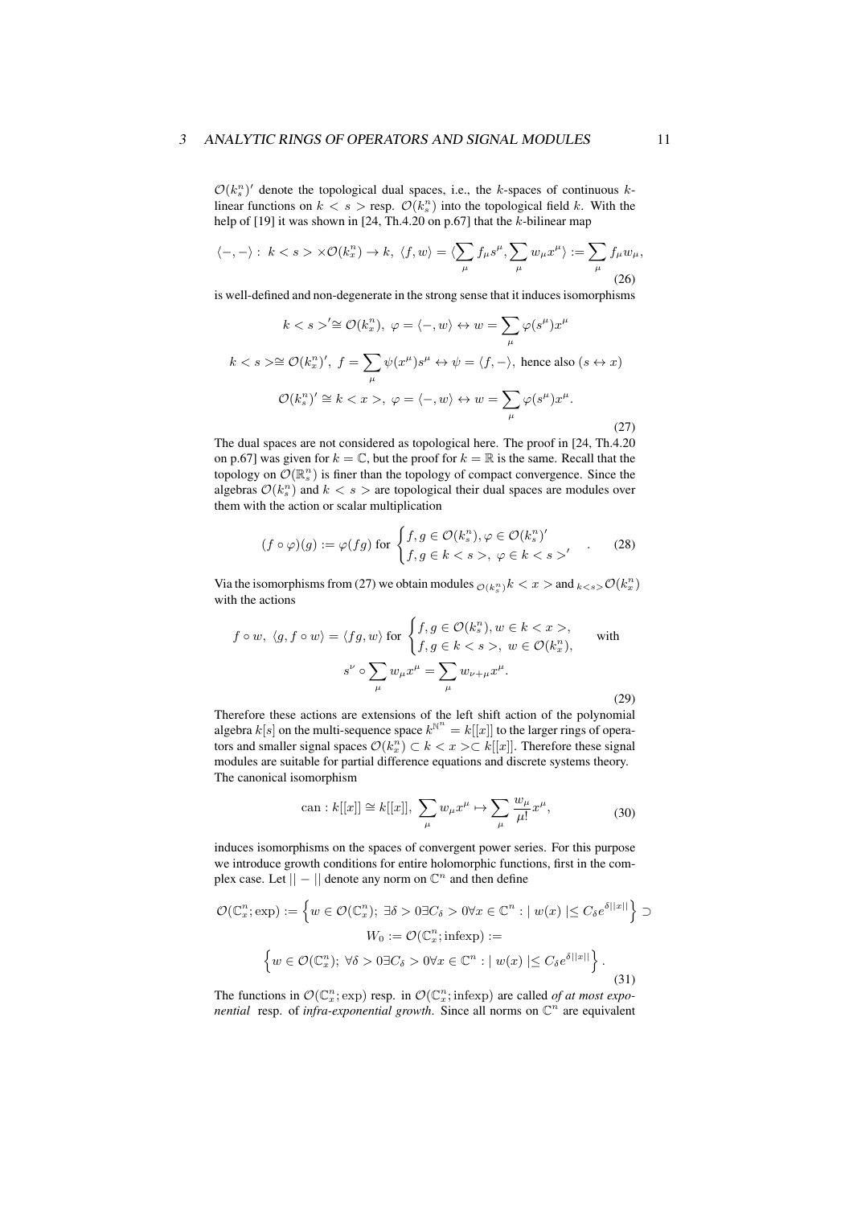$\mathcal{O}(k_s^n)'$ denote the topological dual spaces, i.e., the $k$-spaces of continuous $k$-linear functions on $k < s >$ resp. $\mathcal{O}(k_s^n)$ into the topological field $k$. With the help of [19] it was shown in [24, Th.4.20 on p.67] that the $k$-bilinear map

$$\langle -,-\rangle:\ k<s>\times\mathcal{O}(k_x^n)\to k,\ \langle f,w\rangle=\langle\sum_\mu f_\mu s^\mu,\sum_\mu w_\mu x^\mu\rangle:=\sum_\mu f_\mu w_\mu, \tag{26}$$

is well-defined and non-degenerate in the strong sense that it induces isomorphisms

$$\begin{gathered}
k<s>'\cong\mathcal{O}(k_x^n),\ \varphi=\langle -,w\rangle\leftrightarrow w=\sum_\mu\varphi(s^\mu)x^\mu\\
k<s>\cong\mathcal{O}(k_x^n)',\ f=\sum_\mu\psi(x^\mu)s^\mu\leftrightarrow\psi=\langle f,-\rangle,\ \text{hence also }(s\leftrightarrow x)\\
\mathcal{O}(k_s^n)'\cong k<x>,\ \varphi=\langle -,w\rangle\leftrightarrow w=\sum_\mu\varphi(s^\mu)x^\mu.
\end{gathered}\tag{27}$$

The dual spaces are not considered as topological here. The proof in [24, Th.4.20 on p.67] was given for $k=\mathbb{C}$, but the proof for $k=\mathbb{R}$ is the same. Recall that the topology on $\mathcal{O}(\mathbb{R}_s^n)$ is finer than the topology of compact convergence. Since the algebras $\mathcal{O}(k_s^n)$ and $k<s>$ are topological their dual spaces are modules over them with the action or scalar multiplication

$$(f\circ\varphi)(g):=\varphi(fg)\ \text{for}\ \begin{cases}f,g\in\mathcal{O}(k_s^n),\varphi\in\mathcal{O}(k_s^n)'\\ f,g\in k<s>,\ \varphi\in k<s>'\end{cases}. \tag{28}$$

Via the isomorphisms from (27) we obtain modules ${}_{\mathcal{O}(k_s^n)}k<x>$ and ${}_{k<s>}\mathcal{O}(k_x^n)$ with the actions

$$\begin{gathered}
f\circ w,\ \langle g,f\circ w\rangle=\langle fg,w\rangle\ \text{for}\ \begin{cases}f,g\in\mathcal{O}(k_s^n),w\in k<x>,\\ f,g\in k<s>,\ w\in\mathcal{O}(k_x^n),\end{cases}\quad\text{with}\\
s^\nu\circ\sum_\mu w_\mu x^\mu=\sum_\mu w_{\nu+\mu}x^\mu.
\end{gathered}\tag{29}$$

Therefore these actions are extensions of the left shift action of the polynomial algebra $k[s]$ on the multi-sequence space $k^{\mathbb{N}^n}=k[[x]]$ to the larger rings of operators and smaller signal spaces $\mathcal{O}(k_x^n)\subset k<x>\subset k[[x]]$. Therefore these signal modules are suitable for partial difference equations and discrete systems theory. The canonical isomorphism

$$\mathrm{can}:k[[x]]\cong k[[x]],\ \sum_\mu w_\mu x^\mu\mapsto\sum_\mu\frac{w_\mu}{\mu!}x^\mu, \tag{30}$$

induces isomorphisms on the spaces of convergent power series. For this purpose we introduce growth conditions for entire holomorphic functions, first in the complex case. Let $||-||$ denote any norm on $\mathbb{C}^n$ and then define

$$\begin{gathered}
\mathcal{O}(\mathbb{C}_x^n;\exp):=\left\{w\in\mathcal{O}(\mathbb{C}_x^n);\ \exists\delta>0\exists C_\delta>0\forall x\in\mathbb{C}^n:|\,w(x)\,|\le C_\delta e^{\delta||x||}\right\}\supset\\
W_0:=\mathcal{O}(\mathbb{C}_x^n;\mathrm{infexp}):=\\
\left\{w\in\mathcal{O}(\mathbb{C}_x^n);\ \forall\delta>0\exists C_\delta>0\forall x\in\mathbb{C}^n:|\,w(x)\,|\le C_\delta e^{\delta||x||}\right\}.
\end{gathered}\tag{31}$$

The functions in $\mathcal{O}(\mathbb{C}_x^n;\exp)$ resp. in $\mathcal{O}(\mathbb{C}_x^n;\mathrm{infexp})$ are called *of at most exponential* resp. of *infra-exponential growth*. Since all norms on $\mathbb{C}^n$ are equivalent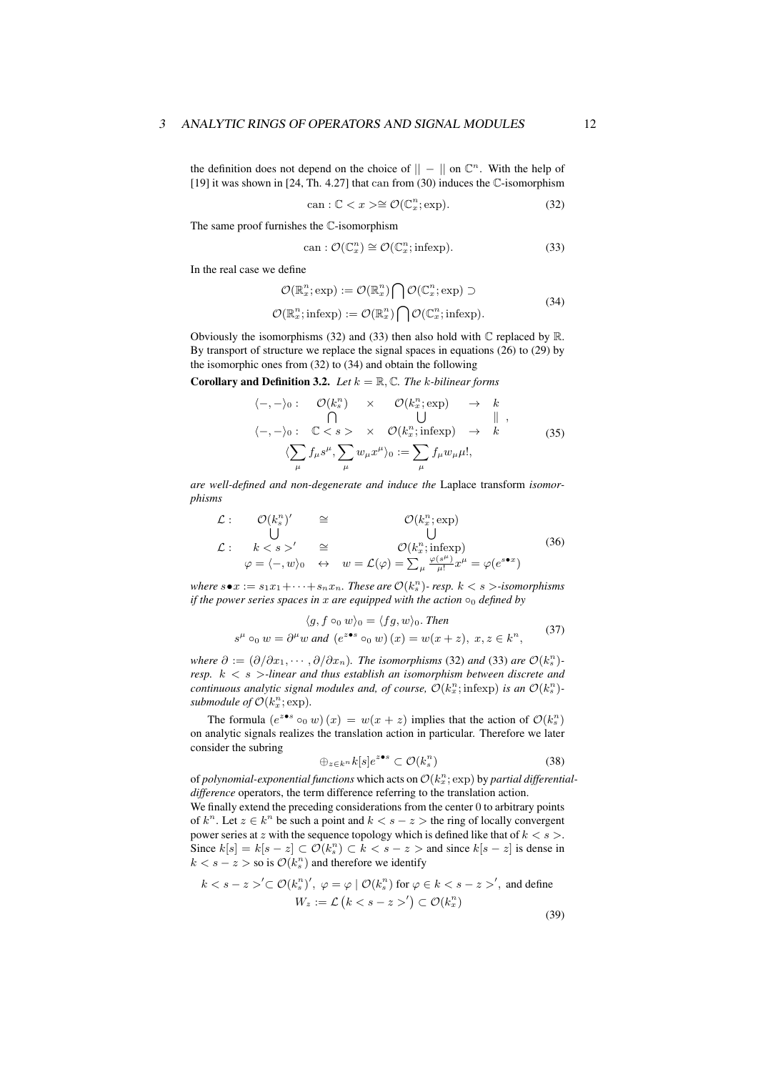the definition does not depend on the choice of $||-||$ on $\mathbb{C}^n$. With the help of [19] it was shown in [24, Th. 4.27] that can from (30) induces the $\mathbb{C}$-isomorphism

$$\mathrm{can} : \mathbb{C} < x > \cong \mathcal{O}(\mathbb{C}^n_x; \exp). \tag{32}$$

The same proof furnishes the $\mathbb{C}$-isomorphism

$$\mathrm{can} : \mathcal{O}(\mathbb{C}^n_x) \cong \mathcal{O}(\mathbb{C}^n_x; \mathrm{infexp}). \tag{33}$$

In the real case we define

$$\begin{gathered}\mathcal{O}(\mathbb{R}^n_x; \exp) := \mathcal{O}(\mathbb{R}^n_x) \bigcap \mathcal{O}(\mathbb{C}^n_x; \exp) \supset \\ \mathcal{O}(\mathbb{R}^n_x; \mathrm{infexp}) := \mathcal{O}(\mathbb{R}^n_x) \bigcap \mathcal{O}(\mathbb{C}^n_x; \mathrm{infexp}).\end{gathered} \tag{34}$$

Obviously the isomorphisms (32) and (33) then also hold with $\mathbb{C}$ replaced by $\mathbb{R}$. By transport of structure we replace the signal spaces in equations (26) to (29) by the isomorphic ones from (32) to (34) and obtain the following

**Corollary and Definition 3.2.** *Let $k = \mathbb{R}, \mathbb{C}$. The $k$-bilinear forms*

$$\begin{array}{cccccc} \langle -,- \rangle_0 : & \mathcal{O}(k^n_s) & \times & \mathcal{O}(k^n_x; \exp) & \to & k \\ & \bigcap & & \bigcup & & \| \\ \langle -,- \rangle_0 : & \mathbb{C} < s > & \times & \mathcal{O}(k^n_x; \mathrm{infexp}) & \to & k \end{array},$$
$$\langle \sum_\mu f_\mu s^\mu, \sum_\mu w_\mu x^\mu \rangle_0 := \sum_\mu f_\mu w_\mu \mu!, \tag{35}$$

*are well-defined and non-degenerate and induce the* Laplace transform *isomorphisms*

$$\begin{array}{cccc} \mathcal{L} : & \mathcal{O}(k^n_s)' & \cong & \mathcal{O}(k^n_x; \exp) \\ & \bigcup & & \bigcup \\ \mathcal{L} : & k < s >' & \cong & \mathcal{O}(k^n_x; \mathrm{infexp}) \\ & \varphi = \langle -, w \rangle_0 & \leftrightarrow & w = \mathcal{L}(\varphi) = \sum_\mu \frac{\varphi(s^\mu)}{\mu!} x^\mu = \varphi(e^{s \bullet x}) \end{array} \tag{36}$$

*where $s \bullet x := s_1 x_1 + \cdots + s_n x_n$. These are $\mathcal{O}(k^n_s)$- resp. $k < s >$-isomorphisms if the power series spaces in $x$ are equipped with the action $\circ_0$ defined by*

$$\begin{gathered}\langle g, f \circ_0 w \rangle_0 = \langle fg, w \rangle_0. \text{ Then} \\ s^\mu \circ_0 w = \partial^\mu w \text{ and } \left(e^{z \bullet s} \circ_0 w\right)(x) = w(x+z),\ x, z \in k^n,\end{gathered} \tag{37}$$

*where $\partial := (\partial/\partial x_1, \cdots, \partial/\partial x_n)$. The isomorphisms* (32) *and* (33) *are $\mathcal{O}(k^n_s)$- resp. $k < s >$-linear and thus establish an isomorphism between discrete and continuous analytic signal modules and, of course, $\mathcal{O}(k^n_x; \mathrm{infexp})$ is an $\mathcal{O}(k^n_s)$-submodule of $\mathcal{O}(k^n_x; \exp)$.*

The formula $\left(e^{z \bullet s} \circ_0 w\right)(x) = w(x+z)$ implies that the action of $\mathcal{O}(k^n_s)$ on analytic signals realizes the translation action in particular. Therefore we later consider the subring

$$\oplus_{z \in k^n} k[s] e^{z \bullet s} \subset \mathcal{O}(k^n_s) \tag{38}$$

of *polynomial-exponential functions* which acts on $\mathcal{O}(k^n_x; \exp)$ by *partial differential-difference* operators, the term difference referring to the translation action.

We finally extend the preceding considerations from the center 0 to arbitrary points of $k^n$. Let $z \in k^n$ be such a point and $k < s - z >$ the ring of locally convergent power series at $z$ with the sequence topology which is defined like that of $k < s >$. Since $k[s] = k[s-z] \subset \mathcal{O}(k^n_s) \subset k < s - z >$ and since $k[s-z]$ is dense in $k < s - z >$ so is $\mathcal{O}(k^n_s)$ and therefore we identify

$$\begin{gathered} k < s - z >' \subset \mathcal{O}(k^n_s)',\ \varphi = \varphi \mid \mathcal{O}(k^n_s) \text{ for } \varphi \in k < s - z >', \text{ and define} \\ W_z := \mathcal{L}\left(k < s - z >'\right) \subset \mathcal{O}(k^n_x) \end{gathered} \tag{39}$$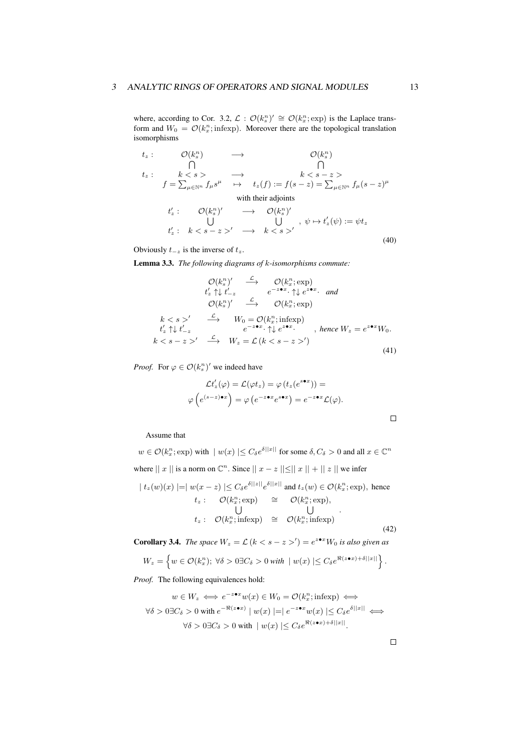where, according to Cor. 3.2, $\mathcal{L}: \mathcal{O}(k_s^n)' \cong \mathcal{O}(k_x^n; \exp)$ is the Laplace transform and $W_0 = \mathcal{O}(k_x^n; \text{infexp})$. Moreover there are the topological translation isomorphisms

$$
\begin{array}{cccc}
t_z: & \mathcal{O}(k_s^n) & \longrightarrow & \mathcal{O}(k_s^n) \\
 & \bigcap & & \bigcap \\
t_z: & k<s> & \longrightarrow & k<s-z> \\
 & f=\sum_{\mu\in\mathbb{N}^n} f_\mu s^\mu & \mapsto & t_z(f):=f(s-z)=\sum_{\mu\in\mathbb{N}^n} f_\mu (s-z)^\mu
\end{array}
$$

with their adjoints

$$
\begin{array}{cccc}
t_z': & \mathcal{O}(k_s^n)' & \longrightarrow & \mathcal{O}(k_s^n)' \\
 & \bigcup & & \bigcup \\
t_z': & k<s-z>' & \longrightarrow & k<s>'
\end{array}, \ \psi \mapsto t_z'(\psi) := \psi t_z \tag{40}
$$

Obviously $t_{-z}$ is the inverse of $t_z$.

**Lemma 3.3.** *The following diagrams of $k$-isomorphisms commute:*

$$
\begin{array}{ccc}
\mathcal{O}(k_s^n)' & \stackrel{\mathcal{L}}{\longrightarrow} & \mathcal{O}(k_x^n;\exp) \\
t_z' \uparrow\downarrow t_{-z}' & & e^{-z\bullet x}\cdot \uparrow\downarrow e^{z\bullet x}\cdot \\
\mathcal{O}(k_s^n)' & \stackrel{\mathcal{L}}{\longrightarrow} & \mathcal{O}(k_x^n;\exp)
\end{array} \quad \textit{and}
$$

$$
\begin{array}{ccc}
k<s>' & \stackrel{\mathcal{L}}{\longrightarrow} & W_0=\mathcal{O}(k_x^n;\text{infexp}) \\
t_z' \uparrow\downarrow t_{-z}' & & e^{-z\bullet x}\cdot \uparrow\downarrow e^{z\bullet x}\cdot \\
k<s-z>' & \stackrel{\mathcal{L}}{\longrightarrow} & W_z=\mathcal{L}\left(k<s-z>'\right)
\end{array}, \ \textit{hence } W_z = e^{z\bullet x}W_0. \tag{41}
$$

*Proof.* For $\varphi \in \mathcal{O}(k_s^n)'$ we indeed have

$$
\mathcal{L}t_z'(\varphi) = \mathcal{L}(\varphi t_z) = \varphi\left(t_z(e^{s\bullet x})\right) =
$$
$$
\varphi\left(e^{(s-z)\bullet x}\right) = \varphi\left(e^{-z\bullet x}e^{s\bullet x}\right) = e^{-z\bullet x}\mathcal{L}(\varphi).
$$

□

Assume that

$w \in \mathcal{O}(k_x^n;\exp)$ with $\mid w(x) \mid \leq C_\delta e^{\delta||x||}$ for some $\delta, C_\delta > 0$ and all $x \in \mathbb{C}^n$

where $|| x ||$ is a norm on $\mathbb{C}^n$. Since $|| x-z || \leq || x || + || z ||$ we infer

$$
\mid t_z(w)(x) \mid = \mid w(x-z) \mid \leq C_\delta e^{\delta||z||} e^{\delta||x||} \text{ and } t_z(w) \in \mathcal{O}(k_x^n;\exp), \text{ hence}
$$

$$
\begin{array}{cccc}
t_z: & \mathcal{O}(k_x^n;\exp) & \cong & \mathcal{O}(k_x^n;\exp), \\
 & \bigcup & & \bigcup \\
t_z: & \mathcal{O}(k_x^n;\text{infexp}) & \cong & \mathcal{O}(k_x^n;\text{infexp})
\end{array}. \tag{42}
$$

**Corollary 3.4.** *The space $W_z = \mathcal{L}\left(k<s-z>'\right) = e^{z\bullet x}W_0$ is also given as*

$$
W_z = \left\{ w \in \mathcal{O}(k_x^n);\ \forall\delta > 0 \exists C_\delta > 0 \textit{ with } \mid w(x) \mid \leq C_\delta e^{\Re(z\bullet x)+\delta||x||} \right\}.
$$

*Proof.* The following equivalences hold:

$$
w \in W_z \iff e^{-z\bullet x}w(x) \in W_0 = \mathcal{O}(k_x^n;\text{infexp}) \iff
$$
$$
\forall\delta > 0 \exists C_\delta > 0 \text{ with } e^{-\Re(z\bullet x)} \mid w(x) \mid = \mid e^{-z\bullet x}w(x) \mid \leq C_\delta e^{\delta||x||} \iff
$$
$$
\forall\delta > 0 \exists C_\delta > 0 \text{ with } \mid w(x) \mid \leq C_\delta e^{\Re(z\bullet x)+\delta||x||}.
$$

□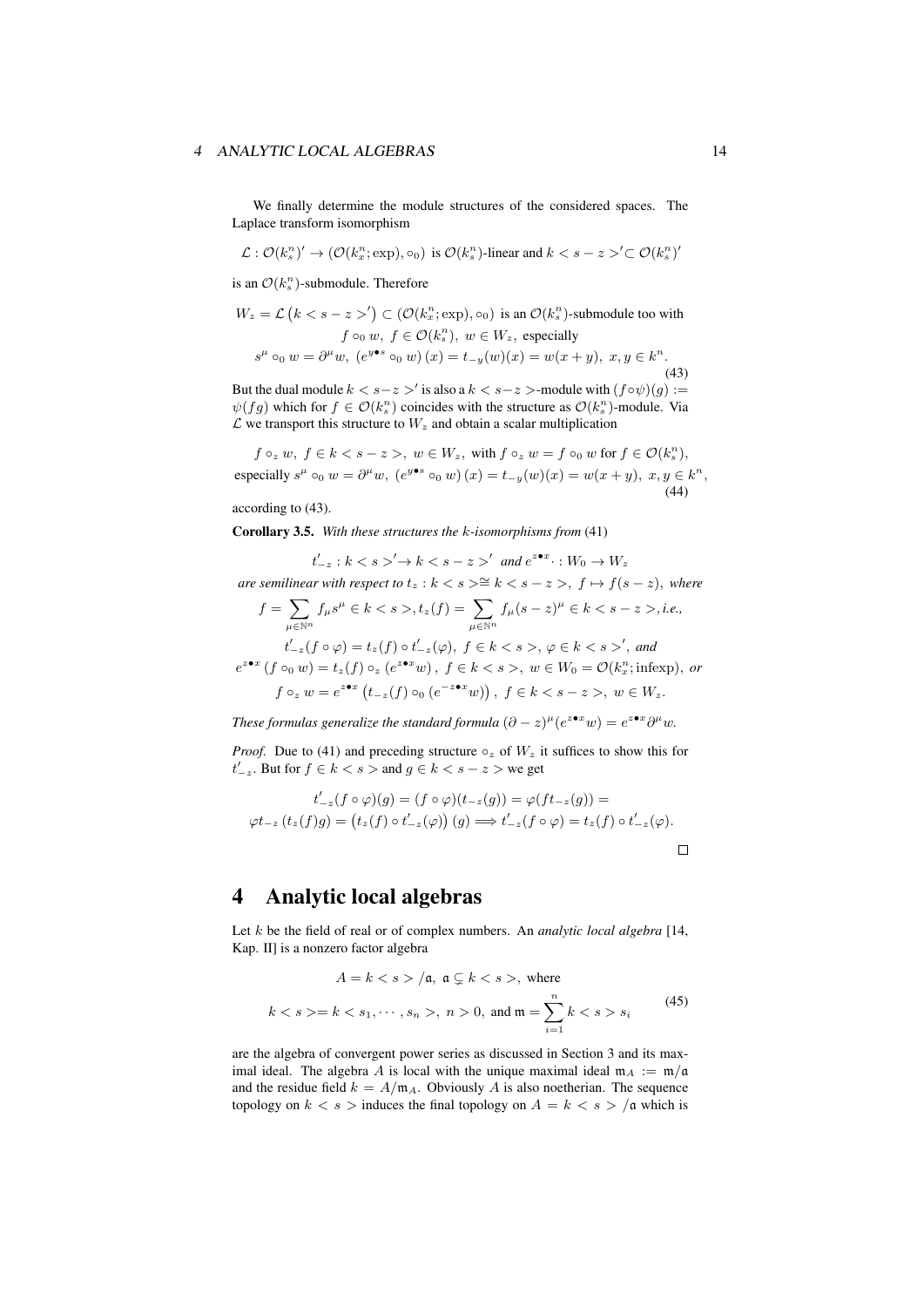We finally determine the module structures of the considered spaces. The Laplace transform isomorphism

$$\mathcal{L} : \mathcal{O}(k^n_s)' \to (\mathcal{O}(k^n_x; \exp), \circ_0) \text{ is } \mathcal{O}(k^n_s)\text{-linear and } k < s - z >' \subset \mathcal{O}(k^n_s)'$$

is an $\mathcal{O}(k^n_s)$-submodule. Therefore

$$\begin{gathered} W_z = \mathcal{L}\left(k < s - z >'\right) \subset (\mathcal{O}(k^n_x; \exp), \circ_0) \text{ is an } \mathcal{O}(k^n_s)\text{-submodule too with} \\ f \circ_0 w,\ f \in \mathcal{O}(k^n_s),\ w \in W_z, \text{ especially} \\ s^\mu \circ_0 w = \partial^\mu w,\ (e^{y \bullet s} \circ_0 w)(x) = t_{-y}(w)(x) = w(x + y),\ x, y \in k^n. \end{gathered} \tag{43}$$

But the dual module $k < s - z >'$ is also a $k < s - z >$-module with $(f \circ \psi)(g) := \psi(fg)$ which for $f \in \mathcal{O}(k^n_s)$ coincides with the structure as $\mathcal{O}(k^n_s)$-module. Via $\mathcal{L}$ we transport this structure to $W_z$ and obtain a scalar multiplication

$$\begin{gathered} f \circ_z w,\ f \in k < s - z >,\ w \in W_z, \text{ with } f \circ_z w = f \circ_0 w \text{ for } f \in \mathcal{O}(k^n_s), \\ \text{especially } s^\mu \circ_0 w = \partial^\mu w,\ (e^{y \bullet s} \circ_0 w)(x) = t_{-y}(w)(x) = w(x + y),\ x, y \in k^n, \end{gathered} \tag{44}$$

according to (43).

**Corollary 3.5.** *With these structures the $k$-isomorphisms from* (41)

$$t'_{-z} : k < s >' \to k < s - z >' \text{ and } e^{z \bullet x} \cdot : W_0 \to W_z$$

*are semilinear with respect to* $t_z : k < s > \cong k < s - z >,\ f \mapsto f(s - z)$, *where*

$$f = \sum_{\mu \in \mathbb{N}^n} f_\mu s^\mu \in k < s >, t_z(f) = \sum_{\mu \in \mathbb{N}^n} f_\mu (s - z)^\mu \in k < s - z >, \textit{i.e.,}$$

$$t'_{-z}(f \circ \varphi) = t_z(f) \circ t'_{-z}(\varphi),\ f \in k < s >,\ \varphi \in k < s >', \textit{ and}$$

$$e^{z \bullet x}(f \circ_0 w) = t_z(f) \circ_z (e^{z \bullet x} w),\ f \in k < s >,\ w \in W_0 = \mathcal{O}(k^n_x; \mathrm{infexp}), \textit{ or}$$

$$f \circ_z w = e^{z \bullet x}\left(t_{-z}(f) \circ_0 (e^{-z \bullet x} w)\right),\ f \in k < s - z >,\ w \in W_z.$$

*These formulas generalize the standard formula* $(\partial - z)^\mu (e^{z \bullet x} w) = e^{z \bullet x} \partial^\mu w$.

*Proof.* Due to (41) and preceding structure $\circ_z$ of $W_z$ it suffices to show this for $t'_{-z}$. But for $f \in k < s >$ and $g \in k < s - z >$ we get

$$\begin{gathered} t'_{-z}(f \circ \varphi)(g) = (f \circ \varphi)(t_{-z}(g)) = \varphi(f t_{-z}(g)) = \\ \varphi t_{-z}(t_z(f) g) = \left(t_z(f) \circ t'_{-z}(\varphi)\right)(g) \Longrightarrow t'_{-z}(f \circ \varphi) = t_z(f) \circ t'_{-z}(\varphi). \end{gathered}$$

□

# 4 Analytic local algebras

Let $k$ be the field of real or of complex numbers. An *analytic local algebra* [14, Kap. II] is a nonzero factor algebra

$$\begin{gathered} A = k < s > /\mathfrak{a},\ \mathfrak{a} \subsetneq k < s >, \text{ where} \\ k < s > = k < s_1, \cdots, s_n >,\ n > 0, \text{ and } \mathfrak{m} = \sum_{i=1}^{n} k < s > s_i \end{gathered} \tag{45}$$

are the algebra of convergent power series as discussed in Section 3 and its maximal ideal. The algebra $A$ is local with the unique maximal ideal $\mathfrak{m}_A := \mathfrak{m}/\mathfrak{a}$ and the residue field $k = A/\mathfrak{m}_A$. Obviously $A$ is also noetherian. The sequence topology on $k < s >$ induces the final topology on $A = k < s > /\mathfrak{a}$ which is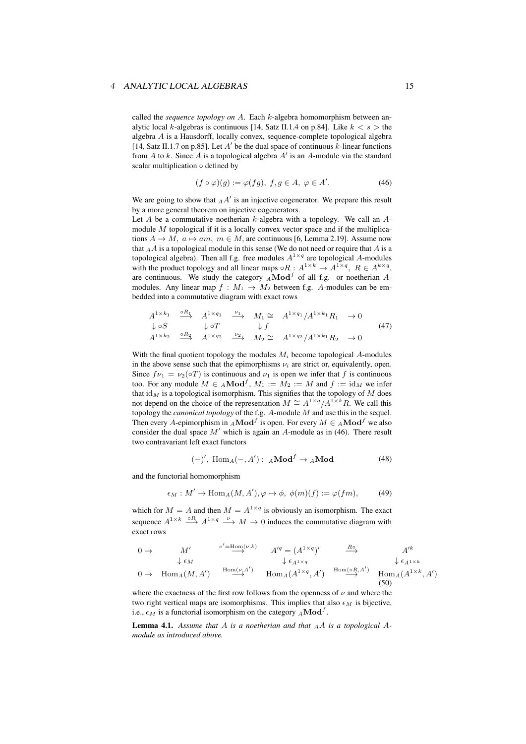called the *sequence topology on* $A$. Each $k$-algebra homomorphism between analytic local $k$-algebras is continuous [14, Satz II.1.4 on p.84]. Like $k < s >$ the algebra $A$ is a Hausdorff, locally convex, sequence-complete topological algebra [14, Satz II.1.7 on p.85]. Let $A'$ be the dual space of continuous $k$-linear functions from $A$ to $k$. Since $A$ is a topological algebra $A'$ is an $A$-module via the standard scalar multiplication $\circ$ defined by

$$(f \circ \varphi)(g) := \varphi(fg),\ f, g \in A,\ \varphi \in A'. \tag{46}$$

We are going to show that ${}_AA'$ is an injective cogenerator. We prepare this result by a more general theorem on injective cogenerators.

Let $A$ be a commutative noetherian $k$-algebra with a topology. We call an $A$-module $M$ topological if it is a locally convex vector space and if the multiplications $A \to M,\ a \mapsto am,\ m \in M$, are continuous [6, Lemma 2.19]. Assume now that ${}_AA$ is a topological module in this sense (We do not need or require that $A$ is a topological algebra). Then all f.g. free modules $A^{1\times q}$ are topological $A$-modules with the product topology and all linear maps $\circ R : A^{1\times k} \to A^{1\times q},\ R \in A^{k\times q}$, are continuous. We study the category ${}_A\mathbf{Mod}^f$ of all f.g. or noetherian $A$-modules. Any linear map $f : M_1 \to M_2$ between f.g. $A$-modules can be embedded into a commutative diagram with exact rows

$$\begin{array}{ccccccc}
A^{1\times k_1} & \stackrel{\circ R_1}{\longrightarrow} & A^{1\times q_1} & \stackrel{\nu_1}{\longrightarrow} & M_1 \cong & A^{1\times q_1}/A^{1\times k_1}R_1 & \to 0 \\
\downarrow \circ S & & \downarrow \circ T & & \downarrow f & & \\
A^{1\times k_2} & \stackrel{\circ R_2}{\longrightarrow} & A^{1\times q_2} & \stackrel{\nu_2}{\longrightarrow} & M_2 \cong & A^{1\times q_2}/A^{1\times k_1}R_2 & \to 0
\end{array} \tag{47}$$

With the final quotient topology the modules $M_i$ become topological $A$-modules in the above sense such that the epimorphisms $\nu_i$ are strict or, equivalently, open. Since $f\nu_1 = \nu_2(\circ T)$ is continuous and $\nu_1$ is open we infer that $f$ is continuous too. For any module $M \in {}_A\mathbf{Mod}^f$, $M_1 := M_2 := M$ and $f := \mathrm{id}_M$ we infer that $\mathrm{id}_M$ is a topological isomorphism. This signifies that the topology of $M$ does not depend on the choice of the representation $M \cong A^{1\times q}/A^{1\times k}R$. We call this topology the *canonical topology* of the f.g. $A$-module $M$ and use this in the sequel. Then every $A$-epimorphism in ${}_A\mathbf{Mod}^f$ is open. For every $M \in {}_A\mathbf{Mod}^f$ we also consider the dual space $M'$ which is again an $A$-module as in (46). There result two contravariant left exact functors

$$(-)',\ \mathrm{Hom}_A(-, A') :\ {}_A\mathbf{Mod}^f \to {}_A\mathbf{Mod} \tag{48}$$

and the functorial homomorphism

$$\epsilon_M : M' \to \mathrm{Hom}_A(M, A'), \varphi \mapsto \phi,\ \phi(m)(f) := \varphi(fm), \tag{49}$$

which for $M = A$ and then $M = A^{1\times q}$ is obviously an isomorphism. The exact sequence $A^{1\times k} \stackrel{\circ R}{\longrightarrow} A^{1\times q} \stackrel{\nu}{\longrightarrow} M \to 0$ induces the commutative diagram with exact rows

$$\begin{array}{ccccccc}
0 \to & M' & \stackrel{\nu' = \mathrm{Hom}(\nu, k)}{\longrightarrow} & A'^q = (A^{1\times q})' & \stackrel{R\circ}{\longrightarrow} & A'^k \\
& \downarrow \epsilon_M & & \downarrow \epsilon_{A^{1\times q}} & & \downarrow \epsilon_{A^{1\times k}} \\
0 \to & \mathrm{Hom}_A(M, A') & \stackrel{\mathrm{Hom}(\nu, A')}{\longrightarrow} & \mathrm{Hom}_A(A^{1\times q}, A') & \stackrel{\mathrm{Hom}(\circ R, A')}{\longrightarrow} & \mathrm{Hom}_A(A^{1\times k}, A')
\end{array} \tag{50}$$

where the exactness of the first row follows from the openness of $\nu$ and where the two right vertical maps are isomorphisms. This implies that also $\epsilon_M$ is bijective, i.e., $\epsilon_M$ is a functorial isomorphism on the category ${}_A\mathbf{Mod}^f$.

**Lemma 4.1.** *Assume that $A$ is a noetherian and that ${}_AA$ is a topological $A$-module as introduced above.*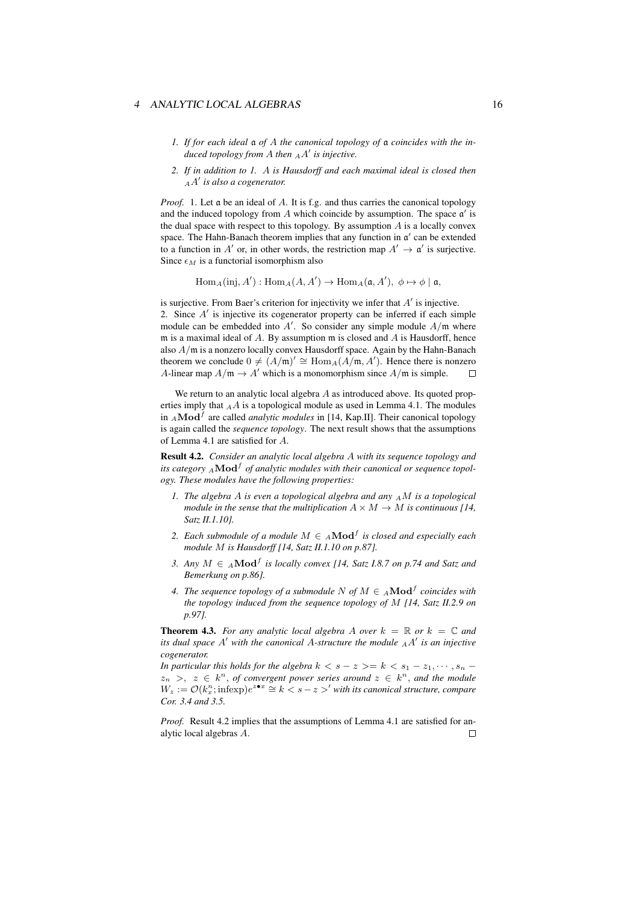1. *If for each ideal $\mathfrak{a}$ of $A$ the canonical topology of $\mathfrak{a}$ coincides with the induced topology from $A$ then ${}_AA'$ is injective.*

2. *If in addition to 1. $A$ is Hausdorff and each maximal ideal is closed then ${}_AA'$ is also a cogenerator.*

*Proof.* 1. Let $\mathfrak{a}$ be an ideal of $A$. It is f.g. and thus carries the canonical topology and the induced topology from $A$ which coincide by assumption. The space $\mathfrak{a}'$ is the dual space with respect to this topology. By assumption $A$ is a locally convex space. The Hahn-Banach theorem implies that any function in $\mathfrak{a}'$ can be extended to a function in $A'$ or, in other words, the restriction map $A' \to \mathfrak{a}'$ is surjective. Since $\epsilon_M$ is a functorial isomorphism also

$$\mathrm{Hom}_A(\mathrm{inj}, A') : \mathrm{Hom}_A(A, A') \to \mathrm{Hom}_A(\mathfrak{a}, A'),\ \phi \mapsto \phi \mid \mathfrak{a},$$

is surjective. From Baer's criterion for injectivity we infer that $A'$ is injective.
2. Since $A'$ is injective its cogenerator property can be inferred if each simple module can be embedded into $A'$. So consider any simple module $A/\mathfrak{m}$ where $\mathfrak{m}$ is a maximal ideal of $A$. By assumption $\mathfrak{m}$ is closed and $A$ is Hausdorff, hence also $A/\mathfrak{m}$ is a nonzero locally convex Hausdorff space. Again by the Hahn-Banach theorem we conclude $0 \neq (A/\mathfrak{m})' \cong \mathrm{Hom}_A(A/\mathfrak{m}, A')$. Hence there is nonzero $A$-linear map $A/\mathfrak{m} \to A'$ which is a monomorphism since $A/\mathfrak{m}$ is simple. ☐

We return to an analytic local algebra $A$ as introduced above. Its quoted properties imply that ${}_AA$ is a topological module as used in Lemma 4.1. The modules in ${}_A\mathbf{Mod}^f$ are called *analytic modules* in [14, Kap.II]. Their canonical topology is again called the *sequence topology*. The next result shows that the assumptions of Lemma 4.1 are satisfied for $A$.

**Result 4.2.** *Consider an analytic local algebra $A$ with its sequence topology and its category ${}_A\mathbf{Mod}^f$ of analytic modules with their canonical or sequence topology. These modules have the following properties:*

1. *The algebra $A$ is even a topological algebra and any ${}_AM$ is a topological module in the sense that the multiplication $A \times M \to M$ is continuous [14, Satz II.1.10].*

2. *Each submodule of a module $M \in {}_A\mathbf{Mod}^f$ is closed and especially each module $M$ is Hausdorff [14, Satz II.1.10 on p.87].*

3. *Any $M \in {}_A\mathbf{Mod}^f$ is locally convex [14, Satz I.8.7 on p.74 and Satz and Bemerkung on p.86].*

4. *The sequence topology of a submodule $N$ of $M \in {}_A\mathbf{Mod}^f$ coincides with the topology induced from the sequence topology of $M$ [14, Satz II.2.9 on p.97].*

**Theorem 4.3.** *For any analytic local algebra $A$ over $k = \mathbb{R}$ or $k = \mathbb{C}$ and its dual space $A'$ with the canonical $A$-structure the module ${}_AA'$ is an injective cogenerator.*
*In particular this holds for the algebra $k < s - z >= k < s_1 - z_1, \cdots, s_n - z_n >,\ z \in k^n$, of convergent power series around $z \in k^n$, and the module $W_z := \mathcal{O}(k_x^n; \mathrm{infexp})e^{z \bullet x} \cong k < s - z >'$ with its canonical structure, compare Cor. 3.4 and 3.5.*

*Proof.* Result 4.2 implies that the assumptions of Lemma 4.1 are satisfied for analytic local algebras $A$. ☐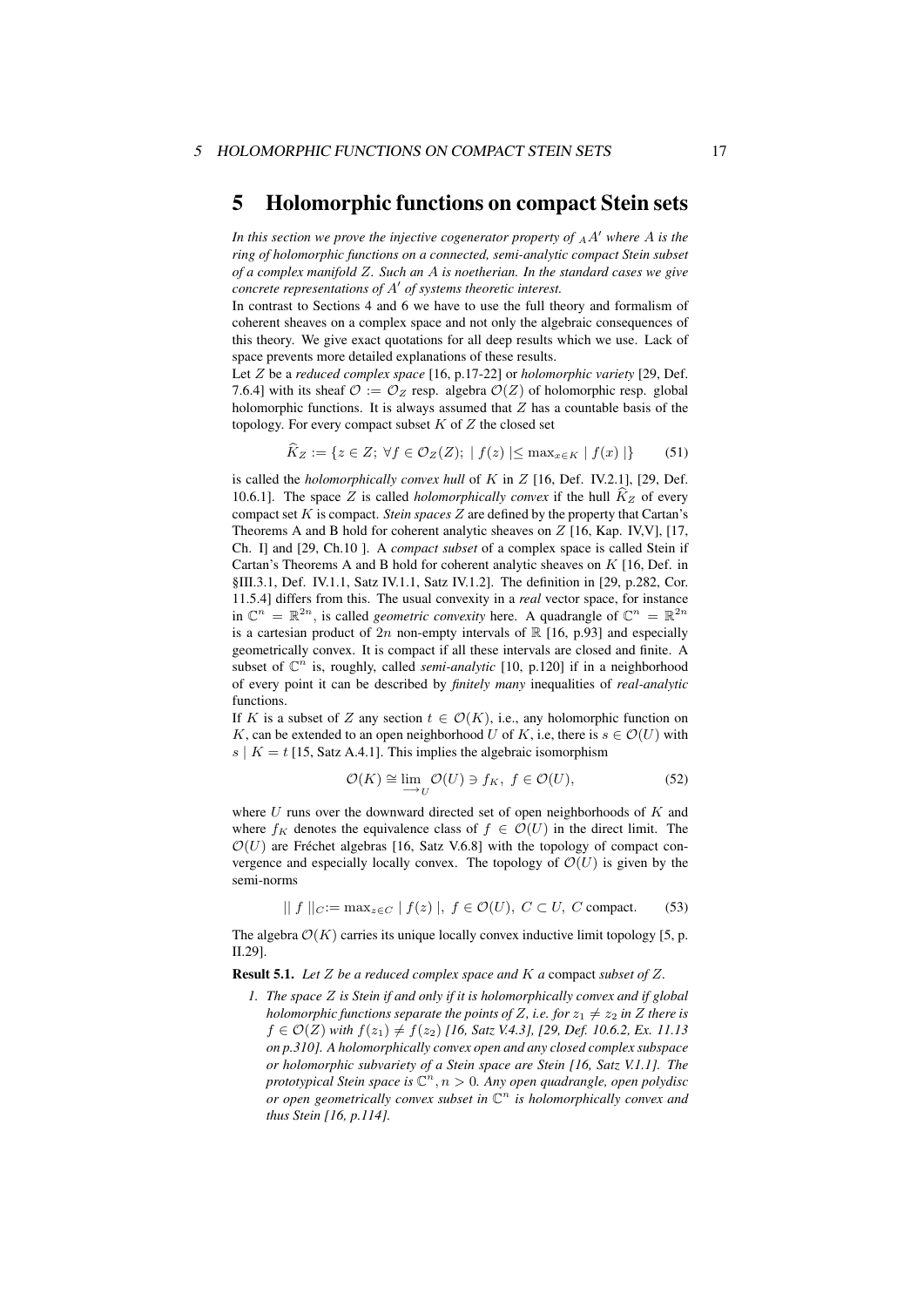# 5 Holomorphic functions on compact Stein sets

*In this section we prove the injective cogenerator property of ${}_AA'$ where $A$ is the ring of holomorphic functions on a connected, semi-analytic compact Stein subset of a complex manifold $Z$. Such an $A$ is noetherian. In the standard cases we give concrete representations of $A'$ of systems theoretic interest.*

In contrast to Sections 4 and 6 we have to use the full theory and formalism of coherent sheaves on a complex space and not only the algebraic consequences of this theory. We give exact quotations for all deep results which we use. Lack of space prevents more detailed explanations of these results.

Let $Z$ be a *reduced complex space* [16, p.17-22] or *holomorphic variety* [29, Def. 7.6.4] with its sheaf $\mathcal{O} := \mathcal{O}_Z$ resp. algebra $\mathcal{O}(Z)$ of holomorphic resp. global holomorphic functions. It is always assumed that $Z$ has a countable basis of the topology. For every compact subset $K$ of $Z$ the closed set

$$\widehat{K}_Z := \{z \in Z;\ \forall f \in \mathcal{O}_Z(Z);\ |\ f(z)\ | \leq \max_{x \in K}\ |\ f(x)\ |\} \tag{51}$$

is called the *holomorphically convex hull* of $K$ in $Z$ [16, Def. IV.2.1], [29, Def. 10.6.1]. The space $Z$ is called *holomorphically convex* if the hull $\widehat{K}_Z$ of every compact set $K$ is compact. *Stein spaces* $Z$ are defined by the property that Cartan's Theorems A and B hold for coherent analytic sheaves on $Z$ [16, Kap. IV,V], [17, Ch. I] and [29, Ch.10 ]. A *compact subset* of a complex space is called Stein if Cartan's Theorems A and B hold for coherent analytic sheaves on $K$ [16, Def. in §III.3.1, Def. IV.1.1, Satz IV.1.1, Satz IV.1.2]. The definition in [29, p.282, Cor. 11.5.4] differs from this. The usual convexity in a *real* vector space, for instance in $\mathbb{C}^n = \mathbb{R}^{2n}$, is called *geometric convexity* here. A quadrangle of $\mathbb{C}^n = \mathbb{R}^{2n}$ is a cartesian product of $2n$ non-empty intervals of $\mathbb{R}$ [16, p.93] and especially geometrically convex. It is compact if all these intervals are closed and finite. A subset of $\mathbb{C}^n$ is, roughly, called *semi-analytic* [10, p.120] if in a neighborhood of every point it can be described by *finitely many* inequalities of *real-analytic* functions.

If $K$ is a subset of $Z$ any section $t \in \mathcal{O}(K)$, i.e., any holomorphic function on $K$, can be extended to an open neighborhood $U$ of $K$, i.e, there is $s \in \mathcal{O}(U)$ with $s \mid K = t$ [15, Satz A.4.1]. This implies the algebraic isomorphism

$$\mathcal{O}(K) \cong \lim_{\longrightarrow U} \mathcal{O}(U) \ni f_K,\ f \in \mathcal{O}(U), \tag{52}$$

where $U$ runs over the downward directed set of open neighborhoods of $K$ and where $f_K$ denotes the equivalence class of $f \in \mathcal{O}(U)$ in the direct limit. The $\mathcal{O}(U)$ are Fréchet algebras [16, Satz V.6.8] with the topology of compact convergence and especially locally convex. The topology of $\mathcal{O}(U)$ is given by the semi-norms

$$\|\ f\ \|_C := \max_{z \in C}\ |\ f(z)\ |,\ f \in \mathcal{O}(U),\ C \subset U,\ C \text{ compact}. \tag{53}$$

The algebra $\mathcal{O}(K)$ carries its unique locally convex inductive limit topology [5, p. II.29].

**Result 5.1.** *Let $Z$ be a reduced complex space and $K$ a* compact *subset of $Z$.*

1. *The space $Z$ is Stein if and only if it is holomorphically convex and if global holomorphic functions separate the points of $Z$, i.e. for $z_1 \neq z_2$ in $Z$ there is $f \in \mathcal{O}(Z)$ with $f(z_1) \neq f(z_2)$ [16, Satz V.4.3], [29, Def. 10.6.2, Ex. 11.13 on p.310]. A holomorphically convex open and any closed complex subspace or holomorphic subvariety of a Stein space are Stein [16, Satz V.1.1]. The prototypical Stein space is $\mathbb{C}^n, n > 0$. Any open quadrangle, open polydisc or open geometrically convex subset in $\mathbb{C}^n$ is holomorphically convex and thus Stein [16, p.114].*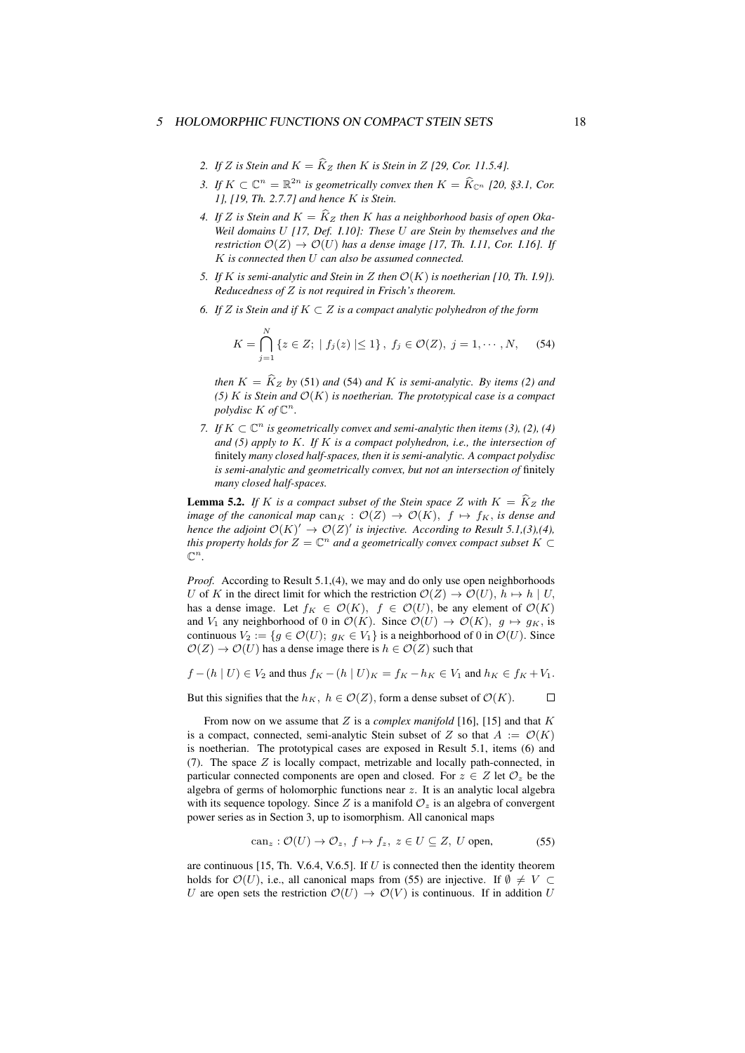2. *If $Z$ is Stein and $K = \widehat{K}_Z$ then $K$ is Stein in $Z$ [29, Cor. 11.5.4].*

3. *If $K \subset \mathbb{C}^n = \mathbb{R}^{2n}$ is geometrically convex then $K = \widehat{K}_{\mathbb{C}^n}$ [20, §3.1, Cor. 1], [19, Th. 2.7.7] and hence $K$ is Stein.*

4. *If $Z$ is Stein and $K = \widehat{K}_Z$ then $K$ has a neighborhood basis of open Oka-Weil domains $U$ [17, Def. I.10]: These $U$ are Stein by themselves and the restriction $\mathcal{O}(Z) \to \mathcal{O}(U)$ has a dense image [17, Th. I.11, Cor. I.16]. If $K$ is connected then $U$ can also be assumed connected.*

5. *If $K$ is semi-analytic and Stein in $Z$ then $\mathcal{O}(K)$ is noetherian [10, Th. I.9]). Reducedness of $Z$ is not required in Frisch's theorem.*

6. *If $Z$ is Stein and if $K \subset Z$ is a compact analytic polyhedron of the form*

$$K = \bigcap_{j=1}^{N} \{z \in Z; \mid f_j(z) \mid \leq 1\}, \ f_j \in \mathcal{O}(Z), \ j = 1, \cdots, N, \tag{54}$$

*then $K = \widehat{K}_Z$ by (51) and (54) and $K$ is semi-analytic. By items (2) and (5) $K$ is Stein and $\mathcal{O}(K)$ is noetherian. The prototypical case is a compact polydisc $K$ of $\mathbb{C}^n$.*

7. *If $K \subset \mathbb{C}^n$ is geometrically convex and semi-analytic then items (3), (2), (4) and (5) apply to $K$. If $K$ is a compact polyhedron, i.e., the intersection of* finitely *many closed half-spaces, then it is semi-analytic. A compact polydisc is semi-analytic and geometrically convex, but not an intersection of* finitely *many closed half-spaces.*

**Lemma 5.2.** *If $K$ is a compact subset of the Stein space $Z$ with $K = \widehat{K}_Z$ the image of the canonical map $\mathrm{can}_K : \mathcal{O}(Z) \to \mathcal{O}(K), \ f \mapsto f_K$, is dense and hence the adjoint $\mathcal{O}(K)' \to \mathcal{O}(Z)'$ is injective. According to Result 5.1,(3),(4), this property holds for $Z = \mathbb{C}^n$ and a geometrically convex compact subset $K \subset \mathbb{C}^n$.*

*Proof.* According to Result 5.1,(4), we may and do only use open neighborhoods $U$ of $K$ in the direct limit for which the restriction $\mathcal{O}(Z) \to \mathcal{O}(U), \ h \mapsto h \mid U$, has a dense image. Let $f_K \in \mathcal{O}(K), \ f \in \mathcal{O}(U)$, be any element of $\mathcal{O}(K)$ and $V_1$ any neighborhood of 0 in $\mathcal{O}(K)$. Since $\mathcal{O}(U) \to \mathcal{O}(K), \ g \mapsto g_K$, is continuous $V_2 := \{g \in \mathcal{O}(U); \ g_K \in V_1\}$ is a neighborhood of 0 in $\mathcal{O}(U)$. Since $\mathcal{O}(Z) \to \mathcal{O}(U)$ has a dense image there is $h \in \mathcal{O}(Z)$ such that

$f - (h \mid U) \in V_2$ and thus $f_K - (h \mid U)_K = f_K - h_K \in V_1$ and $h_K \in f_K + V_1$.

But this signifies that the $h_K, \ h \in \mathcal{O}(Z)$, form a dense subset of $\mathcal{O}(K)$. □

From now on we assume that $Z$ is a *complex manifold* [16], [15] and that $K$ is a compact, connected, semi-analytic Stein subset of $Z$ so that $A := \mathcal{O}(K)$ is noetherian. The prototypical cases are exposed in Result 5.1, items (6) and (7). The space $Z$ is locally compact, metrizable and locally path-connected, in particular connected components are open and closed. For $z \in Z$ let $\mathcal{O}_z$ be the algebra of germs of holomorphic functions near $z$. It is an analytic local algebra with its sequence topology. Since $Z$ is a manifold $\mathcal{O}_z$ is an algebra of convergent power series as in Section 3, up to isomorphism. All canonical maps

$$\mathrm{can}_z : \mathcal{O}(U) \to \mathcal{O}_z, \ f \mapsto f_z, \ z \in U \subseteq Z, \ U \text{ open}, \tag{55}$$

are continuous [15, Th. V.6.4, V.6.5]. If $U$ is connected then the identity theorem holds for $\mathcal{O}(U)$, i.e., all canonical maps from (55) are injective. If $\emptyset \neq V \subset U$ are open sets the restriction $\mathcal{O}(U) \to \mathcal{O}(V)$ is continuous. If in addition $U$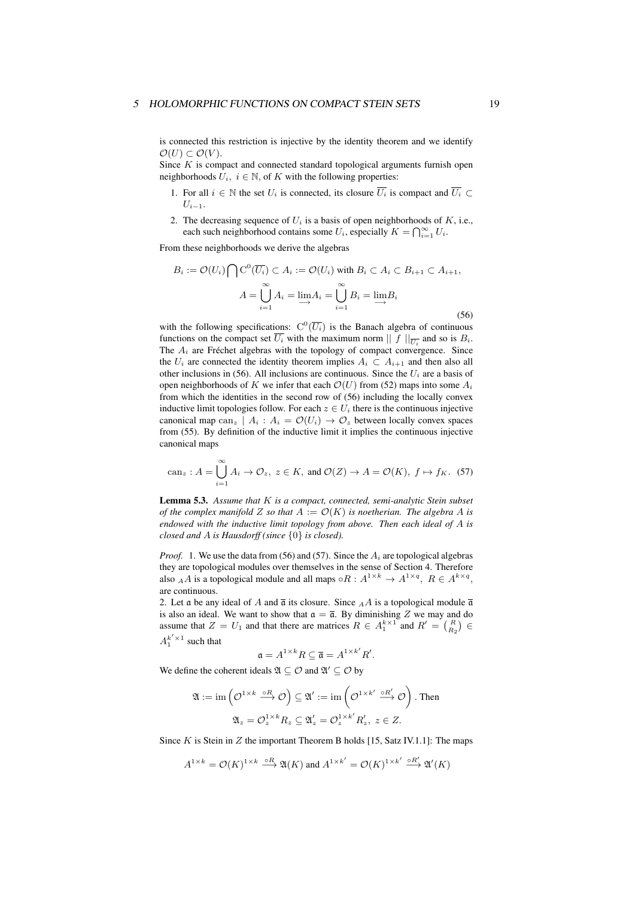is connected this restriction is injective by the identity theorem and we identify $\mathcal{O}(U) \subset \mathcal{O}(V)$.
Since $K$ is compact and connected standard topological arguments furnish open neighborhoods $U_i,\ i \in \mathbb{N}$, of $K$ with the following properties:

1. For all $i \in \mathbb{N}$ the set $U_i$ is connected, its closure $\overline{U_i}$ is compact and $\overline{U_i} \subset U_{i-1}$.
2. The decreasing sequence of $U_i$ is a basis of open neighborhoods of $K$, i.e., each such neighborhood contains some $U_i$, especially $K = \bigcap_{i=1}^{\infty} U_i$.

From these neighborhoods we derive the algebras

$$
\begin{gathered}
B_i := \mathcal{O}(U_i) \bigcap \mathrm{C}^0(\overline{U_i}) \subset A_i := \mathcal{O}(U_i) \text{ with } B_i \subset A_i \subset B_{i+1} \subset A_{i+1}, \\
A = \bigcup_{i=1}^{\infty} A_i = \varinjlim A_i = \bigcup_{i=1}^{\infty} B_i = \varinjlim B_i
\end{gathered}
\tag{56}
$$

with the following specifications: $\mathrm{C}^0(\overline{U_i})$ is the Banach algebra of continuous functions on the compact set $\overline{U_i}$ with the maximum norm $||\ f\ ||_{\overline{U_i}}$ and so is $B_i$. The $A_i$ are Fréchet algebras with the topology of compact convergence. Since the $U_i$ are connected the identity theorem implies $A_i \subset A_{i+1}$ and then also all other inclusions in (56). All inclusions are continuous. Since the $U_i$ are a basis of open neighborhoods of $K$ we infer that each $\mathcal{O}(U)$ from (52) maps into some $A_i$ from which the identities in the second row of (56) including the locally convex inductive limit topologies follow. For each $z \in U_i$ there is the continuous injective canonical map $\mathrm{can}_z \mid A_i : A_i = \mathcal{O}(U_i) \to \mathcal{O}_z$ between locally convex spaces from (55). By definition of the inductive limit it implies the continuous injective canonical maps

$$
\mathrm{can}_z : A = \bigcup_{i=1}^{\infty} A_i \to \mathcal{O}_z,\ z \in K, \text{ and } \mathcal{O}(Z) \to A = \mathcal{O}(K),\ f \mapsto f_K. \tag{57}
$$

**Lemma 5.3.** *Assume that $K$ is a compact, connected, semi-analytic Stein subset of the complex manifold $Z$ so that $A := \mathcal{O}(K)$ is noetherian. The algebra $A$ is endowed with the inductive limit topology from above. Then each ideal of $A$ is closed and $A$ is Hausdorff (since $\{0\}$ is closed).*

*Proof.* 1. We use the data from (56) and (57). Since the $A_i$ are topological algebras they are topological modules over themselves in the sense of Section 4. Therefore also ${}_AA$ is a topological module and all maps $\circ R : A^{1\times k} \to A^{1\times q},\ R \in A^{k\times q}$, are continuous.
2. Let $\mathfrak{a}$ be any ideal of $A$ and $\overline{\mathfrak{a}}$ its closure. Since ${}_AA$ is a topological module $\overline{\mathfrak{a}}$ is also an ideal. We want to show that $\mathfrak{a} = \overline{\mathfrak{a}}$. By diminishing $Z$ we may and do assume that $Z = U_1$ and that there are matrices $R \in A_1^{k\times 1}$ and $R' = \binom{R}{R_2} \in A_1^{k'\times 1}$ such that

$$
\mathfrak{a} = A^{1\times k}R \subseteq \overline{\mathfrak{a}} = A^{1\times k'}R'.
$$

We define the coherent ideals $\mathfrak{A} \subseteq \mathcal{O}$ and $\mathfrak{A}' \subseteq \mathcal{O}$ by

$$
\begin{gathered}
\mathfrak{A} := \mathrm{im}\left(\mathcal{O}^{1\times k} \xrightarrow{\circ R} \mathcal{O}\right) \subseteq \mathfrak{A}' := \mathrm{im}\left(\mathcal{O}^{1\times k'} \xrightarrow{\circ R'} \mathcal{O}\right). \text{ Then} \\
\mathfrak{A}_z = \mathcal{O}_z^{1\times k}R_z \subseteq \mathfrak{A}'_z = \mathcal{O}_z^{1\times k'}R'_z,\ z \in Z.
\end{gathered}
$$

Since $K$ is Stein in $Z$ the important Theorem B holds [15, Satz IV.1.1]: The maps

$$
A^{1\times k} = \mathcal{O}(K)^{1\times k} \xrightarrow{\circ R} \mathfrak{A}(K) \text{ and } A^{1\times k'} = \mathcal{O}(K)^{1\times k'} \xrightarrow{\circ R'} \mathfrak{A}'(K)
$$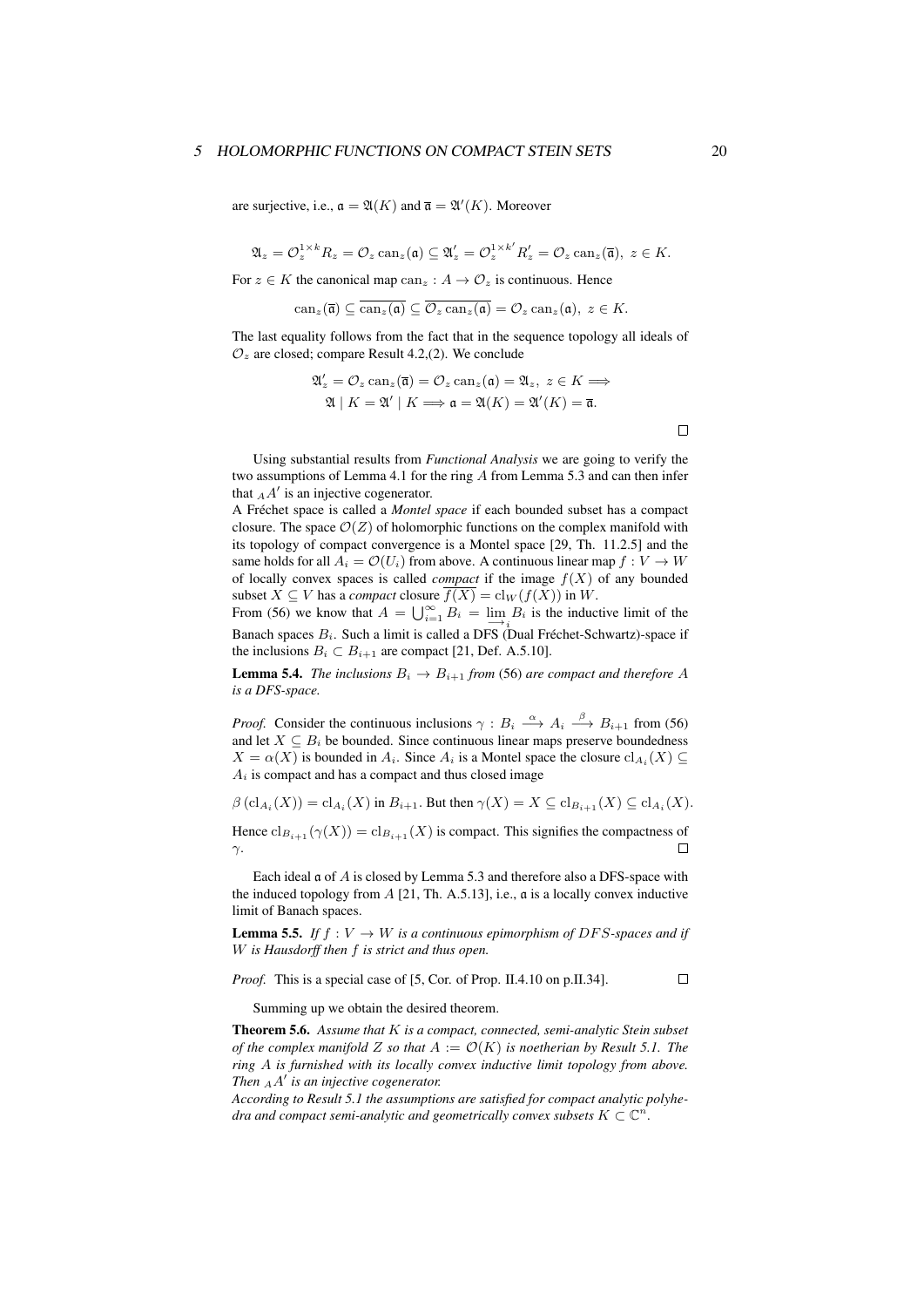are surjective, i.e., $\mathfrak{a} = \mathfrak{A}(K)$ and $\overline{\mathfrak{a}} = \mathfrak{A}'(K)$. Moreover

$$\mathfrak{A}_z = \mathcal{O}_z^{1\times k} R_z = \mathcal{O}_z \operatorname{can}_z(\mathfrak{a}) \subseteq \mathfrak{A}'_z = \mathcal{O}_z^{1\times k'} R'_z = \mathcal{O}_z \operatorname{can}_z(\overline{\mathfrak{a}}),\ z \in K.$$

For $z \in K$ the canonical map $\operatorname{can}_z : A \to \mathcal{O}_z$ is continuous. Hence

$$\operatorname{can}_z(\overline{\mathfrak{a}}) \subseteq \overline{\operatorname{can}_z(\mathfrak{a})} \subseteq \overline{\mathcal{O}_z \operatorname{can}_z(\mathfrak{a})} = \mathcal{O}_z \operatorname{can}_z(\mathfrak{a}),\ z \in K.$$

The last equality follows from the fact that in the sequence topology all ideals of $\mathcal{O}_z$ are closed; compare Result 4.2,(2). We conclude

$$\mathfrak{A}'_z = \mathcal{O}_z \operatorname{can}_z(\overline{\mathfrak{a}}) = \mathcal{O}_z \operatorname{can}_z(\mathfrak{a}) = \mathfrak{A}_z,\ z \in K \Longrightarrow$$
$$\mathfrak{A} \mid K = \mathfrak{A}' \mid K \Longrightarrow \mathfrak{a} = \mathfrak{A}(K) = \mathfrak{A}'(K) = \overline{\mathfrak{a}}.$$

□

Using substantial results from *Functional Analysis* we are going to verify the two assumptions of Lemma 4.1 for the ring $A$ from Lemma 5.3 and can then infer that ${}_AA'$ is an injective cogenerator.

A Fréchet space is called a *Montel space* if each bounded subset has a compact closure. The space $\mathcal{O}(Z)$ of holomorphic functions on the complex manifold with its topology of compact convergence is a Montel space [29, Th. 11.2.5] and the same holds for all $A_i = \mathcal{O}(U_i)$ from above. A continuous linear map $f : V \to W$ of locally convex spaces is called *compact* if the image $f(X)$ of any bounded subset $X \subseteq V$ has a *compact* closure $\overline{f(X)} = \operatorname{cl}_W(f(X))$ in $W$.

From (56) we know that $A = \bigcup_{i=1}^{\infty} B_i = \varinjlim_i B_i$ is the inductive limit of the Banach spaces $B_i$. Such a limit is called a DFS (Dual Fréchet-Schwartz)-space if the inclusions $B_i \subset B_{i+1}$ are compact [21, Def. A.5.10].

**Lemma 5.4.** *The inclusions $B_i \to B_{i+1}$ from* (56) *are compact and therefore $A$ is a DFS-space.*

*Proof.* Consider the continuous inclusions $\gamma : B_i \xrightarrow{\alpha} A_i \xrightarrow{\beta} B_{i+1}$ from (56) and let $X \subseteq B_i$ be bounded. Since continuous linear maps preserve boundedness $X = \alpha(X)$ is bounded in $A_i$. Since $A_i$ is a Montel space the closure $\operatorname{cl}_{A_i}(X) \subseteq A_i$ is compact and has a compact and thus closed image

$$\beta\left(\operatorname{cl}_{A_i}(X)\right) = \operatorname{cl}_{A_i}(X) \text{ in } B_{i+1}. \text{ But then } \gamma(X) = X \subseteq \operatorname{cl}_{B_{i+1}}(X) \subseteq \operatorname{cl}_{A_i}(X).$$

Hence $\operatorname{cl}_{B_{i+1}}(\gamma(X)) = \operatorname{cl}_{B_{i+1}}(X)$ is compact. This signifies the compactness of $\gamma$. □

Each ideal $\mathfrak{a}$ of $A$ is closed by Lemma 5.3 and therefore also a DFS-space with the induced topology from $A$ [21, Th. A.5.13], i.e., $\mathfrak{a}$ is a locally convex inductive limit of Banach spaces.

**Lemma 5.5.** *If $f : V \to W$ is a continuous epimorphism of $DFS$-spaces and if $W$ is Hausdorff then $f$ is strict and thus open.*

*Proof.* This is a special case of [5, Cor. of Prop. II.4.10 on p.II.34]. □

Summing up we obtain the desired theorem.

**Theorem 5.6.** *Assume that $K$ is a compact, connected, semi-analytic Stein subset of the complex manifold $Z$ so that $A := \mathcal{O}(K)$ is noetherian by Result 5.1. The ring $A$ is furnished with its locally convex inductive limit topology from above. Then ${}_AA'$ is an injective cogenerator.*

*According to Result 5.1 the assumptions are satisfied for compact analytic polyhedra and compact semi-analytic and geometrically convex subsets $K \subset \mathbb{C}^n$.*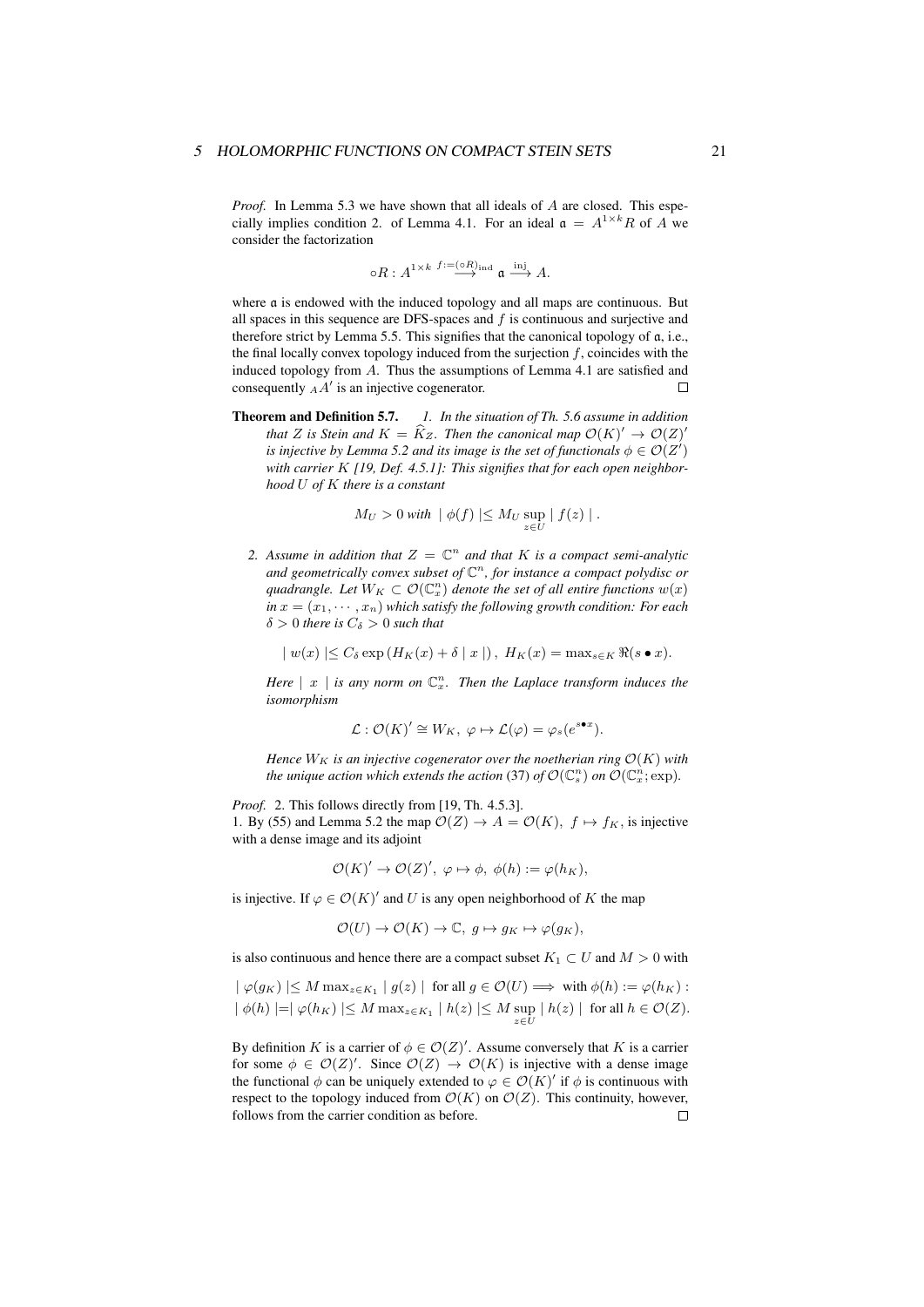*Proof.* In Lemma 5.3 we have shown that all ideals of $A$ are closed. This especially implies condition 2. of Lemma 4.1. For an ideal $\mathfrak{a} = A^{1\times k}R$ of $A$ we consider the factorization

$$\circ R : A^{1\times k} \overset{f:=(\circ R)_{\mathrm{ind}}}{\longrightarrow} \mathfrak{a} \overset{\mathrm{inj}}{\longrightarrow} A.$$

where $\mathfrak{a}$ is endowed with the induced topology and all maps are continuous. But all spaces in this sequence are DFS-spaces and $f$ is continuous and surjective and therefore strict by Lemma 5.5. This signifies that the canonical topology of $\mathfrak{a}$, i.e., the final locally convex topology induced from the surjection $f$, coincides with the induced topology from $A$. Thus the assumptions of Lemma 4.1 are satisfied and consequently ${}_AA'$ is an injective cogenerator. □

**Theorem and Definition 5.7.** *1. In the situation of Th. 5.6 assume in addition that $Z$ is Stein and $K = \widehat{K}_Z$. Then the canonical map $\mathcal{O}(K)' \to \mathcal{O}(Z)'$ is injective by Lemma 5.2 and its image is the set of functionals $\phi \in \mathcal{O}(Z')$ with carrier $K$ [19, Def. 4.5.1]: This signifies that for each open neighborhood $U$ of $K$ there is a constant*

$$M_U > 0 \text{ with } \mid \phi(f) \mid \leq M_U \sup_{z\in U} \mid f(z) \mid .$$

*2. Assume in addition that $Z = \mathbb{C}^n$ and that $K$ is a compact semi-analytic and geometrically convex subset of $\mathbb{C}^n$, for instance a compact polydisc or quadrangle. Let $W_K \subset \mathcal{O}(\mathbb{C}^n_x)$ denote the set of all entire functions $w(x)$ in $x = (x_1, \cdots, x_n)$ which satisfy the following growth condition: For each $\delta > 0$ there is $C_\delta > 0$ such that*

$$\mid w(x) \mid \leq C_\delta \exp\left(H_K(x) + \delta \mid x \mid\right),\ H_K(x) = \max_{s\in K} \Re(s \bullet x).$$

*Here $\mid x \mid$ is any norm on $\mathbb{C}^n_x$. Then the Laplace transform induces the isomorphism*

$$\mathcal{L} : \mathcal{O}(K)' \cong W_K,\ \varphi \mapsto \mathcal{L}(\varphi) = \varphi_s(e^{s\bullet x}).$$

*Hence $W_K$ is an injective cogenerator over the noetherian ring $\mathcal{O}(K)$ with the unique action which extends the action (37) of $\mathcal{O}(\mathbb{C}^n_s)$ on $\mathcal{O}(\mathbb{C}^n_x; \exp)$.*

*Proof.* 2. This follows directly from [19, Th. 4.5.3].
1. By (55) and Lemma 5.2 the map $\mathcal{O}(Z) \to A = \mathcal{O}(K),\ f \mapsto f_K$, is injective with a dense image and its adjoint

$$\mathcal{O}(K)' \to \mathcal{O}(Z)',\ \varphi \mapsto \phi,\ \phi(h) := \varphi(h_K),$$

is injective. If $\varphi \in \mathcal{O}(K)'$ and $U$ is any open neighborhood of $K$ the map

$$\mathcal{O}(U) \to \mathcal{O}(K) \to \mathbb{C},\ g \mapsto g_K \mapsto \varphi(g_K),$$

is also continuous and hence there are a compact subset $K_1 \subset U$ and $M > 0$ with

$$\mid \varphi(g_K) \mid \leq M \max_{z\in K_1} \mid g(z) \mid \text{ for all } g \in \mathcal{O}(U) \Longrightarrow \text{ with } \phi(h) := \varphi(h_K) :$$
$$\mid \phi(h) \mid = \mid \varphi(h_K) \mid \leq M \max_{z\in K_1} \mid h(z) \mid \leq M \sup_{z\in U} \mid h(z) \mid \text{ for all } h \in \mathcal{O}(Z).$$

By definition $K$ is a carrier of $\phi \in \mathcal{O}(Z)'$. Assume conversely that $K$ is a carrier for some $\phi \in \mathcal{O}(Z)'$. Since $\mathcal{O}(Z) \to \mathcal{O}(K)$ is injective with a dense image the functional $\phi$ can be uniquely extended to $\varphi \in \mathcal{O}(K)'$ if $\phi$ is continuous with respect to the topology induced from $\mathcal{O}(K)$ on $\mathcal{O}(Z)$. This continuity, however, follows from the carrier condition as before. □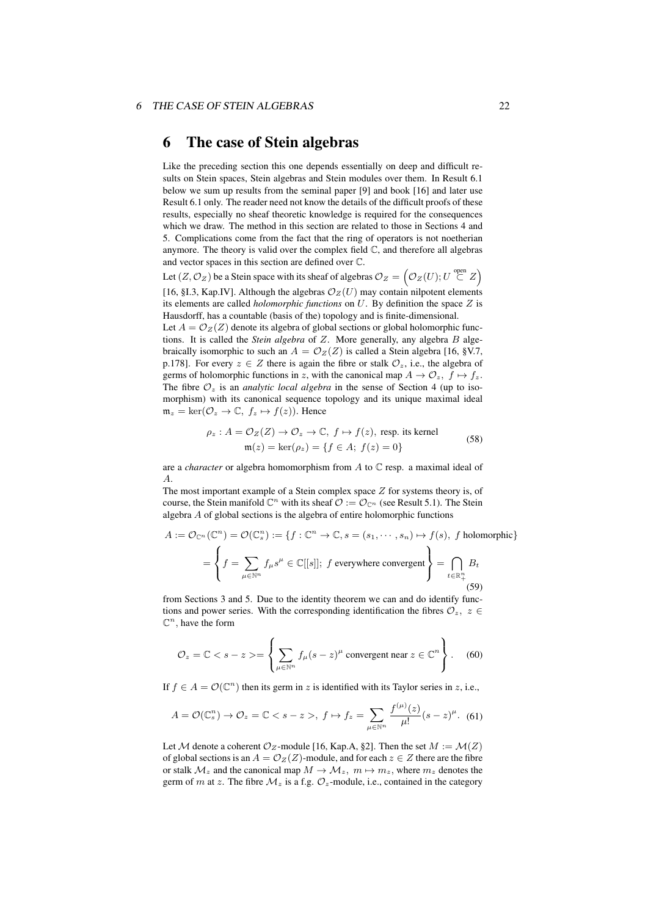# 6 The case of Stein algebras

Like the preceding section this one depends essentially on deep and difficult results on Stein spaces, Stein algebras and Stein modules over them. In Result 6.1 below we sum up results from the seminal paper [9] and book [16] and later use Result 6.1 only. The reader need not know the details of the difficult proofs of these results, especially no sheaf theoretic knowledge is required for the consequences which we draw. The method in this section are related to those in Sections 4 and 5. Complications come from the fact that the ring of operators is not noetherian anymore. The theory is valid over the complex field $\mathbb{C}$, and therefore all algebras and vector spaces in this section are defined over $\mathbb{C}$.

Let $(Z, \mathcal{O}_Z)$ be a Stein space with its sheaf of algebras $\mathcal{O}_Z = \left(\mathcal{O}_Z(U); U \overset{\text{open}}{\subset} Z\right)$ [16, §I.3, Kap.IV]. Although the algebras $\mathcal{O}_Z(U)$ may contain nilpotent elements its elements are called *holomorphic functions* on $U$. By definition the space $Z$ is Hausdorff, has a countable (basis of the) topology and is finite-dimensional.

Let $A = \mathcal{O}_Z(Z)$ denote its algebra of global sections or global holomorphic functions. It is called the *Stein algebra* of $Z$. More generally, any algebra $B$ algebraically isomorphic to such an $A = \mathcal{O}_Z(Z)$ is called a Stein algebra [16, §V.7, p.178]. For every $z \in Z$ there is again the fibre or stalk $\mathcal{O}_z$, i.e., the algebra of germs of holomorphic functions in $z$, with the canonical map $A \to \mathcal{O}_z,\ f \mapsto f_z$. The fibre $\mathcal{O}_z$ is an *analytic local algebra* in the sense of Section 4 (up to isomorphism) with its canonical sequence topology and its unique maximal ideal $\mathfrak{m}_z = \ker(\mathcal{O}_z \to \mathbb{C},\ f_z \mapsto f(z))$. Hence

$$
\begin{aligned}
\rho_z : A = \mathcal{O}_Z(Z) \to \mathcal{O}_z \to \mathbb{C},\ f \mapsto f(z), \text{ resp. its kernel} \\
\mathfrak{m}(z) = \ker(\rho_z) = \{f \in A;\ f(z) = 0\}
\end{aligned}
\tag{58}
$$

are a *character* or algebra homomorphism from $A$ to $\mathbb{C}$ resp. a maximal ideal of $A$.

The most important example of a Stein complex space $Z$ for systems theory is, of course, the Stein manifold $\mathbb{C}^n$ with its sheaf $\mathcal{O} := \mathcal{O}_{\mathbb{C}^n}$ (see Result 5.1). The Stein algebra $A$ of global sections is the algebra of entire holomorphic functions

$$
\begin{aligned}
A &:= \mathcal{O}_{\mathbb{C}^n}(\mathbb{C}^n) = \mathcal{O}(\mathbb{C}^n_s) := \{f : \mathbb{C}^n \to \mathbb{C}, s = (s_1, \cdots, s_n) \mapsto f(s),\ f \text{ holomorphic}\} \\
&= \left\{ f = \sum_{\mu \in \mathbb{N}^n} f_\mu s^\mu \in \mathbb{C}[[s]];\ f \text{ everywhere convergent} \right\} = \bigcap_{t \in \mathbb{R}^n_+} B_t
\end{aligned}
\tag{59}
$$

from Sections 3 and 5. Due to the identity theorem we can and do identify functions and power series. With the corresponding identification the fibres $\mathcal{O}_z,\ z \in \mathbb{C}^n$, have the form

$$
\mathcal{O}_z = \mathbb{C} < s - z > = \left\{ \sum_{\mu \in \mathbb{N}^n} f_\mu (s - z)^\mu \text{ convergent near } z \in \mathbb{C}^n \right\}. \tag{60}
$$

If $f \in A = \mathcal{O}(\mathbb{C}^n)$ then its germ in $z$ is identified with its Taylor series in $z$, i.e.,

$$
A = \mathcal{O}(\mathbb{C}^n_s) \to \mathcal{O}_z = \mathbb{C} < s - z >,\ f \mapsto f_z = \sum_{\mu \in \mathbb{N}^n} \frac{f^{(\mu)}(z)}{\mu!} (s - z)^\mu. \tag{61}
$$

Let $\mathcal{M}$ denote a coherent $\mathcal{O}_Z$-module [16, Kap.A, §2]. Then the set $M := \mathcal{M}(Z)$ of global sections is an $A = \mathcal{O}_Z(Z)$-module, and for each $z \in Z$ there are the fibre or stalk $\mathcal{M}_z$ and the canonical map $M \to \mathcal{M}_z,\ m \mapsto m_z$, where $m_z$ denotes the germ of $m$ at $z$. The fibre $\mathcal{M}_z$ is a f.g. $\mathcal{O}_z$-module, i.e., contained in the category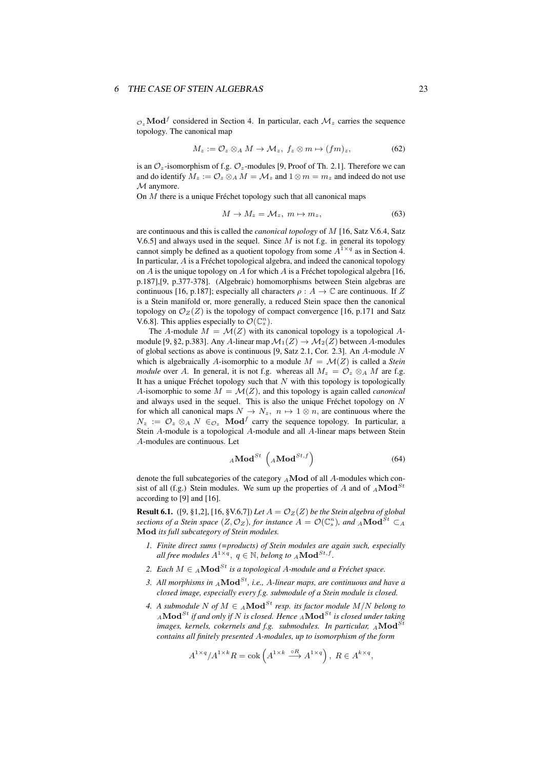${}_{\mathcal{O}_z}\mathbf{Mod}^f$ considered in Section 4. In particular, each $\mathcal{M}_z$ carries the sequence topology. The canonical map

$$M_z := \mathcal{O}_z \otimes_A M \to \mathcal{M}_z,\ f_z \otimes m \mapsto (fm)_z, \tag{62}$$

is an $\mathcal{O}_z$-isomorphism of f.g. $\mathcal{O}_z$-modules [9, Proof of Th. 2.1]. Therefore we can and do identify $M_z := \mathcal{O}_z \otimes_A M = \mathcal{M}_z$ and $1 \otimes m = m_z$ and indeed do not use $\mathcal{M}$ anymore.

On $M$ there is a unique Fréchet topology such that all canonical maps

$$M \to M_z = \mathcal{M}_z,\ m \mapsto m_z, \tag{63}$$

are continuous and this is called the *canonical topology* of $M$ [16, Satz V.6.4, Satz V.6.5] and always used in the sequel. Since $M$ is not f.g. in general its topology cannot simply be defined as a quotient topology from some $A^{1\times q}$ as in Section 4. In particular, $A$ is a Fréchet topological algebra, and indeed the canonical topology on $A$ is the unique topology on $A$ for which $A$ is a Fréchet topological algebra [16, p.187],[9, p.377-378]. (Algebraic) homomorphisms between Stein algebras are continuous [16, p.187]; especially all characters $\rho : A \to \mathbb{C}$ are continuous. If $Z$ is a Stein manifold or, more generally, a reduced Stein space then the canonical topology on $\mathcal{O}_Z(Z)$ is the topology of compact convergence [16, p.171 and Satz V.6.8]. This applies especially to $\mathcal{O}(\mathbb{C}_s^n)$.

The $A$-module $M = \mathcal{M}(Z)$ with its canonical topology is a topological $A$-module [9, §2, p.383]. Any $A$-linear map $\mathcal{M}_1(Z) \to \mathcal{M}_2(Z)$ between $A$-modules of global sections as above is continuous [9, Satz 2.1, Cor. 2.3]. An $A$-module $N$ which is algebraically $A$-isomorphic to a module $M = \mathcal{M}(Z)$ is called a *Stein module* over $A$. In general, it is not f.g. whereas all $M_z = \mathcal{O}_z \otimes_A M$ are f.g. It has a unique Fréchet topology such that $N$ with this topology is topologically $A$-isomorphic to some $M = \mathcal{M}(Z)$, and this topology is again called *canonical* and always used in the sequel. This is also the unique Fréchet topology on $N$ for which all canonical maps $N \to N_z,\ n \mapsto 1 \otimes n$, are continuous where the $N_z := \mathcal{O}_z \otimes_A N \in_{\mathcal{O}_z} \mathbf{Mod}^f$ carry the sequence topology. In particular, a Stein $A$-module is a topological $A$-module and all $A$-linear maps between Stein $A$-modules are continuous. Let

$${}_A\mathbf{Mod}^{St}\ \left({}_A\mathbf{Mod}^{St,f}\right) \tag{64}$$

denote the full subcategories of the category ${}_A\mathbf{Mod}$ of all $A$-modules which consist of all (f.g.) Stein modules. We sum up the properties of $A$ and of ${}_A\mathbf{Mod}^{St}$ according to [9] and [16].

**Result 6.1.** ([9, §1,2], [16, §V.6,7]) *Let $A = \mathcal{O}_Z(Z)$ be the Stein algebra of global sections of a Stein space $(Z, \mathcal{O}_Z)$, for instance $A = \mathcal{O}(\mathbb{C}_s^n)$, and ${}_A\mathbf{Mod}^{St} \subset_A \mathbf{Mod}$ its full subcategory of Stein modules.*

1. *Finite direct sums (=products) of Stein modules are again such, especially all free modules $A^{1\times q},\ q \in \mathbb{N}$, belong to ${}_A\mathbf{Mod}^{St,f}$.*
2. *Each $M \in {}_A\mathbf{Mod}^{St}$ is a topological $A$-module and a Fréchet space.*
3. *All morphisms in ${}_A\mathbf{Mod}^{St}$, i.e., $A$-linear maps, are continuous and have a closed image, especially every f.g. submodule of a Stein module is closed.*
4. *A submodule $N$ of $M \in {}_A\mathbf{Mod}^{St}$ resp. its factor module $M/N$ belong to ${}_A\mathbf{Mod}^{St}$ if and only if $N$ is closed. Hence ${}_A\mathbf{Mod}^{St}$ is closed under taking images, kernels, cokernels and f.g. submodules. In particular, ${}_A\mathbf{Mod}^{St}$ contains all finitely presented $A$-modules, up to isomorphism of the form*

$$A^{1\times q}/A^{1\times k}R = \operatorname{cok}\left(A^{1\times k} \xrightarrow{\circ R} A^{1\times q}\right),\ R \in A^{k\times q},$$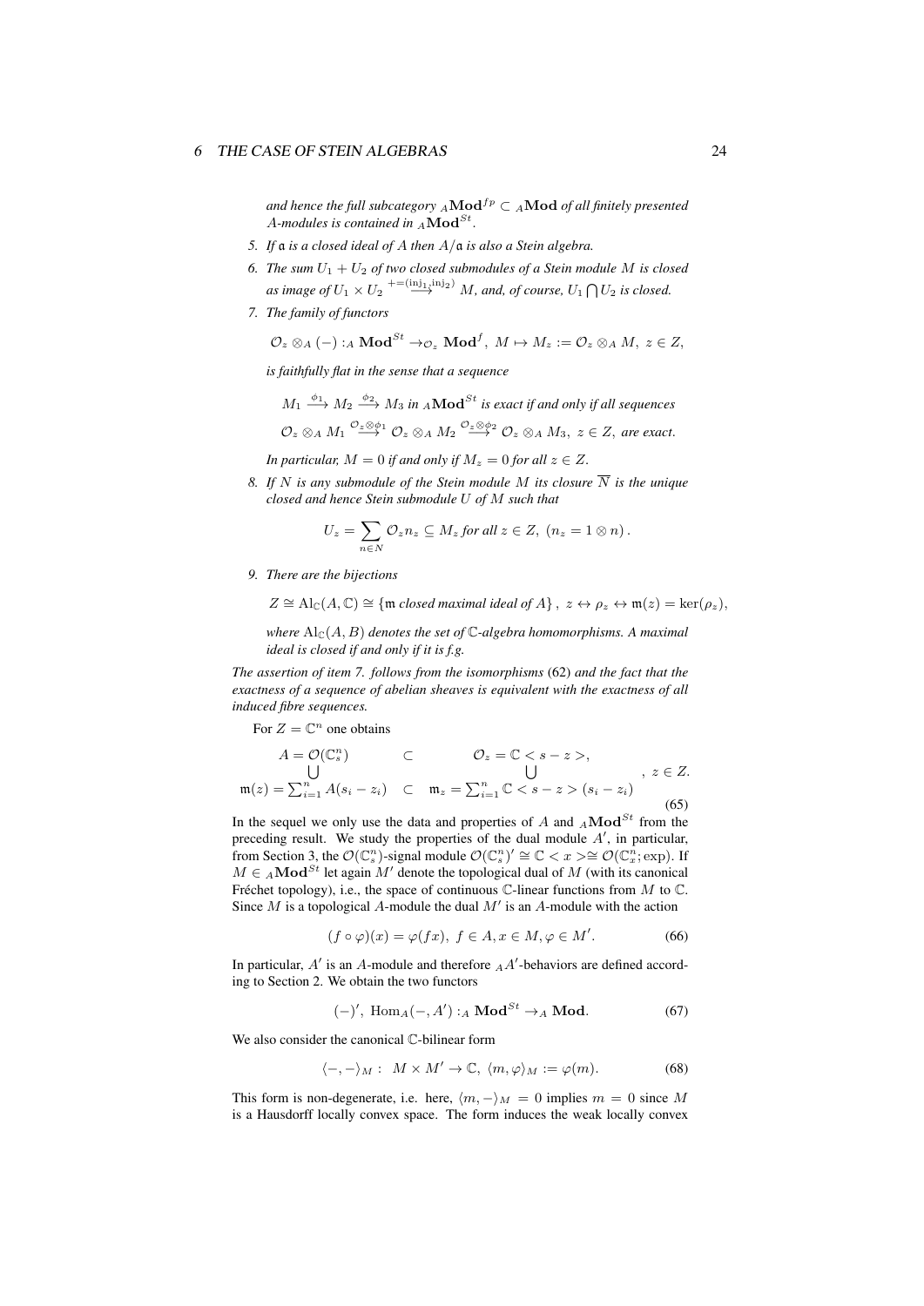*and hence the full subcategory ${}_A\mathbf{Mod}^{fp} \subset {}_A\mathbf{Mod}$ of all finitely presented $A$-modules is contained in ${}_A\mathbf{Mod}^{St}$.*

5. *If $\mathfrak{a}$ is a closed ideal of $A$ then $A/\mathfrak{a}$ is also a Stein algebra.*
6. *The sum $U_1 + U_2$ of two closed submodules of a Stein module $M$ is closed as image of $U_1 \times U_2 \stackrel{+=(\mathrm{inj}_1,\mathrm{inj}_2)}{\longrightarrow} M$, and, of course, $U_1 \bigcap U_2$ is closed.*
7. *The family of functors*

$$\mathcal{O}_z \otimes_A (-) :_A \mathbf{Mod}^{St} \to_{\mathcal{O}_z} \mathbf{Mod}^f,\ M \mapsto M_z := \mathcal{O}_z \otimes_A M,\ z \in Z,$$

*is faithfully flat in the sense that a sequence*

$$M_1 \xrightarrow{\phi_1} M_2 \xrightarrow{\phi_2} M_3 \text{ in } {}_A\mathbf{Mod}^{St} \text{ is exact if and only if all sequences}$$

$$\mathcal{O}_z \otimes_A M_1 \stackrel{\mathcal{O}_z\otimes\phi_1}{\longrightarrow} \mathcal{O}_z \otimes_A M_2 \stackrel{\mathcal{O}_z\otimes\phi_2}{\longrightarrow} \mathcal{O}_z \otimes_A M_3,\ z \in Z, \text{ are exact.}$$

*In particular, $M = 0$ if and only if $M_z = 0$ for all $z \in Z$.*

8. *If $N$ is any submodule of the Stein module $M$ its closure $\overline{N}$ is the unique closed and hence Stein submodule $U$ of $M$ such that*

$$U_z = \sum_{n\in N} \mathcal{O}_z n_z \subseteq M_z \text{ for all } z \in Z,\ (n_z = 1 \otimes n)\,.$$

9. *There are the bijections*

$$Z \cong \mathrm{Al}_{\mathbb{C}}(A, \mathbb{C}) \cong \{\mathfrak{m} \text{ closed maximal ideal of } A\}\,,\ z \leftrightarrow \rho_z \leftrightarrow \mathfrak{m}(z) = \ker(\rho_z),$$

*where $\mathrm{Al}_{\mathbb{C}}(A, B)$ denotes the set of $\mathbb{C}$-algebra homomorphisms. A maximal ideal is closed if and only if it is f.g.*

*The assertion of item 7. follows from the isomorphisms* (62) *and the fact that the exactness of a sequence of abelian sheaves is equivalent with the exactness of all induced fibre sequences.*

For $Z = \mathbb{C}^n$ one obtains

$$\begin{array}{ccc} A = \mathcal{O}(\mathbb{C}^n_s) & \subset & \mathcal{O}_z = \mathbb{C} < s - z >, \\ \bigcup & & \bigcup \\ \mathfrak{m}(z) = \sum_{i=1}^n A(s_i - z_i) & \subset & \mathfrak{m}_z = \sum_{i=1}^n \mathbb{C} < s - z > (s_i - z_i) \end{array},\ z \in Z. \tag{65}$$

In the sequel we only use the data and properties of $A$ and ${}_A\mathbf{Mod}^{St}$ from the preceding result. We study the properties of the dual module $A'$, in particular, from Section 3, the $\mathcal{O}(\mathbb{C}^n_s)$-signal module $\mathcal{O}(\mathbb{C}^n_s)' \cong \mathbb{C} < x > \cong \mathcal{O}(\mathbb{C}^n_x; \exp)$. If $M \in {}_A\mathbf{Mod}^{St}$ let again $M'$ denote the topological dual of $M$ (with its canonical Fréchet topology), i.e., the space of continuous $\mathbb{C}$-linear functions from $M$ to $\mathbb{C}$. Since $M$ is a topological $A$-module the dual $M'$ is an $A$-module with the action

$$(f \circ \varphi)(x) = \varphi(fx),\ f \in A, x \in M, \varphi \in M'. \tag{66}$$

In particular, $A'$ is an $A$-module and therefore ${}_AA'$-behaviors are defined according to Section 2. We obtain the two functors

$$(-)',\ \mathrm{Hom}_A(-, A') :_A \mathbf{Mod}^{St} \to_A \mathbf{Mod}. \tag{67}$$

We also consider the canonical $\mathbb{C}$-bilinear form

$$\langle -, - \rangle_M :\ M \times M' \to \mathbb{C},\ \langle m, \varphi \rangle_M := \varphi(m). \tag{68}$$

This form is non-degenerate, i.e. here, $\langle m, - \rangle_M = 0$ implies $m = 0$ since $M$ is a Hausdorff locally convex space. The form induces the weak locally convex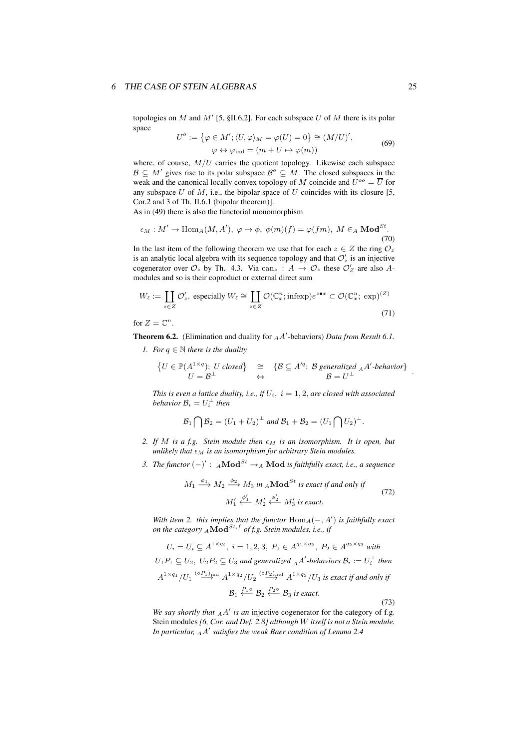topologies on $M$ and $M'$ [5, §II.6,2]. For each subspace $U$ of $M$ there is its polar space

$$U^o := \left\{\varphi \in M'; \langle U, \varphi\rangle_M = \varphi(U) = 0\right\} \cong (M/U)', \\ \varphi \leftrightarrow \varphi_{\mathrm{ind}} = (m + U \mapsto \varphi(m)) \tag{69}$$

where, of course, $M/U$ carries the quotient topology. Likewise each subspace $\mathcal{B} \subseteq M'$ gives rise to its polar subspace $\mathcal{B}^o \subseteq M$. The closed subspaces in the weak and the canonical locally convex topology of $M$ coincide and $U^{oo} = \overline{U}$ for any subspace $U$ of $M$, i.e., the bipolar space of $U$ coincides with its closure [5, Cor.2 and 3 of Th. II.6.1 (bipolar theorem)].

As in (49) there is also the functorial monomorphism

$$\epsilon_M : M' \to \mathrm{Hom}_A(M, A'),\ \varphi \mapsto \phi,\ \phi(m)(f) = \varphi(fm),\ M \in_A \mathbf{Mod}^{St}. \tag{70}$$

In the last item of the following theorem we use that for each $z \in Z$ the ring $\mathcal{O}_z$ is an analytic local algebra with its sequence topology and that $\mathcal{O}'_z$ is an injective cogenerator over $\mathcal{O}_z$ by Th. 4.3. Via $\mathrm{can}_z : A \to \mathcal{O}_z$ these $\mathcal{O}'_Z$ are also $A$-modules and so is their coproduct or external direct sum

$$W_\ell := \coprod_{z \in Z} \mathcal{O}'_z,\ \text{especially}\ W_\ell \cong \coprod_{z \in Z} \mathcal{O}(\mathbb{C}^n_x; \mathrm{infexp})e^{z \bullet x} \subset \mathcal{O}(\mathbb{C}^n_x;\ \exp)^{(Z)} \tag{71}$$

for $Z = \mathbb{C}^n$.

**Theorem 6.2.** (Elimination and duality for ${}_AA'$-behaviors) *Data from Result 6.1.*

1. *For $q \in \mathbb{N}$ there is the duality*

$$\begin{array}{ccc} \left\{U \in \mathbb{P}(A^{1\times q});\ U \text{ closed}\right\} & \cong & \left\{\mathcal{B} \subseteq A'^q;\ \mathcal{B} \text{ generalized } {}_AA'\text{-behavior}\right\} \\ U = \mathcal{B}^\perp & \leftrightarrow & \mathcal{B} = U^\perp \end{array}.$$

   *This is even a lattice duality, i.e., if $U_i,\ i = 1, 2$, are closed with associated behavior $\mathcal{B}_i = U_i^\perp$ then*

$$\mathcal{B}_1 \bigcap \mathcal{B}_2 = (U_1 + U_2)^\perp \text{ and } \mathcal{B}_1 + \mathcal{B}_2 = (U_1 \bigcap U_2)^\perp.$$

2. *If $M$ is a f.g. Stein module then $\epsilon_M$ is an isomorphism. It is open, but unlikely that $\epsilon_M$ is an isomorphism for arbitrary Stein modules.*

3. *The functor $(-)' :\ {}_A\mathbf{Mod}^{St} \to_A \mathbf{Mod}$ is faithfully exact, i.e., a sequence*

$$M_1 \xrightarrow{\phi_1} M_2 \xrightarrow{\phi_2} M_3 \text{ in } {}_A\mathbf{Mod}^{St} \text{ is exact if and only if} \\ M'_1 \xleftarrow{\phi'_1} M'_2 \xleftarrow{\phi'_2} M'_3 \text{ is exact.} \tag{72}$$

   *With item 2. this implies that the functor $\mathrm{Hom}_A(-, A')$ is faithfully exact on the category ${}_A\mathbf{Mod}^{St,f}$ of f.g. Stein modules, i.e., if*

$$U_i = \overline{U_i} \subseteq A^{1\times q_i},\ i = 1, 2, 3,\ P_1 \in A^{q_1 \times q_2},\ P_2 \in A^{q_2 \times q_3} \text{ with} \\ U_1 P_1 \subseteq U_2,\ U_2 P_2 \subseteq U_3 \text{ and generalized } {}_AA'\text{-behaviors } \mathcal{B}_i := U_i^\perp \text{ then} \\ A^{1\times q_1}/U_1 \xrightarrow{(\circ P_1)_{\mathrm{ind}}} A^{1\times q_2}/U_2 \xrightarrow{(\circ P_2)_{\mathrm{ind}}} A^{1\times q_3}/U_3 \text{ is exact if and only if} \\ \mathcal{B}_1 \xleftarrow{P_1\circ} \mathcal{B}_2 \xleftarrow{P_2\circ} \mathcal{B}_3 \text{ is exact.} \tag{73}$$

   *We say shortly that ${}_AA'$ is an* injective cogenerator for the category of f.g. Stein modules *[6, Cor. and Def. 2.8] although $W$ itself is not a Stein module. In particular, ${}_AA'$ satisfies the weak Baer condition of Lemma 2.4*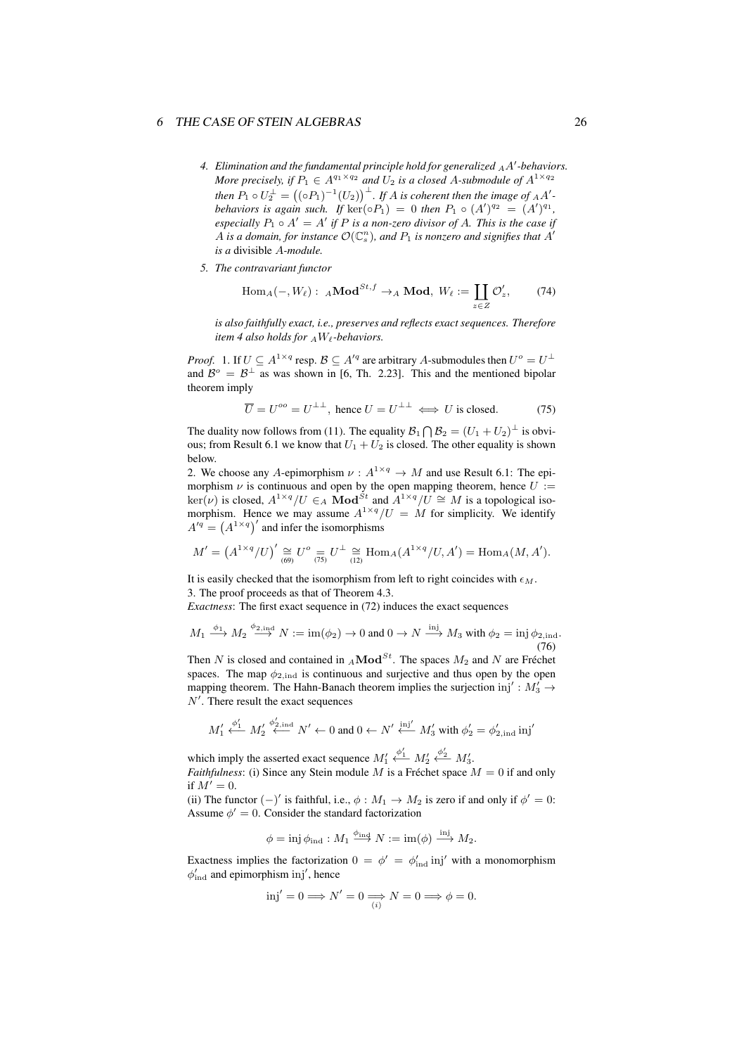4. *Elimination and the fundamental principle hold for generalized ${}_AA'$-behaviors. More precisely, if $P_1 \in A^{q_1 \times q_2}$ and $U_2$ is a closed $A$-submodule of $A^{1\times q_2}$ then $P_1 \circ U_2^\perp = \left((\circ P_1)^{-1}(U_2)\right)^\perp$. If $A$ is coherent then the image of ${}_AA'$-behaviors is again such. If $\ker(\circ P_1) = 0$ then $P_1 \circ (A')^{q_2} = (A')^{q_1}$, especially $P_1 \circ A' = A'$ if $P$ is a non-zero divisor of $A$. This is the case if $A$ is a domain, for instance $\mathcal{O}(\mathbb{C}_s^n)$, and $P_1$ is nonzero and signifies that $A'$ is a* divisible *$A$-module.*

5. *The contravariant functor*

$$\mathrm{Hom}_A(-, W_\ell):\ {}_A\mathbf{Mod}^{St,f} \to_A \mathbf{Mod},\ W_\ell := \coprod_{z\in Z} \mathcal{O}'_z, \qquad (74)$$

*is also faithfully exact, i.e., preserves and reflects exact sequences. Therefore item 4 also holds for ${}_AW_\ell$-behaviors.*

*Proof.* 1. If $U \subseteq A^{1\times q}$ resp. $\mathcal{B} \subseteq A'^q$ are arbitrary $A$-submodules then $U^o = U^\perp$ and $\mathcal{B}^o = \mathcal{B}^\perp$ as was shown in [6, Th. 2.23]. This and the mentioned bipolar theorem imply

$$\overline{U} = U^{oo} = U^{\perp\perp},\ \text{hence } U = U^{\perp\perp} \iff U \text{ is closed.} \qquad (75)$$

The duality now follows from (11). The equality $\mathcal{B}_1 \bigcap \mathcal{B}_2 = (U_1 + U_2)^\perp$ is obvious; from Result 6.1 we know that $U_1 + U_2$ is closed. The other equality is shown below.

2. We choose any $A$-epimorphism $\nu : A^{1\times q} \to M$ and use Result 6.1: The epimorphism $\nu$ is continuous and open by the open mapping theorem, hence $U := \ker(\nu)$ is closed, $A^{1\times q}/U \in_A \mathbf{Mod}^{St}$ and $A^{1\times q}/U \cong M$ is a topological isomorphism. Hence we may assume $A^{1\times q}/U = M$ for simplicity. We identify $A'^q = \left(A^{1\times q}\right)'$ and infer the isomorphisms

$$M' = \left(A^{1\times q}/U\right)' \underset{(69)}{\cong} U^o \underset{(75)}{=} U^\perp \underset{(12)}{\cong} \mathrm{Hom}_A(A^{1\times q}/U, A') = \mathrm{Hom}_A(M, A').$$

It is easily checked that the isomorphism from left to right coincides with $\epsilon_M$.

3. The proof proceeds as that of Theorem 4.3.

*Exactness*: The first exact sequence in (72) induces the exact sequences

$$M_1 \xrightarrow{\phi_1} M_2 \xrightarrow{\phi_{2,\mathrm{ind}}} N := \mathrm{im}(\phi_2) \to 0 \text{ and } 0 \to N \xrightarrow{\mathrm{inj}} M_3 \text{ with } \phi_2 = \mathrm{inj}\,\phi_{2,\mathrm{ind}}. \qquad (76)$$

Then $N$ is closed and contained in ${}_A\mathbf{Mod}^{St}$. The spaces $M_2$ and $N$ are Fréchet spaces. The map $\phi_{2,\mathrm{ind}}$ is continuous and surjective and thus open by the open mapping theorem. The Hahn-Banach theorem implies the surjection $\mathrm{inj}' : M_3' \to N'$. There result the exact sequences

$$M_1' \xleftarrow{\phi_1'} M_2' \xleftarrow{\phi_{2,\mathrm{ind}}'} N' \leftarrow 0 \text{ and } 0 \leftarrow N' \xleftarrow{\mathrm{inj}'} M_3' \text{ with } \phi_2' = \phi_{2,\mathrm{ind}}'\,\mathrm{inj}'$$

which imply the asserted exact sequence $M_1' \xleftarrow{\phi_1'} M_2' \xleftarrow{\phi_2'} M_3'$.

*Faithfulness*: (i) Since any Stein module $M$ is a Fréchet space $M = 0$ if and only if $M' = 0$.

(ii) The functor $(-)'$ is faithful, i.e., $\phi : M_1 \to M_2$ is zero if and only if $\phi' = 0$: Assume $\phi' = 0$. Consider the standard factorization

$$\phi = \mathrm{inj}\,\phi_{\mathrm{ind}} : M_1 \xrightarrow{\phi_{\mathrm{ind}}} N := \mathrm{im}(\phi) \xrightarrow{\mathrm{inj}} M_2.$$

Exactness implies the factorization $0 = \phi' = \phi_{\mathrm{ind}}'\,\mathrm{inj}'$ with a monomorphism $\phi_{\mathrm{ind}}'$ and epimorphism $\mathrm{inj}'$, hence

$$\mathrm{inj}' = 0 \Longrightarrow N' = 0 \underset{(i)}{\Longrightarrow} N = 0 \Longrightarrow \phi = 0.$$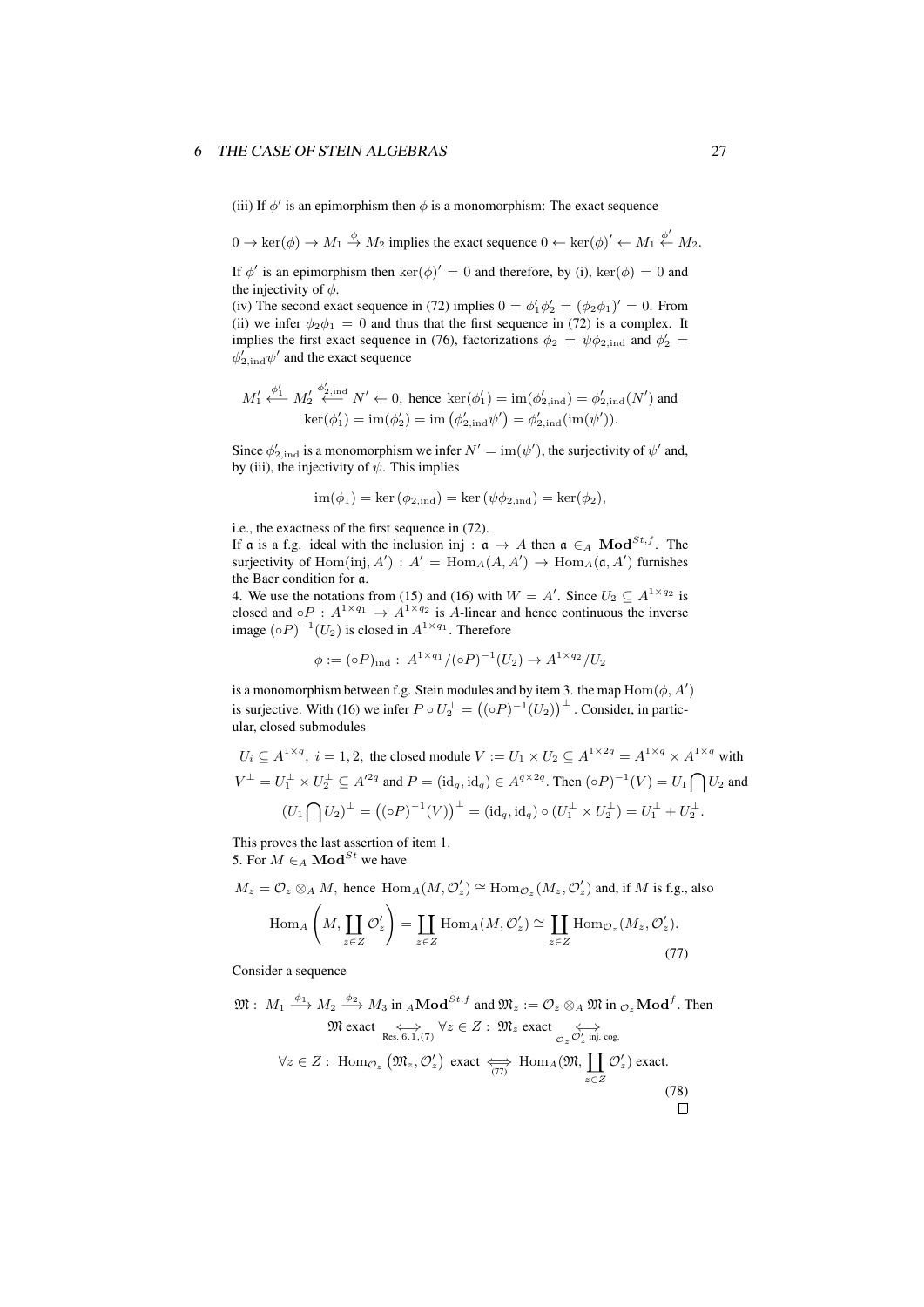(iii) If $\phi'$ is an epimorphism then $\phi$ is a monomorphism: The exact sequence

$0 \to \ker(\phi) \to M_1 \xrightarrow{\phi} M_2$ implies the exact sequence $0 \leftarrow \ker(\phi)' \leftarrow M_1 \xleftarrow{\phi'} M_2$.

If $\phi'$ is an epimorphism then $\ker(\phi)' = 0$ and therefore, by (i), $\ker(\phi) = 0$ and the injectivity of $\phi$.

(iv) The second exact sequence in (72) implies $0 = \phi_1'\phi_2' = (\phi_2\phi_1)' = 0$. From (ii) we infer $\phi_2\phi_1 = 0$ and thus that the first sequence in (72) is a complex. It implies the first exact sequence in (76), factorizations $\phi_2 = \psi\phi_{2,\mathrm{ind}}$ and $\phi_2' = \phi_{2,\mathrm{ind}}'\psi'$ and the exact sequence

$$M_1' \xleftarrow{\phi_1'} M_2' \xleftarrow{\phi_{2,\mathrm{ind}}'} N' \leftarrow 0, \text{ hence } \ker(\phi_1') = \mathrm{im}(\phi_{2,\mathrm{ind}}') = \phi_{2,\mathrm{ind}}'(N') \text{ and}$$
$$\ker(\phi_1') = \mathrm{im}(\phi_2') = \mathrm{im}\left(\phi_{2,\mathrm{ind}}'\psi'\right) = \phi_{2,\mathrm{ind}}'(\mathrm{im}(\psi')).$$

Since $\phi_{2,\mathrm{ind}}'$ is a monomorphism we infer $N' = \mathrm{im}(\psi')$, the surjectivity of $\psi'$ and, by (iii), the injectivity of $\psi$. This implies

$$\mathrm{im}(\phi_1) = \ker(\phi_{2,\mathrm{ind}}) = \ker(\psi\phi_{2,\mathrm{ind}}) = \ker(\phi_2),$$

i.e., the exactness of the first sequence in (72).

If $\mathfrak{a}$ is a f.g. ideal with the inclusion $\mathrm{inj} : \mathfrak{a} \to A$ then $\mathfrak{a} \in_A \mathbf{Mod}^{St,f}$. The surjectivity of $\mathrm{Hom}(\mathrm{inj}, A') : A' = \mathrm{Hom}_A(A, A') \to \mathrm{Hom}_A(\mathfrak{a}, A')$ furnishes the Baer condition for $\mathfrak{a}$.

4. We use the notations from (15) and (16) with $W = A'$. Since $U_2 \subseteq A^{1\times q_2}$ is closed and $\circ P : A^{1\times q_1} \to A^{1\times q_2}$ is $A$-linear and hence continuous the inverse image $(\circ P)^{-1}(U_2)$ is closed in $A^{1\times q_1}$. Therefore

$$\phi := (\circ P)_{\mathrm{ind}} : A^{1\times q_1}/(\circ P)^{-1}(U_2) \to A^{1\times q_2}/U_2$$

is a monomorphism between f.g. Stein modules and by item 3. the map $\mathrm{Hom}(\phi, A')$ is surjective. With (16) we infer $P \circ U_2^{\perp} = \left((\circ P)^{-1}(U_2)\right)^{\perp}$. Consider, in particular, closed submodules

$$U_i \subseteq A^{1\times q},\ i = 1, 2, \text{ the closed module } V := U_1 \times U_2 \subseteq A^{1\times 2q} = A^{1\times q} \times A^{1\times q} \text{ with}$$
$$V^{\perp} = U_1^{\perp} \times U_2^{\perp} \subseteq A'^{2q} \text{ and } P = (\mathrm{id}_q, \mathrm{id}_q) \in A^{q\times 2q}. \text{ Then } (\circ P)^{-1}(V) = U_1 \bigcap U_2 \text{ and}$$
$$(U_1 \bigcap U_2)^{\perp} = \left((\circ P)^{-1}(V)\right)^{\perp} = (\mathrm{id}_q, \mathrm{id}_q) \circ (U_1^{\perp} \times U_2^{\perp}) = U_1^{\perp} + U_2^{\perp}.$$

This proves the last assertion of item 1.

5. For $M \in_A \mathbf{Mod}^{St}$ we have

$$M_z = \mathcal{O}_z \otimes_A M, \text{ hence } \mathrm{Hom}_A(M, \mathcal{O}_z') \cong \mathrm{Hom}_{\mathcal{O}_z}(M_z, \mathcal{O}_z') \text{ and, if } M \text{ is f.g., also}$$
$$\mathrm{Hom}_A\left(M, \coprod_{z\in Z} \mathcal{O}_z'\right) = \coprod_{z\in Z} \mathrm{Hom}_A(M, \mathcal{O}_z') \cong \coprod_{z\in Z} \mathrm{Hom}_{\mathcal{O}_z}(M_z, \mathcal{O}_z'). \tag{77}$$

Consider a sequence

$$\mathfrak{M} :\ M_1 \xrightarrow{\phi_1} M_2 \xrightarrow{\phi_2} M_3 \text{ in } {}_A\mathbf{Mod}^{St,f} \text{ and } \mathfrak{M}_z := \mathcal{O}_z \otimes_A \mathfrak{M} \text{ in } {}_{\mathcal{O}_z}\mathbf{Mod}^f. \text{ Then}$$
$$\mathfrak{M} \text{ exact} \underset{\text{Res. 6.1,(7)}}{\iff} \forall z \in Z :\ \mathfrak{M}_z \text{ exact} \underset{\mathcal{O}_z\mathcal{O}_z' \text{ inj. cog.}}{\iff}$$
$$\forall z \in Z :\ \mathrm{Hom}_{\mathcal{O}_z}\left(\mathfrak{M}_z, \mathcal{O}_z'\right) \text{ exact} \underset{(77)}{\iff} \mathrm{Hom}_A(\mathfrak{M}, \coprod_{z\in Z} \mathcal{O}_z') \text{ exact.} \tag{78}$$

$\square$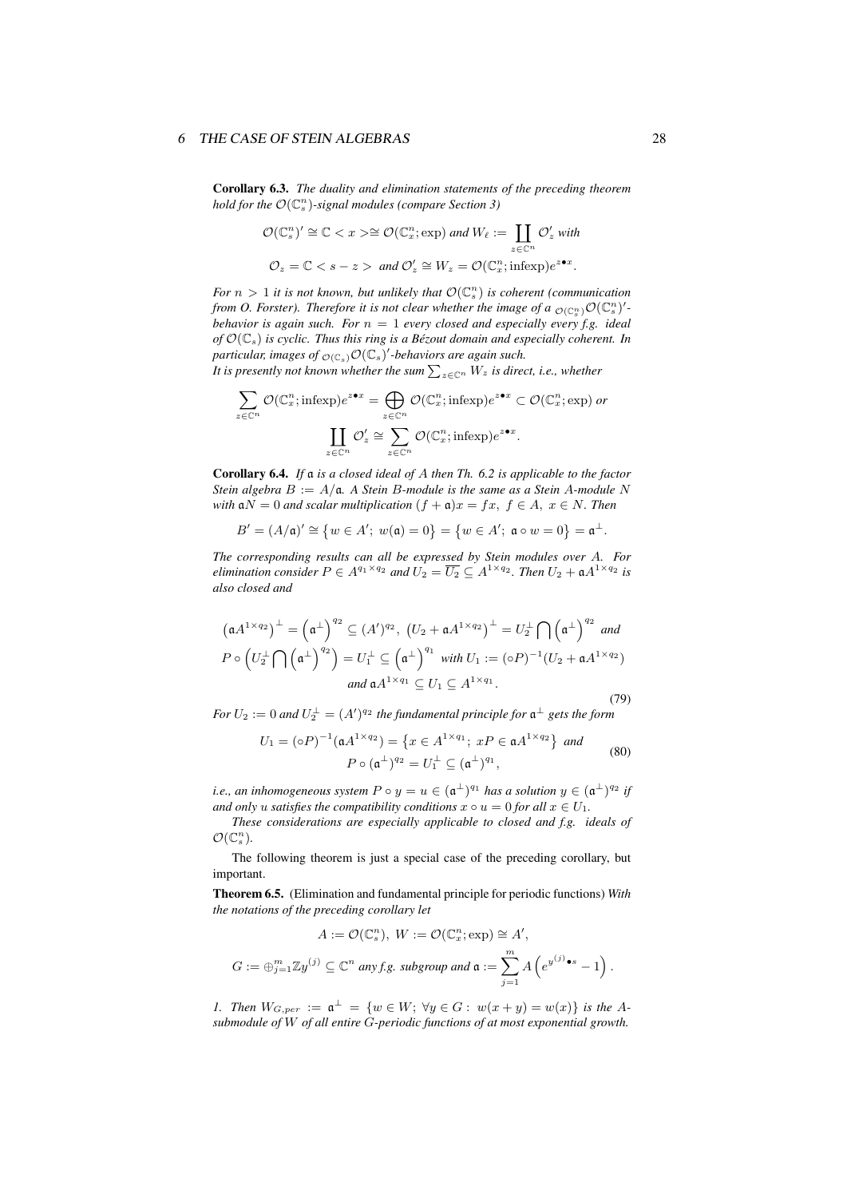**Corollary 6.3.** *The duality and elimination statements of the preceding theorem hold for the $\mathcal{O}(\mathbb{C}_s^n)$-signal modules (compare Section 3)*

$$\mathcal{O}(\mathbb{C}_s^n)' \cong \mathbb{C} < x > \cong \mathcal{O}(\mathbb{C}_x^n; \exp) \text{ and } W_\ell := \coprod_{z \in \mathbb{C}^n} \mathcal{O}'_z \text{ with}$$
$$\mathcal{O}_z = \mathbb{C} < s - z > \text{ and } \mathcal{O}'_z \cong W_z = \mathcal{O}(\mathbb{C}_x^n; \mathrm{infexp}) e^{z \bullet x}.$$

*For $n > 1$ it is not known, but unlikely that $\mathcal{O}(\mathbb{C}_s^n)$ is coherent (communication from O. Forster). Therefore it is not clear whether the image of a ${}_{\mathcal{O}(\mathbb{C}_s^n)}\mathcal{O}(\mathbb{C}_s^n)'$-behavior is again such. For $n = 1$ every closed and especially every f.g. ideal of $\mathcal{O}(\mathbb{C}_s)$ is cyclic. Thus this ring is a Bézout domain and especially coherent. In particular, images of ${}_{\mathcal{O}(\mathbb{C}_s)}\mathcal{O}(\mathbb{C}_s)'$-behaviors are again such.*
*It is presently not known whether the sum $\sum_{z \in \mathbb{C}^n} W_z$ is direct, i.e., whether*

$$\sum_{z \in \mathbb{C}^n} \mathcal{O}(\mathbb{C}_x^n; \mathrm{infexp}) e^{z \bullet x} = \bigoplus_{z \in \mathbb{C}^n} \mathcal{O}(\mathbb{C}_x^n; \mathrm{infexp}) e^{z \bullet x} \subset \mathcal{O}(\mathbb{C}_x^n; \exp) \text{ or}$$
$$\coprod_{z \in \mathbb{C}^n} \mathcal{O}'_z \cong \sum_{z \in \mathbb{C}^n} \mathcal{O}(\mathbb{C}_x^n; \mathrm{infexp}) e^{z \bullet x}.$$

**Corollary 6.4.** *If $\mathfrak{a}$ is a closed ideal of $A$ then Th. 6.2 is applicable to the factor Stein algebra $B := A/\mathfrak{a}$. A Stein $B$-module is the same as a Stein $A$-module $N$ with $\mathfrak{a}N = 0$ and scalar multiplication $(f + \mathfrak{a})x = fx,\ f \in A,\ x \in N$. Then*

$$B' = (A/\mathfrak{a})' \cong \{w \in A';\ w(\mathfrak{a}) = 0\} = \{w \in A';\ \mathfrak{a} \circ w = 0\} = \mathfrak{a}^\perp.$$

*The corresponding results can all be expressed by Stein modules over $A$. For elimination consider $P \in A^{q_1 \times q_2}$ and $U_2 = \overline{U_2} \subseteq A^{1 \times q_2}$. Then $U_2 + \mathfrak{a}A^{1 \times q_2}$ is also closed and*

$$\begin{gathered}
\left(\mathfrak{a}A^{1 \times q_2}\right)^\perp = \left(\mathfrak{a}^\perp\right)^{q_2} \subseteq (A')^{q_2},\ \left(U_2 + \mathfrak{a}A^{1 \times q_2}\right)^\perp = U_2^\perp \bigcap \left(\mathfrak{a}^\perp\right)^{q_2} \text{ and} \\
P \circ \left(U_2^\perp \bigcap \left(\mathfrak{a}^\perp\right)^{q_2}\right) = U_1^\perp \subseteq \left(\mathfrak{a}^\perp\right)^{q_1} \text{ with } U_1 := (\circ P)^{-1}(U_2 + \mathfrak{a}A^{1 \times q_2}) \\
\text{and } \mathfrak{a}A^{1 \times q_1} \subseteq U_1 \subseteq A^{1 \times q_1}.
\end{gathered} \tag{79}$$

*For $U_2 := 0$ and $U_2^\perp = (A')^{q_2}$ the fundamental principle for $\mathfrak{a}^\perp$ gets the form*

$$\begin{gathered}
U_1 = (\circ P)^{-1}(\mathfrak{a}A^{1 \times q_2}) = \{x \in A^{1 \times q_1};\ xP \in \mathfrak{a}A^{1 \times q_2}\} \text{ and} \\
P \circ (\mathfrak{a}^\perp)^{q_2} = U_1^\perp \subseteq (\mathfrak{a}^\perp)^{q_1},
\end{gathered} \tag{80}$$

*i.e., an inhomogeneous system $P \circ y = u \in (\mathfrak{a}^\perp)^{q_1}$ has a solution $y \in (\mathfrak{a}^\perp)^{q_2}$ if and only $u$ satisfies the compatibility conditions $x \circ u = 0$ for all $x \in U_1$.*

*These considerations are especially applicable to closed and f.g. ideals of $\mathcal{O}(\mathbb{C}_s^n)$.*

The following theorem is just a special case of the preceding corollary, but important.

**Theorem 6.5.** (Elimination and fundamental principle for periodic functions) *With the notations of the preceding corollary let*

$$A := \mathcal{O}(\mathbb{C}_s^n),\ W := \mathcal{O}(\mathbb{C}_x^n; \exp) \cong A',$$
$$G := \oplus_{j=1}^m \mathbb{Z}y^{(j)} \subseteq \mathbb{C}^n \text{ any f.g. subgroup and } \mathfrak{a} := \sum_{j=1}^m A\left(e^{y^{(j)} \bullet s} - 1\right).$$

*1. Then $W_{G,per} := \mathfrak{a}^\perp = \{w \in W;\ \forall y \in G:\ w(x + y) = w(x)\}$ is the $A$-submodule of $W$ of all entire $G$-periodic functions of at most exponential growth.*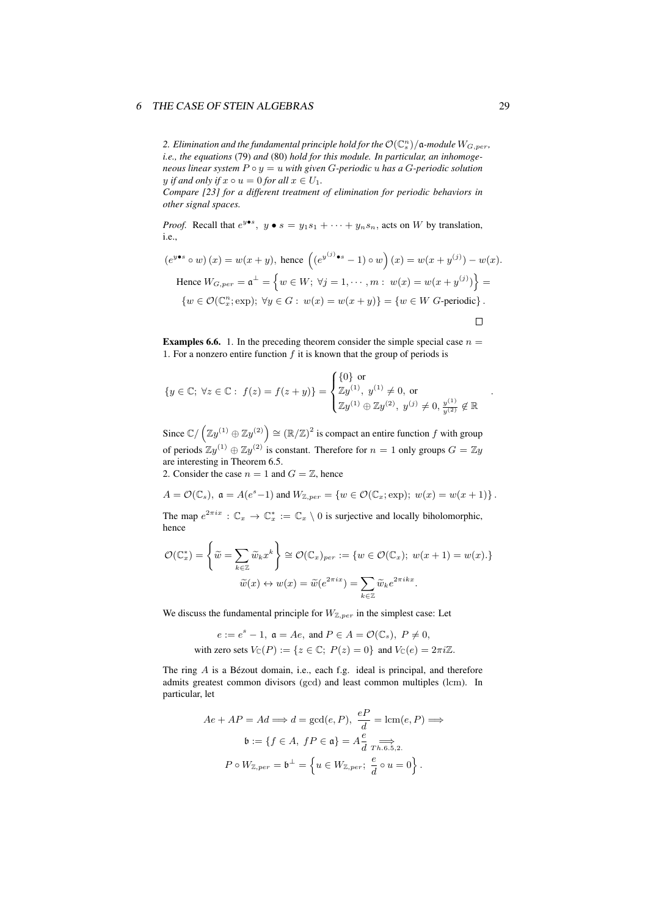*2. Elimination and the fundamental principle hold for the $\mathcal{O}(\mathbb{C}_s^n)/\mathfrak{a}$-module $W_{G,per}$, i.e., the equations* (79) *and* (80) *hold for this module. In particular, an inhomogeneous linear system $P \circ y = u$ with given $G$-periodic $u$ has a $G$-periodic solution $y$ if and only if $x \circ u = 0$ for all $x \in U_1$.*
*Compare [23] for a different treatment of elimination for periodic behaviors in other signal spaces.*

*Proof.* Recall that $e^{y \bullet s}$, $y \bullet s = y_1 s_1 + \cdots + y_n s_n$, acts on $W$ by translation, i.e.,

$$\left(e^{y \bullet s} \circ w\right)(x) = w(x+y), \text{ hence } \left((e^{y^{(j)} \bullet s} - 1) \circ w\right)(x) = w(x + y^{(j)}) - w(x).$$

$$\text{Hence } W_{G,per} = \mathfrak{a}^{\perp} = \left\{ w \in W;\ \forall j = 1, \cdots, m:\ w(x) = w(x + y^{(j)}) \right\} =$$

$$\{w \in \mathcal{O}(\mathbb{C}_x^n; \exp);\ \forall y \in G:\ w(x) = w(x+y)\} = \{w \in W\ G\text{-periodic}\}.$$

$\square$

**Examples 6.6.** 1. In the preceding theorem consider the simple special case $n = 1$. For a nonzero entire function $f$ it is known that the group of periods is

$$\{y \in \mathbb{C};\ \forall z \in \mathbb{C}:\ f(z) = f(z+y)\} = \begin{cases} \{0\} \text{ or} \\ \mathbb{Z}y^{(1)},\ y^{(1)} \neq 0, \text{ or} \\ \mathbb{Z}y^{(1)} \oplus \mathbb{Z}y^{(2)},\ y^{(j)} \neq 0,\ \frac{y^{(1)}}{y^{(2)}} \notin \mathbb{R} \end{cases}.$$

Since $\mathbb{C}/\left(\mathbb{Z}y^{(1)} \oplus \mathbb{Z}y^{(2)}\right) \cong (\mathbb{R}/\mathbb{Z})^2$ is compact an entire function $f$ with group of periods $\mathbb{Z}y^{(1)} \oplus \mathbb{Z}y^{(2)}$ is constant. Therefore for $n = 1$ only groups $G = \mathbb{Z}y$ are interesting in Theorem 6.5.

2. Consider the case $n = 1$ and $G = \mathbb{Z}$, hence

$$A = \mathcal{O}(\mathbb{C}_s),\ \mathfrak{a} = A(e^s - 1) \text{ and } W_{\mathbb{Z},per} = \{w \in \mathcal{O}(\mathbb{C}_x; \exp);\ w(x) = w(x+1)\}.$$

The map $e^{2\pi i x} : \mathbb{C}_x \to \mathbb{C}_x^* := \mathbb{C}_x \setminus 0$ is surjective and locally biholomorphic, hence

$$\mathcal{O}(\mathbb{C}_x^*) = \left\{ \widetilde{w} = \sum_{k \in \mathbb{Z}} \widetilde{w}_k x^k \right\} \cong \mathcal{O}(\mathbb{C}_x)_{per} := \{w \in \mathcal{O}(\mathbb{C}_x);\ w(x+1) = w(x).\}$$

$$\widetilde{w}(x) \leftrightarrow w(x) = \widetilde{w}(e^{2\pi i x}) = \sum_{k \in \mathbb{Z}} \widetilde{w}_k e^{2\pi i k x}.$$

We discuss the fundamental principle for $W_{\mathbb{Z},per}$ in the simplest case: Let

$$e := e^s - 1,\ \mathfrak{a} = Ae, \text{ and } P \in A = \mathcal{O}(\mathbb{C}_s),\ P \neq 0,$$
$$\text{with zero sets } V_{\mathbb{C}}(P) := \{z \in \mathbb{C};\ P(z) = 0\} \text{ and } V_{\mathbb{C}}(e) = 2\pi i \mathbb{Z}.$$

The ring $A$ is a Bézout domain, i.e., each f.g. ideal is principal, and therefore admits greatest common divisors (gcd) and least common multiples (lcm). In particular, let

$$Ae + AP = Ad \Longrightarrow d = \gcd(e, P),\ \frac{eP}{d} = \operatorname{lcm}(e, P) \Longrightarrow$$

$$\mathfrak{b} := \{f \in A,\ fP \in \mathfrak{a}\} = A\frac{e}{d} \underset{Th.6.5,2.}{\Longrightarrow}$$

$$P \circ W_{\mathbb{Z},per} = \mathfrak{b}^{\perp} = \left\{ u \in W_{\mathbb{Z},per};\ \frac{e}{d} \circ u = 0 \right\}.$$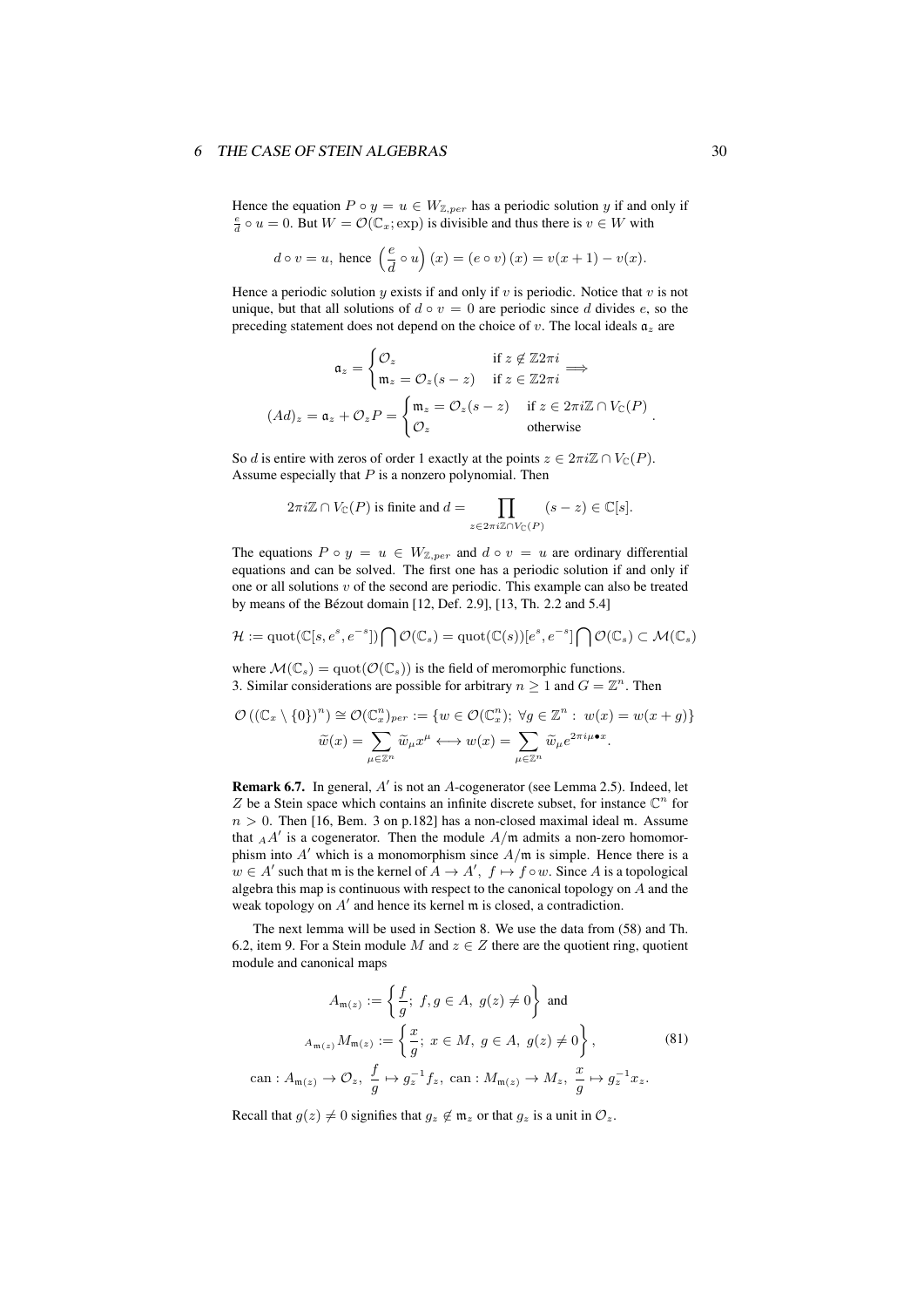Hence the equation $P \circ y = u \in W_{\mathbb{Z},per}$ has a periodic solution $y$ if and only if $\frac{e}{d} \circ u = 0$. But $W = \mathcal{O}(\mathbb{C}_x; \exp)$ is divisible and thus there is $v \in W$ with

$$d \circ v = u, \text{ hence } \left(\frac{e}{d} \circ u\right)(x) = (e \circ v)(x) = v(x+1) - v(x).$$

Hence a periodic solution $y$ exists if and only if $v$ is periodic. Notice that $v$ is not unique, but that all solutions of $d \circ v = 0$ are periodic since $d$ divides $e$, so the preceding statement does not depend on the choice of $v$. The local ideals $\mathfrak{a}_z$ are

$$\mathfrak{a}_z = \begin{cases} \mathcal{O}_z & \text{if } z \notin \mathbb{Z}2\pi i \\ \mathfrak{m}_z = \mathcal{O}_z(s-z) & \text{if } z \in \mathbb{Z}2\pi i \end{cases} \Longrightarrow$$

$$(Ad)_z = \mathfrak{a}_z + \mathcal{O}_z P = \begin{cases} \mathfrak{m}_z = \mathcal{O}_z(s-z) & \text{if } z \in 2\pi i\mathbb{Z} \cap V_{\mathbb{C}}(P) \\ \mathcal{O}_z & \text{otherwise} \end{cases}.$$

So $d$ is entire with zeros of order 1 exactly at the points $z \in 2\pi i\mathbb{Z} \cap V_{\mathbb{C}}(P)$. Assume especially that $P$ is a nonzero polynomial. Then

$$2\pi i\mathbb{Z} \cap V_{\mathbb{C}}(P) \text{ is finite and } d = \prod_{z \in 2\pi i\mathbb{Z} \cap V_{\mathbb{C}}(P)} (s-z) \in \mathbb{C}[s].$$

The equations $P \circ y = u \in W_{\mathbb{Z},per}$ and $d \circ v = u$ are ordinary differential equations and can be solved. The first one has a periodic solution if and only if one or all solutions $v$ of the second are periodic. This example can also be treated by means of the Bézout domain [12, Def. 2.9], [13, Th. 2.2 and 5.4]

$$\mathcal{H} := \mathrm{quot}(\mathbb{C}[s, e^s, e^{-s}]) \bigcap \mathcal{O}(\mathbb{C}_s) = \mathrm{quot}(\mathbb{C}(s))[e^s, e^{-s}] \bigcap \mathcal{O}(\mathbb{C}_s) \subset \mathcal{M}(\mathbb{C}_s)$$

where $\mathcal{M}(\mathbb{C}_s) = \mathrm{quot}(\mathcal{O}(\mathbb{C}_s))$ is the field of meromorphic functions.
3. Similar considerations are possible for arbitrary $n \geq 1$ and $G = \mathbb{Z}^n$. Then

$$\mathcal{O}\left((\mathbb{C}_x \setminus \{0\})^n\right) \cong \mathcal{O}(\mathbb{C}_x^n)_{per} := \{w \in \mathcal{O}(\mathbb{C}_x^n);\ \forall g \in \mathbb{Z}^n:\ w(x) = w(x+g)\}$$
$$\widetilde{w}(x) = \sum_{\mu \in \mathbb{Z}^n} \widetilde{w}_\mu x^\mu \longleftrightarrow w(x) = \sum_{\mu \in \mathbb{Z}^n} \widetilde{w}_\mu e^{2\pi i \mu \bullet x}.$$

**Remark 6.7.** In general, $A'$ is not an $A$-cogenerator (see Lemma 2.5). Indeed, let $Z$ be a Stein space which contains an infinite discrete subset, for instance $\mathbb{C}^n$ for $n > 0$. Then [16, Bem. 3 on p.182] has a non-closed maximal ideal $\mathfrak{m}$. Assume that ${}_AA'$ is a cogenerator. Then the module $A/\mathfrak{m}$ admits a non-zero homomorphism into $A'$ which is a monomorphism since $A/\mathfrak{m}$ is simple. Hence there is a $w \in A'$ such that $\mathfrak{m}$ is the kernel of $A \to A',\ f \mapsto f \circ w$. Since $A$ is a topological algebra this map is continuous with respect to the canonical topology on $A$ and the weak topology on $A'$ and hence its kernel $\mathfrak{m}$ is closed, a contradiction.

The next lemma will be used in Section 8. We use the data from (58) and Th. 6.2, item 9. For a Stein module $M$ and $z \in Z$ there are the quotient ring, quotient module and canonical maps

$$\begin{gathered} A_{\mathfrak{m}(z)} := \left\{\frac{f}{g};\ f, g \in A,\ g(z) \neq 0\right\} \text{ and} \\ {}_{A_{\mathfrak{m}(z)}}M_{\mathfrak{m}(z)} := \left\{\frac{x}{g};\ x \in M,\ g \in A,\ g(z) \neq 0\right\}, \\ \mathrm{can}: A_{\mathfrak{m}(z)} \to \mathcal{O}_z,\ \frac{f}{g} \mapsto g_z^{-1} f_z,\ \mathrm{can}: M_{\mathfrak{m}(z)} \to M_z,\ \frac{x}{g} \mapsto g_z^{-1} x_z. \end{gathered} \tag{81}$$

Recall that $g(z) \neq 0$ signifies that $g_z \notin \mathfrak{m}_z$ or that $g_z$ is a unit in $\mathcal{O}_z$.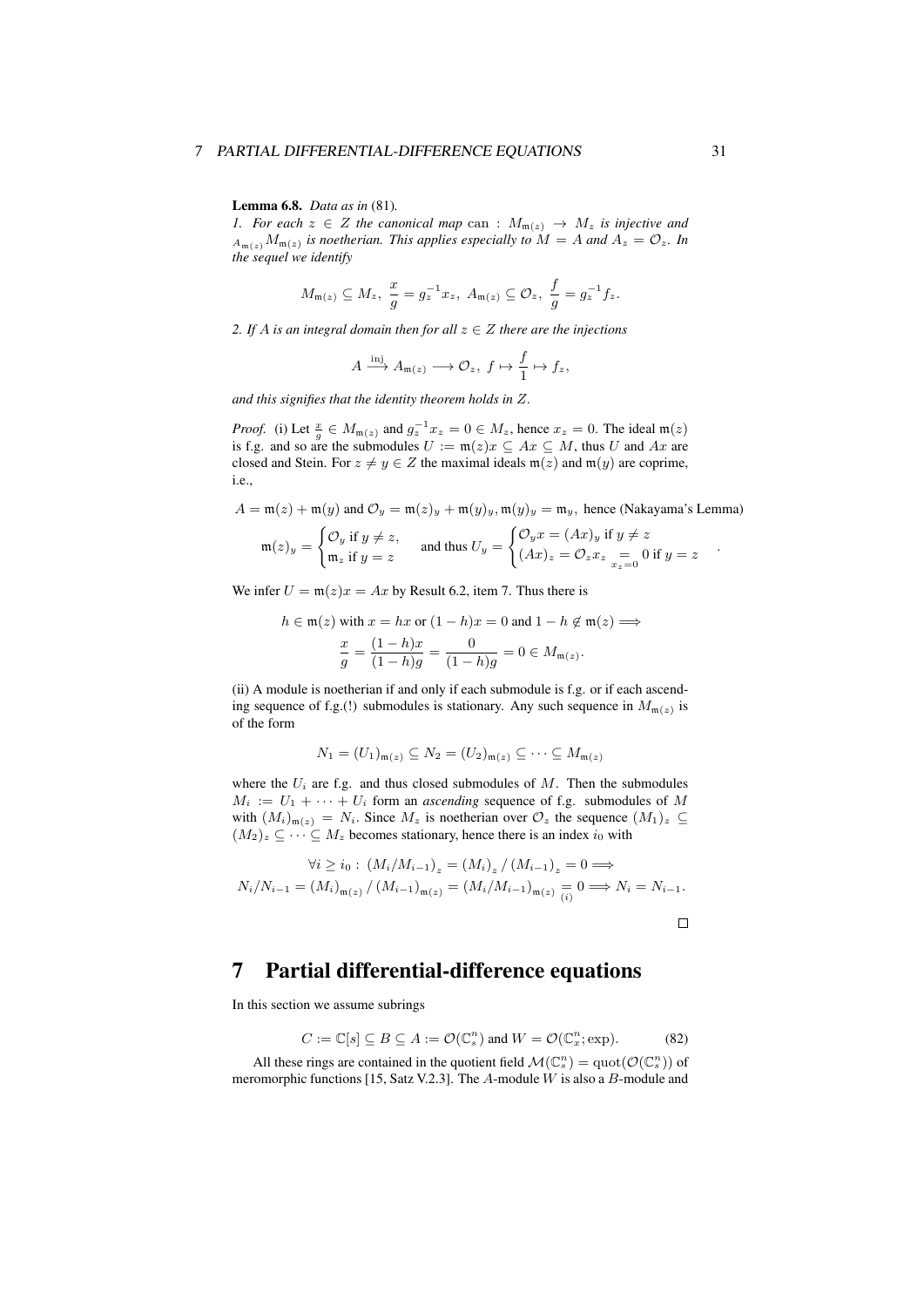**Lemma 6.8.** *Data as in* (81)*.*

*1. For each $z \in Z$ the canonical map $\mathrm{can} : M_{\mathfrak{m}(z)} \to M_z$ is injective and ${}_{A_{\mathfrak{m}(z)}}M_{\mathfrak{m}(z)}$ is noetherian. This applies especially to $M = A$ and $A_z = \mathcal{O}_z$. In the sequel we identify*

$$M_{\mathfrak{m}(z)} \subseteq M_z,\ \frac{x}{g} = g_z^{-1}x_z,\ A_{\mathfrak{m}(z)} \subseteq \mathcal{O}_z,\ \frac{f}{g} = g_z^{-1}f_z.$$

*2. If $A$ is an integral domain then for all $z \in Z$ there are the injections*

$$A \xrightarrow{\text{inj}} A_{\mathfrak{m}(z)} \longrightarrow \mathcal{O}_z,\ f \mapsto \frac{f}{1} \mapsto f_z,$$

*and this signifies that the identity theorem holds in $Z$.*

*Proof.* (i) Let $\frac{x}{g} \in M_{\mathfrak{m}(z)}$ and $g_z^{-1}x_z = 0 \in M_z$, hence $x_z = 0$. The ideal $\mathfrak{m}(z)$ is f.g. and so are the submodules $U := \mathfrak{m}(z)x \subseteq Ax \subseteq M$, thus $U$ and $Ax$ are closed and Stein. For $z \neq y \in Z$ the maximal ideals $\mathfrak{m}(z)$ and $\mathfrak{m}(y)$ are coprime, i.e.,

$$A = \mathfrak{m}(z) + \mathfrak{m}(y) \text{ and } \mathcal{O}_y = \mathfrak{m}(z)_y + \mathfrak{m}(y)_y, \mathfrak{m}(y)_y = \mathfrak{m}_y, \text{ hence (Nakayama's Lemma)}$$

$$\mathfrak{m}(z)_y = \begin{cases} \mathcal{O}_y \text{ if } y \neq z, \\ \mathfrak{m}_z \text{ if } y = z \end{cases} \quad \text{and thus } U_y = \begin{cases} \mathcal{O}_y x = (Ax)_y \text{ if } y \neq z \\ (Ax)_z = \mathcal{O}_z x_z \underset{x_z=0}{=} 0 \text{ if } y = z \end{cases}.$$

We infer $U = \mathfrak{m}(z)x = Ax$ by Result 6.2, item 7. Thus there is

$$h \in \mathfrak{m}(z) \text{ with } x = hx \text{ or } (1-h)x = 0 \text{ and } 1 - h \notin \mathfrak{m}(z) \Longrightarrow$$
$$\frac{x}{g} = \frac{(1-h)x}{(1-h)g} = \frac{0}{(1-h)g} = 0 \in M_{\mathfrak{m}(z)}.$$

(ii) A module is noetherian if and only if each submodule is f.g. or if each ascending sequence of f.g.(!) submodules is stationary. Any such sequence in $M_{\mathfrak{m}(z)}$ is of the form

$$N_1 = (U_1)_{\mathfrak{m}(z)} \subseteq N_2 = (U_2)_{\mathfrak{m}(z)} \subseteq \cdots \subseteq M_{\mathfrak{m}(z)}$$

where the $U_i$ are f.g. and thus closed submodules of $M$. Then the submodules $M_i := U_1 + \cdots + U_i$ form an *ascending* sequence of f.g. submodules of $M$ with $(M_i)_{\mathfrak{m}(z)} = N_i$. Since $M_z$ is noetherian over $\mathcal{O}_z$ the sequence $(M_1)_z \subseteq (M_2)_z \subseteq \cdots \subseteq M_z$ becomes stationary, hence there is an index $i_0$ with

$$\forall i \geq i_0 :\ (M_i/M_{i-1})_z = (M_i)_z \,/\, (M_{i-1})_z = 0 \Longrightarrow$$
$$N_i/N_{i-1} = (M_i)_{\mathfrak{m}(z)} \,/\, (M_{i-1})_{\mathfrak{m}(z)} = (M_i/M_{i-1})_{\mathfrak{m}(z)} \underset{(i)}{=} 0 \Longrightarrow N_i = N_{i-1}.$$

□

# 7 Partial differential-difference equations

In this section we assume subrings

$$C := \mathbb{C}[s] \subseteq B \subseteq A := \mathcal{O}(\mathbb{C}_s^n) \text{ and } W = \mathcal{O}(\mathbb{C}_x^n; \exp). \tag{82}$$

All these rings are contained in the quotient field $\mathcal{M}(\mathbb{C}_s^n) = \mathrm{quot}(\mathcal{O}(\mathbb{C}_s^n))$ of meromorphic functions [15, Satz V.2.3]. The $A$-module $W$ is also a $B$-module and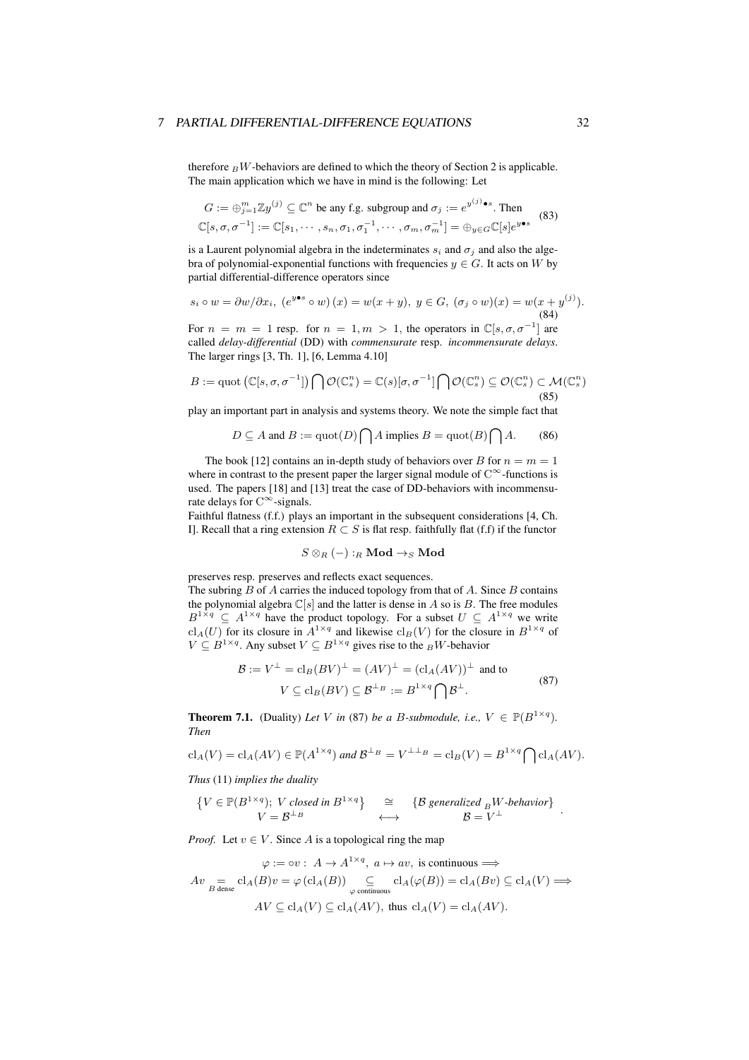therefore ${}_BW$-behaviors are defined to which the theory of Section 2 is applicable. The main application which we have in mind is the following: Let

$$
\begin{aligned}
&G := \oplus_{j=1}^{m}\mathbb{Z}y^{(j)} \subseteq \mathbb{C}^n \text{ be any f.g. subgroup and } \sigma_j := e^{y^{(j)}\bullet s}. \text{ Then}\\
&\mathbb{C}[s,\sigma,\sigma^{-1}] := \mathbb{C}[s_1,\cdots,s_n,\sigma_1,\sigma_1^{-1},\cdots,\sigma_m,\sigma_m^{-1}] = \oplus_{y\in G}\mathbb{C}[s]e^{y\bullet s}
\end{aligned}
\tag{83}
$$

is a Laurent polynomial algebra in the indeterminates $s_i$ and $\sigma_j$ and also the algebra of polynomial-exponential functions with frequencies $y \in G$. It acts on $W$ by partial differential-difference operators since

$$
s_i \circ w = \partial w/\partial x_i,\ (e^{y\bullet s}\circ w)(x) = w(x+y),\ y\in G,\ (\sigma_j\circ w)(x) = w(x+y^{(j)}).
\tag{84}
$$

For $n = m = 1$ resp. for $n = 1, m > 1$, the operators in $\mathbb{C}[s,\sigma,\sigma^{-1}]$ are called *delay-differential* (DD) with *commensurate* resp. *incommensurate delays*. The larger rings [3, Th. 1], [6, Lemma 4.10]

$$
B := \operatorname{quot}\left(\mathbb{C}[s,\sigma,\sigma^{-1}]\right)\bigcap\mathcal{O}(\mathbb{C}_s^n) = \mathbb{C}(s)[\sigma,\sigma^{-1}]\bigcap\mathcal{O}(\mathbb{C}_s^n) \subseteq \mathcal{O}(\mathbb{C}_s^n) \subset \mathcal{M}(\mathbb{C}_s^n)
\tag{85}
$$

play an important part in analysis and systems theory. We note the simple fact that

$$
D \subseteq A \text{ and } B := \operatorname{quot}(D)\bigcap A \text{ implies } B = \operatorname{quot}(B)\bigcap A.
\tag{86}
$$

The book [12] contains an in-depth study of behaviors over $B$ for $n = m = 1$ where in contrast to the present paper the larger signal module of $\mathrm{C}^\infty$-functions is used. The papers [18] and [13] treat the case of DD-behaviors with incommensurate delays for $\mathrm{C}^\infty$-signals.

Faithful flatness (f.f.) plays an important in the subsequent considerations [4, Ch. I]. Recall that a ring extension $R \subset S$ is flat resp. faithfully flat (f.f) if the functor

$$
S \otimes_R (-) :_R \mathbf{Mod} \to_S \mathbf{Mod}
$$

preserves resp. preserves and reflects exact sequences.

The subring $B$ of $A$ carries the induced topology from that of $A$. Since $B$ contains the polynomial algebra $\mathbb{C}[s]$ and the latter is dense in $A$ so is $B$. The free modules $B^{1\times q} \subseteq A^{1\times q}$ have the product topology. For a subset $U \subseteq A^{1\times q}$ we write $\mathrm{cl}_A(U)$ for its closure in $A^{1\times q}$ and likewise $\mathrm{cl}_B(V)$ for the closure in $B^{1\times q}$ of $V \subseteq B^{1\times q}$. Any subset $V \subseteq B^{1\times q}$ gives rise to the ${}_BW$-behavior

$$
\begin{aligned}
&\mathcal{B} := V^\perp = \mathrm{cl}_B(BV)^\perp = (AV)^\perp = (\mathrm{cl}_A(AV))^\perp \text{ and to}\\
&V \subseteq \mathrm{cl}_B(BV) \subseteq \mathcal{B}^{\perp_B} := B^{1\times q}\bigcap\mathcal{B}^\perp.
\end{aligned}
\tag{87}
$$

**Theorem 7.1.** (Duality) *Let $V$ in* (87) *be a $B$-submodule, i.e., $V \in \mathbb{P}(B^{1\times q})$. Then*

$$
\mathrm{cl}_A(V) = \mathrm{cl}_A(AV) \in \mathbb{P}(A^{1\times q}) \text{ and } \mathcal{B}^{\perp_B} = V^{\perp\perp_B} = \mathrm{cl}_B(V) = B^{1\times q}\bigcap\mathrm{cl}_A(AV).
$$

*Thus* (11) *implies the duality*

$$
\begin{array}{ccc}
\left\{V \in \mathbb{P}(B^{1\times q});\ V \text{ closed in } B^{1\times q}\right\} & \cong & \{\mathcal{B} \text{ generalized } {}_BW\text{-behavior}\}\\
V = \mathcal{B}^{\perp_B} & \longleftrightarrow & \mathcal{B} = V^\perp
\end{array}.
$$

*Proof.* Let $v \in V$. Since $A$ is a topological ring the map

$$
\begin{aligned}
&\varphi := \circ v:\ A \to A^{1\times q},\ a \mapsto av, \text{ is continuous} \Longrightarrow\\
&Av \underset{B\text{ dense}}{=} \mathrm{cl}_A(B)v = \varphi\left(\mathrm{cl}_A(B)\right) \underset{\varphi\text{ continuous}}{\subseteq} \mathrm{cl}_A(\varphi(B)) = \mathrm{cl}_A(Bv) \subseteq \mathrm{cl}_A(V) \Longrightarrow\\
&AV \subseteq \mathrm{cl}_A(V) \subseteq \mathrm{cl}_A(AV), \text{ thus } \mathrm{cl}_A(V) = \mathrm{cl}_A(AV).
\end{aligned}
$$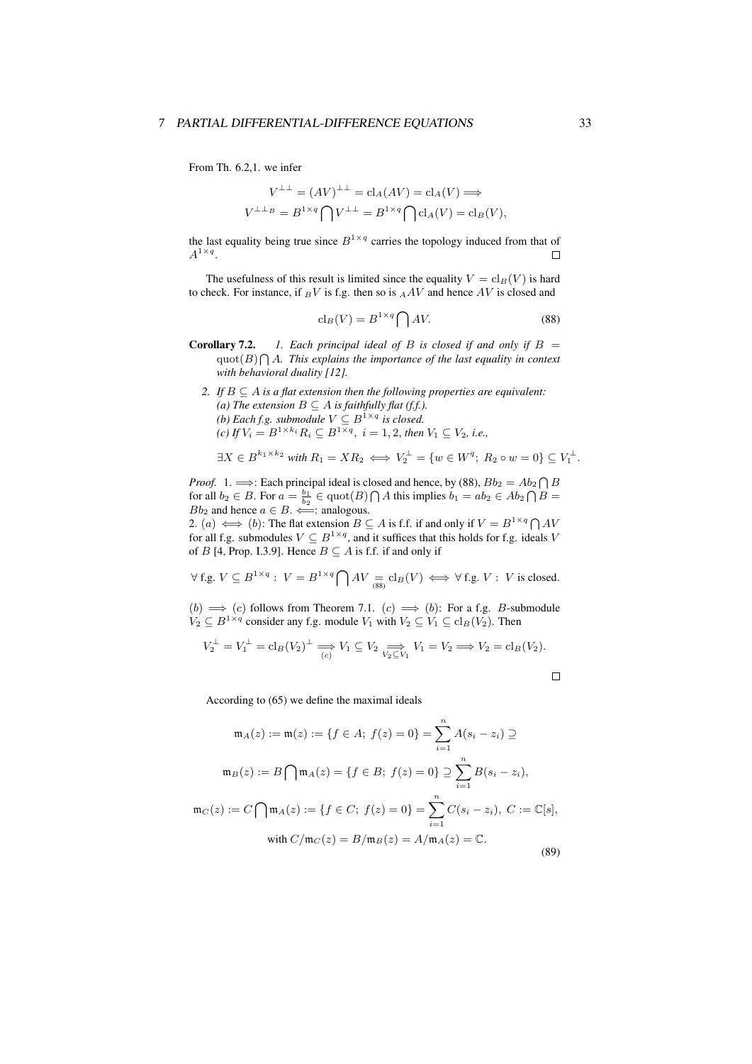From Th. 6.2,1. we infer

$$V^{\perp\perp} = (AV)^{\perp\perp} = \mathrm{cl}_A(AV) = \mathrm{cl}_A(V) \Longrightarrow$$
$$V^{\perp\perp_B} = B^{1\times q} \bigcap V^{\perp\perp} = B^{1\times q} \bigcap \mathrm{cl}_A(V) = \mathrm{cl}_B(V),$$

the last equality being true since $B^{1\times q}$ carries the topology induced from that of $A^{1\times q}$. $\square$

The usefulness of this result is limited since the equality $V = \mathrm{cl}_B(V)$ is hard to check. For instance, if ${}_BV$ is f.g. then so is ${}_AAV$ and hence $AV$ is closed and

$$\mathrm{cl}_B(V) = B^{1\times q} \bigcap AV. \tag{88}$$

**Corollary 7.2.** *1. Each principal ideal of $B$ is closed if and only if $B = \mathrm{quot}(B) \bigcap A$. This explains the importance of the last equality in context with behavioral duality [12].*

*2. If $B \subseteq A$ is a flat extension then the following properties are equivalent:*
*(a) The extension $B \subseteq A$ is faithfully flat (f.f.).*
*(b) Each f.g. submodule $V \subseteq B^{1\times q}$ is closed.*
*(c) If $V_i = B^{1\times k_i}R_i \subseteq B^{1\times q},\ i = 1, 2,$ then $V_1 \subseteq V_2$, i.e.,*

$$\exists X \in B^{k_1\times k_2} \text{ with } R_1 = XR_2 \iff V_2^{\perp} = \{w \in W^q;\ R_2 \circ w = 0\} \subseteq V_1^{\perp}.$$

*Proof.* 1. $\Longrightarrow$: Each principal ideal is closed and hence, by (88), $Bb_2 = Ab_2 \bigcap B$ for all $b_2 \in B$. For $a = \frac{b_1}{b_2} \in \mathrm{quot}(B) \bigcap A$ this implies $b_1 = ab_2 \in Ab_2 \bigcap B = Bb_2$ and hence $a \in B$. $\Longleftarrow$: analogous.
2. $(a) \iff (b)$: The flat extension $B \subseteq A$ is f.f. if and only if $V = B^{1\times q} \bigcap AV$ for all f.g. submodules $V \subseteq B^{1\times q}$, and it suffices that this holds for f.g. ideals $V$ of $B$ [4, Prop. I.3.9]. Hence $B \subseteq A$ is f.f. if and only if

$$\forall \text{ f.g. } V \subseteq B^{1\times q}:\ V = B^{1\times q} \bigcap AV \underset{(88)}{=} \mathrm{cl}_B(V) \iff \forall \text{ f.g. } V:\ V \text{ is closed.}$$

$(b) \Longrightarrow (c)$ follows from Theorem 7.1. $(c) \Longrightarrow (b)$: For a f.g. $B$-submodule $V_2 \subseteq B^{1\times q}$ consider any f.g. module $V_1$ with $V_2 \subseteq V_1 \subseteq \mathrm{cl}_B(V_2)$. Then

$$V_2^{\perp} = V_1^{\perp} = \mathrm{cl}_B(V_2)^{\perp} \underset{(c)}{\Longrightarrow} V_1 \subseteq V_2 \underset{V_2\subseteq V_1}{\Longrightarrow} V_1 = V_2 \Longrightarrow V_2 = \mathrm{cl}_B(V_2).$$

$\square$

According to (65) we define the maximal ideals

$$\begin{aligned}
\mathfrak{m}_A(z) := \mathfrak{m}(z) := \{f \in A;\ f(z) = 0\} = \sum_{i=1}^{n} A(s_i - z_i) \supseteq \\
\mathfrak{m}_B(z) := B \bigcap \mathfrak{m}_A(z) = \{f \in B;\ f(z) = 0\} \supseteq \sum_{i=1}^{n} B(s_i - z_i), \\
\mathfrak{m}_C(z) := C \bigcap \mathfrak{m}_A(z) := \{f \in C;\ f(z) = 0\} = \sum_{i=1}^{n} C(s_i - z_i),\ C := \mathbb{C}[s], \\
\text{with } C/\mathfrak{m}_C(z) = B/\mathfrak{m}_B(z) = A/\mathfrak{m}_A(z) = \mathbb{C}.
\end{aligned} \tag{89}$$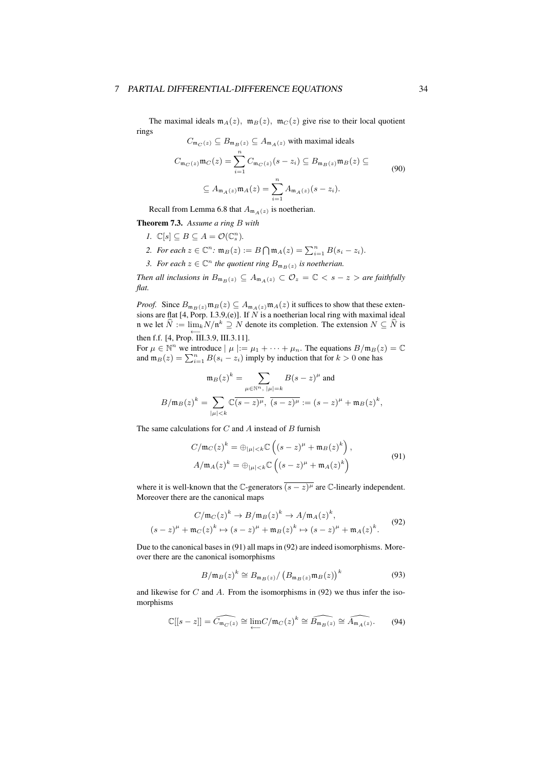The maximal ideals $\mathfrak{m}_A(z),\ \mathfrak{m}_B(z),\ \mathfrak{m}_C(z)$ give rise to their local quotient rings

$$
\begin{gathered}
C_{\mathfrak{m}_C(z)} \subseteq B_{\mathfrak{m}_B(z)} \subseteq A_{\mathfrak{m}_A(z)} \text{ with maximal ideals} \\
C_{\mathfrak{m}_C(z)}\mathfrak{m}_C(z) = \sum_{i=1}^{n} C_{\mathfrak{m}_C(z)}(s-z_i) \subseteq B_{\mathfrak{m}_B(z)}\mathfrak{m}_B(z) \subseteq \\
\subseteq A_{\mathfrak{m}_A(z)}\mathfrak{m}_A(z) = \sum_{i=1}^{n} A_{\mathfrak{m}_A(z)}(s-z_i).
\end{gathered}
\tag{90}
$$

Recall from Lemma 6.8 that $A_{\mathfrak{m}_A(z)}$ is noetherian.

**Theorem 7.3.** *Assume a ring $B$ with*

1. $\mathbb{C}[s] \subseteq B \subseteq A = \mathcal{O}(\mathbb{C}^n_s)$.
2. *For each $z \in \mathbb{C}^n$: $\mathfrak{m}_B(z) := B \bigcap \mathfrak{m}_A(z) = \sum_{i=1}^{n} B(s_i - z_i)$.*
3. *For each $z \in \mathbb{C}^n$ the quotient ring $B_{\mathfrak{m}_B(z)}$ is noetherian.*

*Then all inclusions in $B_{\mathfrak{m}_B(z)} \subseteq A_{\mathfrak{m}_A(z)} \subset \mathcal{O}_z = \mathbb{C} < s - z >$ are faithfully flat.*

*Proof.* Since $B_{\mathfrak{m}_B(z)}\mathfrak{m}_B(z) \subseteq A_{\mathfrak{m}_A(z)}\mathfrak{m}_A(z)$ it suffices to show that these extensions are flat [4, Porp. I.3.9,(e)]. If $N$ is a noetherian local ring with maximal ideal $\mathfrak{n}$ we let $\widehat{N} := \varprojlim_k N/\mathfrak{n}^k \supseteq N$ denote its completion. The extension $N \subseteq \widehat{N}$ is then f.f. [4, Prop. III.3.9, III.3.11].

For $\mu \in \mathbb{N}^n$ we introduce $\mid \mu \mid := \mu_1 + \cdots + \mu_n$. The equations $B/\mathfrak{m}_B(z) = \mathbb{C}$ and $\mathfrak{m}_B(z) = \sum_{i=1}^{n} B(s_i - z_i)$ imply by induction that for $k > 0$ one has

$$
\begin{gathered}
\mathfrak{m}_B(z)^k = \sum_{\mu \in \mathbb{N}^n,\ |\mu| = k} B(s-z)^\mu \text{ and} \\
B/\mathfrak{m}_B(z)^k = \sum_{|\mu|<k} \mathbb{C}\overline{(s-z)^\mu},\ \overline{(s-z)^\mu} := (s-z)^\mu + \mathfrak{m}_B(z)^k,
\end{gathered}
$$

The same calculations for $C$ and $A$ instead of $B$ furnish

$$
\begin{aligned}
C/\mathfrak{m}_C(z)^k &= \oplus_{|\mu|<k}\mathbb{C}\left((s-z)^\mu + \mathfrak{m}_B(z)^k\right), \\
A/\mathfrak{m}_A(z)^k &= \oplus_{|\mu|<k}\mathbb{C}\left((s-z)^\mu + \mathfrak{m}_A(z)^k\right)
\end{aligned}
\tag{91}
$$

where it is well-known that the $\mathbb{C}$-generators $\overline{(s-z)^\mu}$ are $\mathbb{C}$-linearly independent. Moreover there are the canonical maps

$$
\begin{gathered}
C/\mathfrak{m}_C(z)^k \to B/\mathfrak{m}_B(z)^k \to A/\mathfrak{m}_A(z)^k, \\
(s-z)^\mu + \mathfrak{m}_C(z)^k \mapsto (s-z)^\mu + \mathfrak{m}_B(z)^k \mapsto (s-z)^\mu + \mathfrak{m}_A(z)^k.
\end{gathered}
\tag{92}
$$

Due to the canonical bases in (91) all maps in (92) are indeed isomorphisms. Moreover there are the canonical isomorphisms

$$
B/\mathfrak{m}_B(z)^k \cong B_{\mathfrak{m}_B(z)}/\left(B_{\mathfrak{m}_B(z)}\mathfrak{m}_B(z)\right)^k \tag{93}
$$

and likewise for $C$ and $A$. From the isomorphisms in (92) we thus infer the isomorphisms

$$
\mathbb{C}[[s-z]] = \widehat{C_{\mathfrak{m}_C(z)}} \cong \varprojlim C/\mathfrak{m}_C(z)^k \cong \widehat{B_{\mathfrak{m}_B(z)}} \cong \widehat{A_{\mathfrak{m}_A(z)}}. \tag{94}
$$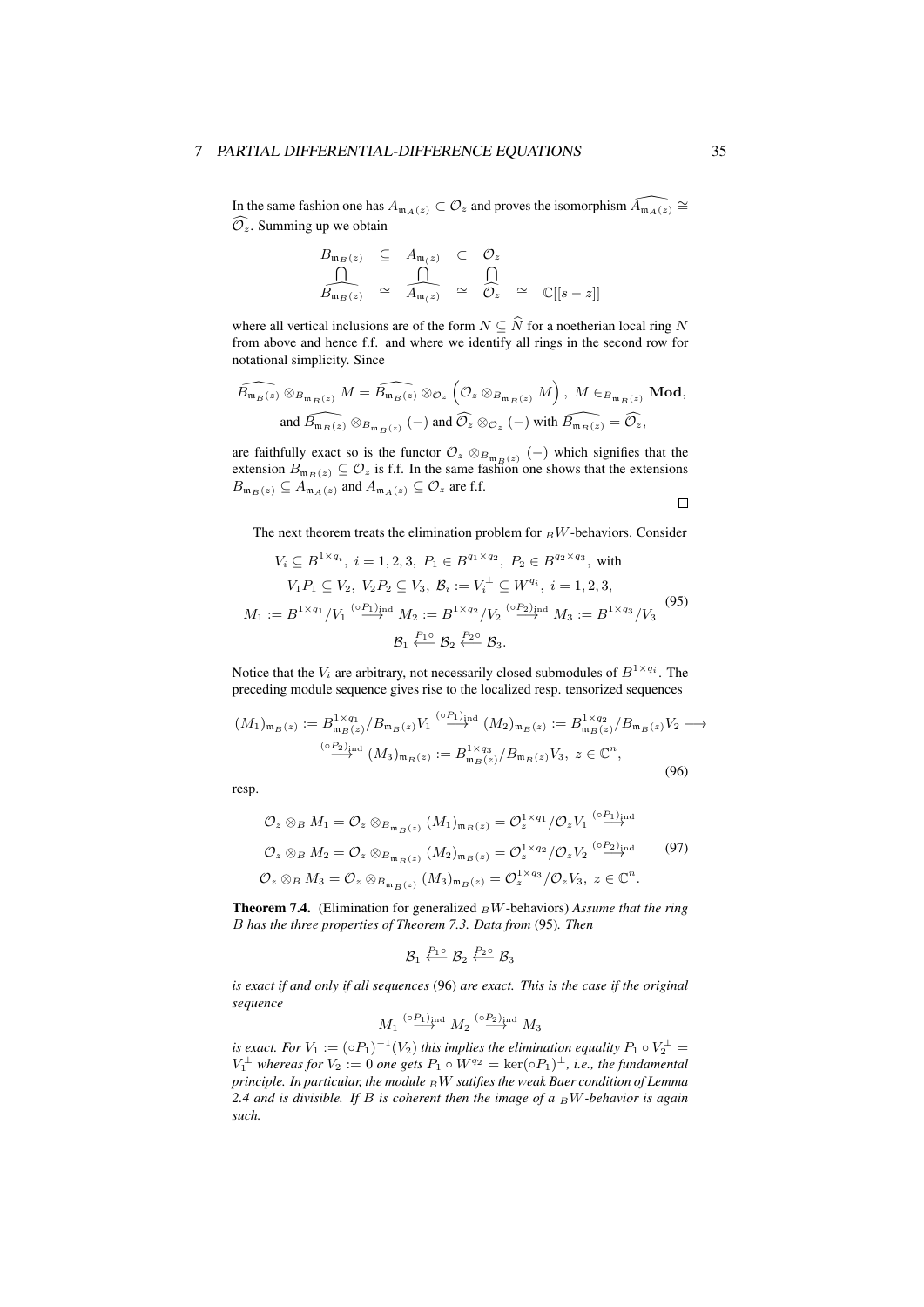In the same fashion one has $A_{\mathfrak{m}_A(z)} \subset \mathcal{O}_z$ and proves the isomorphism $\widehat{A_{\mathfrak{m}_A(z)}} \cong \widehat{\mathcal{O}_z}$. Summing up we obtain

$$\begin{array}{ccccccc}
B_{\mathfrak{m}_B(z)} & \subseteq & A_{\mathfrak{m}_(z)} & \subset & \mathcal{O}_z & & \\
\bigcap & & \bigcap & & \bigcap & & \\
\widehat{B_{\mathfrak{m}_B(z)}} & \cong & \widehat{A_{\mathfrak{m}_(z)}} & \cong & \widehat{\mathcal{O}_z} & \cong & \mathbb{C}[[s-z]]
\end{array}$$

where all vertical inclusions are of the form $N \subseteq \widehat{N}$ for a noetherian local ring $N$ from above and hence f.f. and where we identify all rings in the second row for notational simplicity. Since

$$\widehat{B_{\mathfrak{m}_B(z)}} \otimes_{B_{\mathfrak{m}_B(z)}} M = \widehat{B_{\mathfrak{m}_B(z)}} \otimes_{\mathcal{O}_z} \left(\mathcal{O}_z \otimes_{B_{\mathfrak{m}_B(z)}} M\right),\ M \in_{B_{\mathfrak{m}_B(z)}} \mathbf{Mod},$$
$$\text{and } \widehat{B_{\mathfrak{m}_B(z)}} \otimes_{B_{\mathfrak{m}_B(z)}} (-) \text{ and } \widehat{\mathcal{O}_z} \otimes_{\mathcal{O}_z} (-) \text{ with } \widehat{B_{\mathfrak{m}_B(z)}} = \widehat{\mathcal{O}_z},$$

are faithfully exact so is the functor $\mathcal{O}_z \otimes_{B_{\mathfrak{m}_B(z)}} (-)$ which signifies that the extension $B_{\mathfrak{m}_B(z)} \subseteq \mathcal{O}_z$ is f.f. In the same fashion one shows that the extensions $B_{\mathfrak{m}_B(z)} \subseteq A_{\mathfrak{m}_A(z)}$ and $A_{\mathfrak{m}_A(z)} \subseteq \mathcal{O}_z$ are f.f. □

The next theorem treats the elimination problem for ${}_BW$-behaviors. Consider

$$\begin{gathered}
V_i \subseteq B^{1\times q_i},\ i=1,2,3,\ P_1 \in B^{q_1\times q_2},\ P_2 \in B^{q_2\times q_3},\ \text{with} \\
V_1P_1 \subseteq V_2,\ V_2P_2 \subseteq V_3,\ \mathcal{B}_i := V_i^{\perp} \subseteq W^{q_i},\ i=1,2,3, \\
M_1 := B^{1\times q_1}/V_1 \overset{(\circ P_1)_{\mathrm{ind}}}{\longrightarrow} M_2 := B^{1\times q_2}/V_2 \overset{(\circ P_2)_{\mathrm{ind}}}{\longrightarrow} M_3 := B^{1\times q_3}/V_3 \\
\mathcal{B}_1 \overset{P_1\circ}{\longleftarrow} \mathcal{B}_2 \overset{P_2\circ}{\longleftarrow} \mathcal{B}_3.
\end{gathered} \tag{95}$$

Notice that the $V_i$ are arbitrary, not necessarily closed submodules of $B^{1\times q_i}$. The preceding module sequence gives rise to the localized resp. tensorized sequences

$$\begin{gathered}
(M_1)_{\mathfrak{m}_B(z)} := B^{1\times q_1}_{\mathfrak{m}_B(z)}/B_{\mathfrak{m}_B(z)}V_1 \overset{(\circ P_1)_{\mathrm{ind}}}{\longrightarrow} (M_2)_{\mathfrak{m}_B(z)} := B^{1\times q_2}_{\mathfrak{m}_B(z)}/B_{\mathfrak{m}_B(z)}V_2 \longrightarrow \\
\overset{(\circ P_2)_{\mathrm{ind}}}{\longrightarrow} (M_3)_{\mathfrak{m}_B(z)} := B^{1\times q_3}_{\mathfrak{m}_B(z)}/B_{\mathfrak{m}_B(z)}V_3,\ z \in \mathbb{C}^n,
\end{gathered} \tag{96}$$

resp.

$$\begin{gathered}
\mathcal{O}_z \otimes_B M_1 = \mathcal{O}_z \otimes_{B_{\mathfrak{m}_B(z)}} (M_1)_{\mathfrak{m}_B(z)} = \mathcal{O}_z^{1\times q_1}/\mathcal{O}_zV_1 \overset{(\circ P_1)_{\mathrm{ind}}}{\longrightarrow} \\
\mathcal{O}_z \otimes_B M_2 = \mathcal{O}_z \otimes_{B_{\mathfrak{m}_B(z)}} (M_2)_{\mathfrak{m}_B(z)} = \mathcal{O}_z^{1\times q_2}/\mathcal{O}_zV_2 \overset{(\circ P_2)_{\mathrm{ind}}}{\longrightarrow} \\
\mathcal{O}_z \otimes_B M_3 = \mathcal{O}_z \otimes_{B_{\mathfrak{m}_B(z)}} (M_3)_{\mathfrak{m}_B(z)} = \mathcal{O}_z^{1\times q_3}/\mathcal{O}_zV_3,\ z \in \mathbb{C}^n.
\end{gathered} \tag{97}$$

**Theorem 7.4.** (Elimination for generalized ${}_BW$-behaviors) *Assume that the ring $B$ has the three properties of Theorem 7.3. Data from* (95)*. Then*

$$\mathcal{B}_1 \overset{P_1\circ}{\longleftarrow} \mathcal{B}_2 \overset{P_2\circ}{\longleftarrow} \mathcal{B}_3$$

*is exact if and only if all sequences* (96) *are exact. This is the case if the original sequence*

$$M_1 \overset{(\circ P_1)_{\mathrm{ind}}}{\longrightarrow} M_2 \overset{(\circ P_2)_{\mathrm{ind}}}{\longrightarrow} M_3$$

*is exact. For $V_1 := (\circ P_1)^{-1}(V_2)$ this implies the elimination equality $P_1 \circ V_2^{\perp} = V_1^{\perp}$ whereas for $V_2 := 0$ one gets $P_1 \circ W^{q_2} = \ker(\circ P_1)^{\perp}$, i.e., the fundamental principle. In particular, the module ${}_BW$ satifies the weak Baer condition of Lemma 2.4 and is divisible. If $B$ is coherent then the image of a ${}_BW$-behavior is again such.*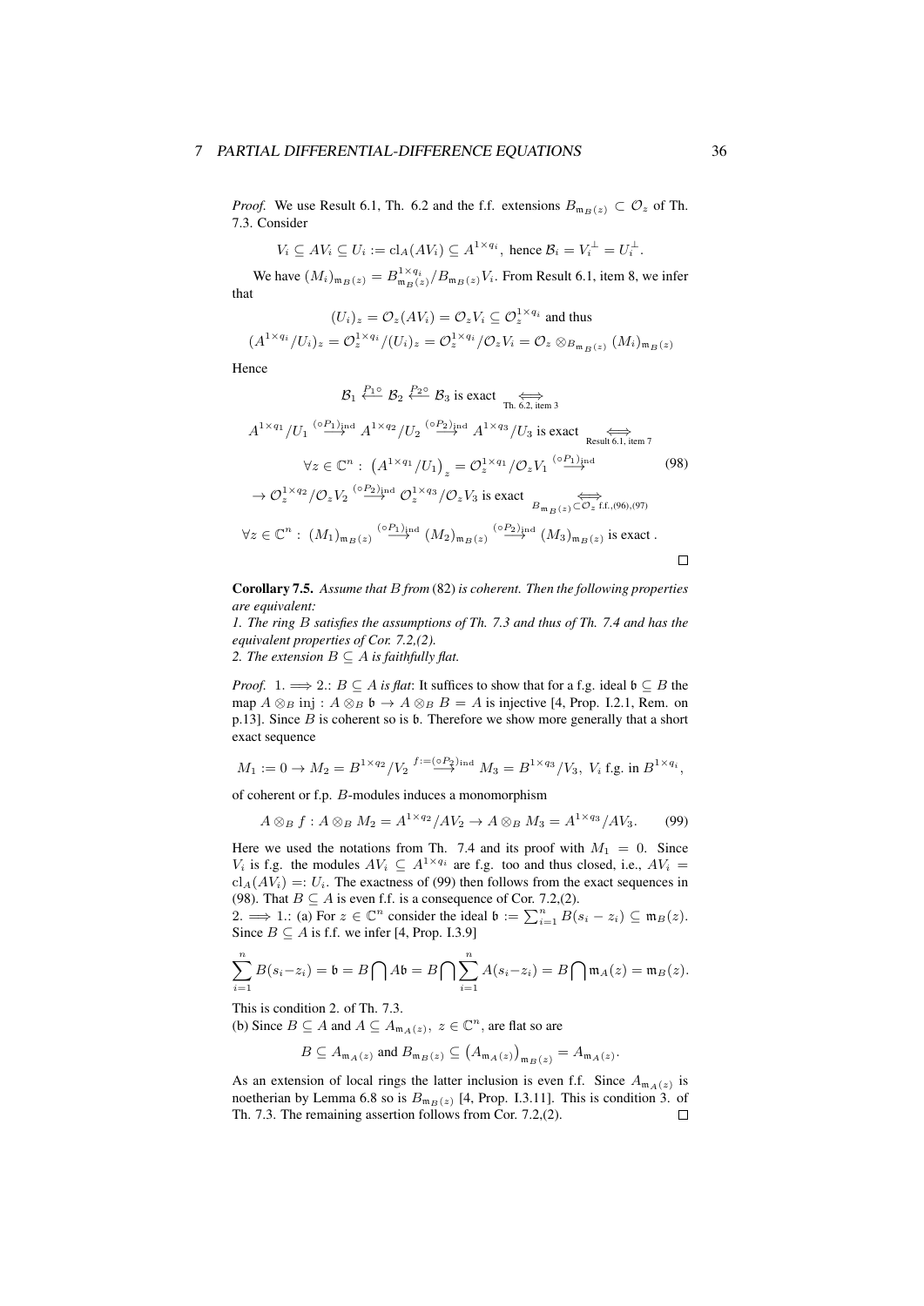*Proof.* We use Result 6.1, Th. 6.2 and the f.f. extensions $B_{\mathfrak{m}_B(z)} \subset \mathcal{O}_z$ of Th. 7.3. Consider

$$V_i \subseteq AV_i \subseteq U_i := \mathrm{cl}_A(AV_i) \subseteq A^{1\times q_i}, \text{ hence } \mathcal{B}_i = V_i^\perp = U_i^\perp.$$

We have $(M_i)_{\mathfrak{m}_B(z)} = B_{\mathfrak{m}_B(z)}^{1\times q_i}/B_{\mathfrak{m}_B(z)}V_i$. From Result 6.1, item 8, we infer that

$$(U_i)_z = \mathcal{O}_z(AV_i) = \mathcal{O}_z V_i \subseteq \mathcal{O}_z^{1\times q_i} \text{ and thus}$$
$$(A^{1\times q_i}/U_i)_z = \mathcal{O}_z^{1\times q_i}/(U_i)_z = \mathcal{O}_z^{1\times q_i}/\mathcal{O}_z V_i = \mathcal{O}_z \otimes_{B_{\mathfrak{m}_B(z)}} (M_i)_{\mathfrak{m}_B(z)}$$

Hence

$$\begin{aligned}
&\mathcal{B}_1 \overset{P_1\circ}{\longleftarrow} \mathcal{B}_2 \overset{P_2\circ}{\longleftarrow} \mathcal{B}_3 \text{ is exact } \underset{\text{Th. 6.2, item 3}}{\iff} \\
&A^{1\times q_1}/U_1 \overset{(\circ P_1)_{\mathrm{ind}}}{\longrightarrow} A^{1\times q_2}/U_2 \overset{(\circ P_2)_{\mathrm{ind}}}{\longrightarrow} A^{1\times q_3}/U_3 \text{ is exact } \underset{\text{Result 6.1, item 7}}{\iff} \\
&\forall z \in \mathbb{C}^n: \ \left(A^{1\times q_1}/U_1\right)_z = \mathcal{O}_z^{1\times q_1}/\mathcal{O}_z V_1 \overset{(\circ P_1)_{\mathrm{ind}}}{\longrightarrow} \qquad (98)\\
&\to \mathcal{O}_z^{1\times q_2}/\mathcal{O}_z V_2 \overset{(\circ P_2)_{\mathrm{ind}}}{\longrightarrow} \mathcal{O}_z^{1\times q_3}/\mathcal{O}_z V_3 \text{ is exact } \underset{B_{\mathfrak{m}_B(z)}\subset \mathcal{O}_z \text{ f.f.},(96),(97)}{\iff} \\
&\forall z \in \mathbb{C}^n: \ (M_1)_{\mathfrak{m}_B(z)} \overset{(\circ P_1)_{\mathrm{ind}}}{\longrightarrow} (M_2)_{\mathfrak{m}_B(z)} \overset{(\circ P_2)_{\mathrm{ind}}}{\longrightarrow} (M_3)_{\mathfrak{m}_B(z)} \text{ is exact .}
\end{aligned}$$

□

**Corollary 7.5.** *Assume that $B$ from* (82) *is coherent. Then the following properties are equivalent:*
*1. The ring $B$ satisfies the assumptions of Th. 7.3 and thus of Th. 7.4 and has the equivalent properties of Cor. 7.2,(2).*
*2. The extension $B \subseteq A$ is faithfully flat.*

*Proof.* 1. $\Longrightarrow$ 2.: *$B \subseteq A$ is flat*: It suffices to show that for a f.g. ideal $\mathfrak{b} \subseteq B$ the map $A \otimes_B \mathrm{inj} : A \otimes_B \mathfrak{b} \to A \otimes_B B = A$ is injective [4, Prop. I.2.1, Rem. on p.13]. Since $B$ is coherent so is $\mathfrak{b}$. Therefore we show more generally that a short exact sequence

$$M_1 := 0 \to M_2 = B^{1\times q_2}/V_2 \overset{f:=(\circ P_2)_{\mathrm{ind}}}{\longrightarrow} M_3 = B^{1\times q_3}/V_3, \ V_i \text{ f.g. in } B^{1\times q_i},$$

of coherent or f.p. $B$-modules induces a monomorphism

$$A \otimes_B f : A \otimes_B M_2 = A^{1\times q_2}/AV_2 \to A \otimes_B M_3 = A^{1\times q_3}/AV_3. \qquad (99)$$

Here we used the notations from Th. 7.4 and its proof with $M_1 = 0$. Since $V_i$ is f.g. the modules $AV_i \subseteq A^{1\times q_i}$ are f.g. too and thus closed, i.e., $AV_i = \mathrm{cl}_A(AV_i) =: U_i$. The exactness of (99) then follows from the exact sequences in (98). That $B \subseteq A$ is even f.f. is a consequence of Cor. 7.2,(2).
2. $\Longrightarrow$ 1.: (a) For $z \in \mathbb{C}^n$ consider the ideal $\mathfrak{b} := \sum_{i=1}^n B(s_i - z_i) \subseteq \mathfrak{m}_B(z)$. Since $B \subseteq A$ is f.f. we infer [4, Prop. I.3.9]

$$\sum_{i=1}^n B(s_i - z_i) = \mathfrak{b} = B \bigcap A\mathfrak{b} = B \bigcap \sum_{i=1}^n A(s_i - z_i) = B \bigcap \mathfrak{m}_A(z) = \mathfrak{m}_B(z).$$

This is condition 2. of Th. 7.3.
(b) Since $B \subseteq A$ and $A \subseteq A_{\mathfrak{m}_A(z)}$, $z \in \mathbb{C}^n$, are flat so are

$$B \subseteq A_{\mathfrak{m}_A(z)} \text{ and } B_{\mathfrak{m}_B(z)} \subseteq \left(A_{\mathfrak{m}_A(z)}\right)_{\mathfrak{m}_B(z)} = A_{\mathfrak{m}_A(z)}.$$

As an extension of local rings the latter inclusion is even f.f. Since $A_{\mathfrak{m}_A(z)}$ is noetherian by Lemma 6.8 so is $B_{\mathfrak{m}_B(z)}$ [4, Prop. I.3.11]. This is condition 3. of Th. 7.3. The remaining assertion follows from Cor. 7.2,(2). □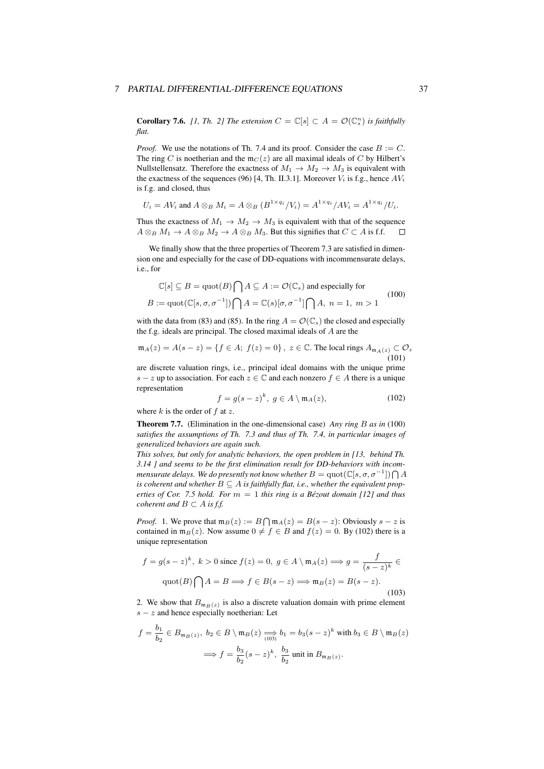**Corollary 7.6.** *[1, Th. 2] The extension $C = \mathbb{C}[s] \subset A = \mathcal{O}(\mathbb{C}_s^n)$ is faithfully flat.*

*Proof.* We use the notations of Th. 7.4 and its proof. Consider the case $B := C$. The ring $C$ is noetherian and the $\mathfrak{m}_C(z)$ are all maximal ideals of $C$ by Hilbert's Nullstellensatz. Therefore the exactness of $M_1 \to M_2 \to M_3$ is equivalent with the exactness of the sequences (96) [4, Th. II.3.1]. Moreover $V_i$ is f.g., hence $AV_i$ is f.g. and closed, thus

$$U_i = AV_i \text{ and } A \otimes_B M_i = A \otimes_B (B^{1 \times q_i}/V_i) = A^{1 \times q_i}/AV_i = A^{1 \times q_i}/U_i.$$

Thus the exactness of $M_1 \to M_2 \to M_3$ is equivalent with that of the sequence $A \otimes_B M_1 \to A \otimes_B M_2 \to A \otimes_B M_3$. But this signifies that $C \subset A$ is f.f. $\square$

We finally show that the three properties of Theorem 7.3 are satisfied in dimension one and especially for the case of DD-equations with incommensurate delays, i.e., for

$$\begin{gathered}\mathbb{C}[s] \subseteq B = \operatorname{quot}(B) \bigcap A \subseteq A := \mathcal{O}(\mathbb{C}_s) \text{ and especially for} \\ B := \operatorname{quot}(\mathbb{C}[s, \sigma, \sigma^{-1}]) \bigcap A = \mathbb{C}(s)[\sigma, \sigma^{-1}] \bigcap A, \ n = 1, \ m > 1\end{gathered} \tag{100}$$

with the data from (83) and (85). In the ring $A = \mathcal{O}(\mathbb{C}_s)$ the closed and especially the f.g. ideals are principal. The closed maximal ideals of $A$ are the

$$\mathfrak{m}_A(z) = A(s - z) = \{f \in A; \ f(z) = 0\}, \ z \in \mathbb{C}. \text{ The local rings } A_{\mathfrak{m}_A(z)} \subset \mathcal{O}_z \tag{101}$$

are discrete valuation rings, i.e., principal ideal domains with the unique prime $s - z$ up to association. For each $z \in \mathbb{C}$ and each nonzero $f \in A$ there is a unique representation

$$f = g(s - z)^k, \ g \in A \setminus \mathfrak{m}_A(z), \tag{102}$$

where $k$ is the order of $f$ at $z$.

**Theorem 7.7.** (Elimination in the one-dimensional case) *Any ring $B$ as in* (100) *satisfies the assumptions of Th. 7.3 and thus of Th. 7.4, in particular images of generalized behaviors are again such.*

*This solves, but only for analytic behaviors, the open problem in [13, behind Th. 3.14 ] and seems to be the first elimination result for DD-behaviors with incommensurate delays. We do presently not know whether $B = \operatorname{quot}(\mathbb{C}[s, \sigma, \sigma^{-1}]) \bigcap A$ is coherent and whether $B \subseteq A$ is faithfully flat, i.e., whether the equivalent properties of Cor. 7.5 hold. For $m = 1$ this ring is a Bézout domain [12] and thus coherent and $B \subset A$ is f.f.*

*Proof.* 1. We prove that $\mathfrak{m}_B(z) := B \bigcap \mathfrak{m}_A(z) = B(s - z)$: Obviously $s - z$ is contained in $\mathfrak{m}_B(z)$. Now assume $0 \neq f \in B$ and $f(z) = 0$. By (102) there is a unique representation

$$\begin{gathered}f = g(s - z)^k, \ k > 0 \text{ since } f(z) = 0, \ g \in A \setminus \mathfrak{m}_A(z) \Longrightarrow g = \frac{f}{(s - z)^k} \in \\ \operatorname{quot}(B) \bigcap A = B \Longrightarrow f \in B(s - z) \Longrightarrow \mathfrak{m}_B(z) = B(s - z).\end{gathered} \tag{103}$$

2. We show that $B_{\mathfrak{m}_B(z)}$ is also a discrete valuation domain with prime element $s - z$ and hence especially noetherian: Let

$$\begin{gathered}f = \frac{b_1}{b_2} \in B_{\mathfrak{m}_B(z)}, \ b_2 \in B \setminus \mathfrak{m}_B(z) \underset{(103)}{\Longrightarrow} b_1 = b_3(s - z)^k \text{ with } b_3 \in B \setminus \mathfrak{m}_B(z) \\ \Longrightarrow f = \frac{b_3}{b_2}(s - z)^k, \ \frac{b_3}{b_2} \text{ unit in } B_{\mathfrak{m}_B(z)}.\end{gathered}$$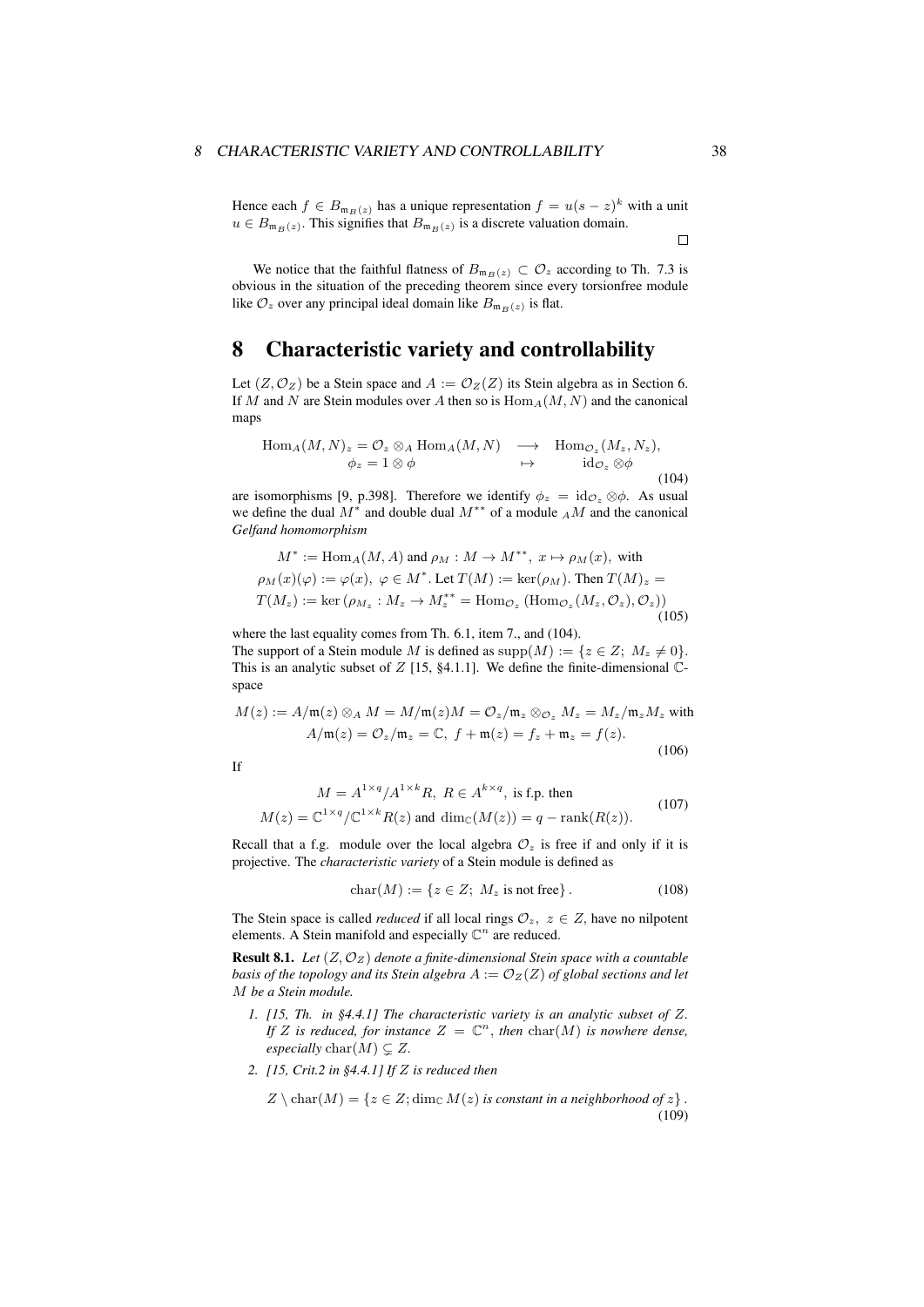Hence each $f \in B_{\mathfrak{m}_B(z)}$ has a unique representation $f = u(s-z)^k$ with a unit $u \in B_{\mathfrak{m}_B(z)}$. This signifies that $B_{\mathfrak{m}_B(z)}$ is a discrete valuation domain. □

We notice that the faithful flatness of $B_{\mathfrak{m}_B(z)} \subset \mathcal{O}_z$ according to Th. 7.3 is obvious in the situation of the preceding theorem since every torsionfree module like $\mathcal{O}_z$ over any principal ideal domain like $B_{\mathfrak{m}_B(z)}$ is flat.

# 8 Characteristic variety and controllability

Let $(Z, \mathcal{O}_Z)$ be a Stein space and $A := \mathcal{O}_Z(Z)$ its Stein algebra as in Section 6. If $M$ and $N$ are Stein modules over $A$ then so is $\mathrm{Hom}_A(M,N)$ and the canonical maps

$$
\begin{array}{rcl}
\mathrm{Hom}_A(M,N)_z = \mathcal{O}_z \otimes_A \mathrm{Hom}_A(M,N) & \longrightarrow & \mathrm{Hom}_{\mathcal{O}_z}(M_z, N_z), \\
\phi_z = 1 \otimes \phi & \mapsto & \mathrm{id}_{\mathcal{O}_z} \otimes \phi
\end{array}
\tag{104}
$$

are isomorphisms [9, p.398]. Therefore we identify $\phi_z = \mathrm{id}_{\mathcal{O}_z} \otimes \phi$. As usual we define the dual $M^*$ and double dual $M^{**}$ of a module ${}_AM$ and the canonical *Gelfand homomorphism*

$$
\begin{array}{l}
M^* := \mathrm{Hom}_A(M,A) \text{ and } \rho_M : M \to M^{**},\ x \mapsto \rho_M(x), \text{ with} \\
\rho_M(x)(\varphi) := \varphi(x),\ \varphi \in M^*. \text{ Let } T(M) := \ker(\rho_M). \text{ Then } T(M)_z = \\
T(M_z) := \ker\left(\rho_{M_z} : M_z \to M_z^{**} = \mathrm{Hom}_{\mathcal{O}_z}\left(\mathrm{Hom}_{\mathcal{O}_z}(M_z, \mathcal{O}_z), \mathcal{O}_z\right)\right)
\end{array}
\tag{105}
$$

where the last equality comes from Th. 6.1, item 7., and (104).
The support of a Stein module $M$ is defined as $\mathrm{supp}(M) := \{z \in Z;\ M_z \neq 0\}$. This is an analytic subset of $Z$ [15, §4.1.1]. We define the finite-dimensional $\mathbb{C}$-space

$$
\begin{array}{c}
M(z) := A/\mathfrak{m}(z) \otimes_A M = M/\mathfrak{m}(z)M = \mathcal{O}_z/\mathfrak{m}_z \otimes_{\mathcal{O}_z} M_z = M_z/\mathfrak{m}_z M_z \text{ with} \\
A/\mathfrak{m}(z) = \mathcal{O}_z/\mathfrak{m}_z = \mathbb{C},\ f + \mathfrak{m}(z) = f_z + \mathfrak{m}_z = f(z).
\end{array}
\tag{106}
$$

If

$$
\begin{array}{c}
M = A^{1\times q}/A^{1\times k}R,\ R \in A^{k\times q}, \text{ is f.p. then} \\
M(z) = \mathbb{C}^{1\times q}/\mathbb{C}^{1\times k}R(z) \text{ and } \dim_{\mathbb{C}}(M(z)) = q - \mathrm{rank}(R(z)).
\end{array}
\tag{107}
$$

Recall that a f.g. module over the local algebra $\mathcal{O}_z$ is free if and only if it is projective. The *characteristic variety* of a Stein module is defined as

$$
\mathrm{char}(M) := \{z \in Z;\ M_z \text{ is not free}\}.
\tag{108}
$$

The Stein space is called *reduced* if all local rings $\mathcal{O}_z,\ z \in Z$, have no nilpotent elements. A Stein manifold and especially $\mathbb{C}^n$ are reduced.

**Result 8.1.** *Let $(Z, \mathcal{O}_Z)$ denote a finite-dimensional Stein space with a countable basis of the topology and its Stein algebra $A := \mathcal{O}_Z(Z)$ of global sections and let $M$ be a Stein module.*

1. *[15, Th. in §4.4.1] The characteristic variety is an analytic subset of $Z$. If $Z$ is reduced, for instance $Z = \mathbb{C}^n$, then $\mathrm{char}(M)$ is nowhere dense, especially $\mathrm{char}(M) \subsetneq Z$.*
2. *[15, Crit.2 in §4.4.1] If $Z$ is reduced then*

$$
Z \setminus \mathrm{char}(M) = \{z \in Z; \dim_{\mathbb{C}} M(z) \text{ is constant in a neighborhood of } z\}.
\tag{109}
$$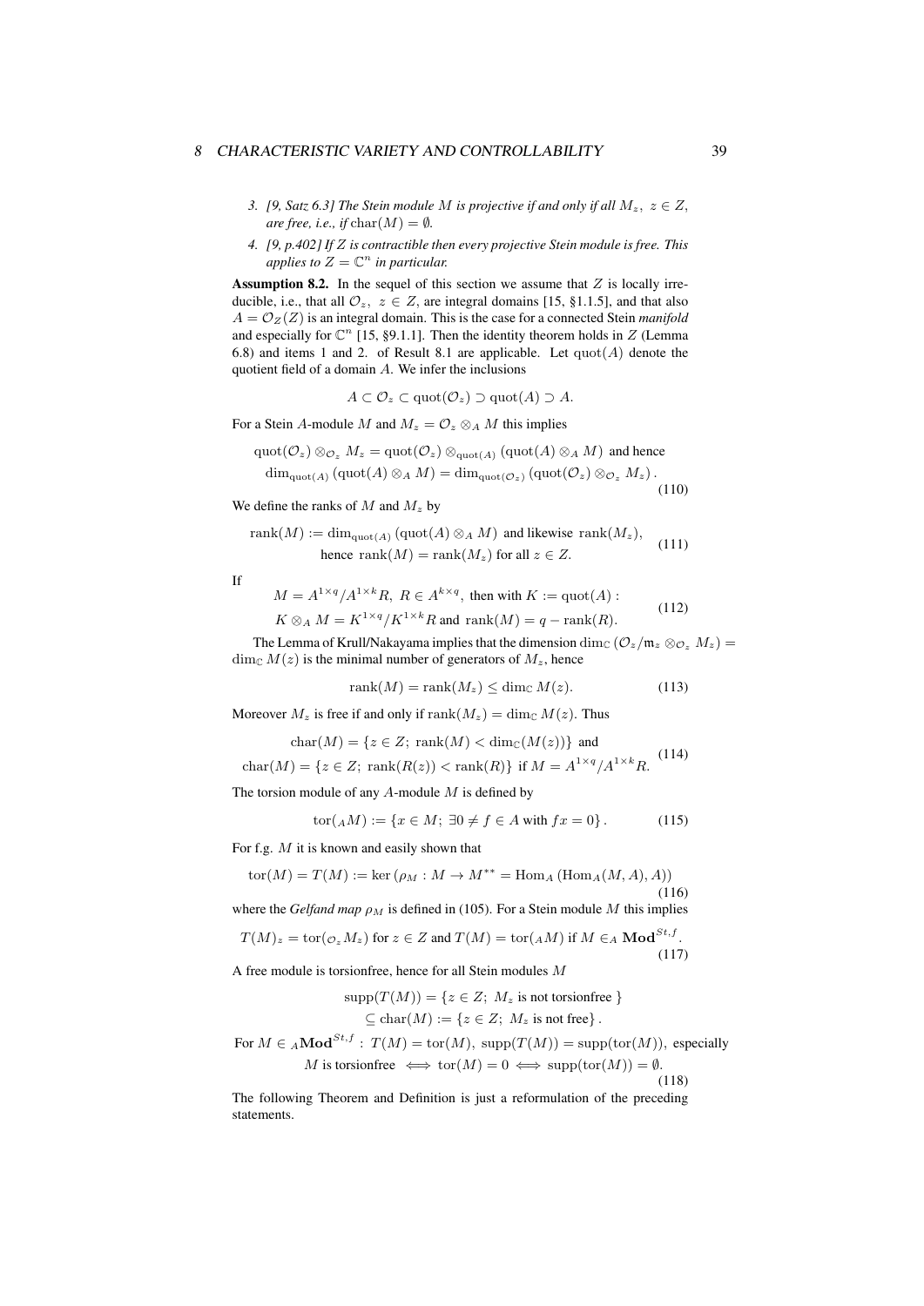3. *[9, Satz 6.3] The Stein module $M$ is projective if and only if all $M_z,\ z \in Z$, are free, i.e., if $\operatorname{char}(M) = \emptyset$.*

4. *[9, p.402] If $Z$ is contractible then every projective Stein module is free. This applies to $Z = \mathbb{C}^n$ in particular.*

**Assumption 8.2.** In the sequel of this section we assume that $Z$ is locally irreducible, i.e., that all $\mathcal{O}_z,\ z \in Z$, are integral domains [15, §1.1.5], and that also $A = \mathcal{O}_Z(Z)$ is an integral domain. This is the case for a connected Stein *manifold* and especially for $\mathbb{C}^n$ [15, §9.1.1]. Then the identity theorem holds in $Z$ (Lemma 6.8) and items 1 and 2. of Result 8.1 are applicable. Let $\operatorname{quot}(A)$ denote the quotient field of a domain $A$. We infer the inclusions

$$A \subset \mathcal{O}_z \subset \operatorname{quot}(\mathcal{O}_z) \supset \operatorname{quot}(A) \supset A.$$

For a Stein $A$-module $M$ and $M_z = \mathcal{O}_z \otimes_A M$ this implies

$$\begin{gathered}\operatorname{quot}(\mathcal{O}_z) \otimes_{\mathcal{O}_z} M_z = \operatorname{quot}(\mathcal{O}_z) \otimes_{\operatorname{quot}(A)} (\operatorname{quot}(A) \otimes_A M) \text{ and hence} \\ \dim_{\operatorname{quot}(A)} (\operatorname{quot}(A) \otimes_A M) = \dim_{\operatorname{quot}(\mathcal{O}_z)} (\operatorname{quot}(\mathcal{O}_z) \otimes_{\mathcal{O}_z} M_z). \end{gathered} \tag{110}$$

We define the ranks of $M$ and $M_z$ by

$$\begin{gathered}\operatorname{rank}(M) := \dim_{\operatorname{quot}(A)} (\operatorname{quot}(A) \otimes_A M) \text{ and likewise } \operatorname{rank}(M_z), \\ \text{hence } \operatorname{rank}(M) = \operatorname{rank}(M_z) \text{ for all } z \in Z.\end{gathered} \tag{111}$$

If

$$\begin{gathered}M = A^{1\times q}/A^{1\times k}R,\ R \in A^{k\times q}, \text{ then with } K := \operatorname{quot}(A): \\ K \otimes_A M = K^{1\times q}/K^{1\times k}R \text{ and } \operatorname{rank}(M) = q - \operatorname{rank}(R).\end{gathered} \tag{112}$$

The Lemma of Krull/Nakayama implies that the dimension $\dim_{\mathbb{C}} (\mathcal{O}_z/\mathfrak{m}_z \otimes_{\mathcal{O}_z} M_z) = \dim_{\mathbb{C}} M(z)$ is the minimal number of generators of $M_z$, hence

$$\operatorname{rank}(M) = \operatorname{rank}(M_z) \le \dim_{\mathbb{C}} M(z). \tag{113}$$

Moreover $M_z$ is free if and only if $\operatorname{rank}(M_z) = \dim_{\mathbb{C}} M(z)$. Thus

$$\begin{gathered}\operatorname{char}(M) = \{z \in Z;\ \operatorname{rank}(M) < \dim_{\mathbb{C}}(M(z))\} \text{ and} \\ \operatorname{char}(M) = \{z \in Z;\ \operatorname{rank}(R(z)) < \operatorname{rank}(R)\} \text{ if } M = A^{1\times q}/A^{1\times k}R.\end{gathered} \tag{114}$$

The torsion module of any $A$-module $M$ is defined by

$$\operatorname{tor}({}_AM) := \{x \in M;\ \exists 0 \ne f \in A \text{ with } fx = 0\}. \tag{115}$$

For f.g. $M$ it is known and easily shown that

$$\operatorname{tor}(M) = T(M) := \ker\left(\rho_M : M \to M^{**} = \operatorname{Hom}_A\left(\operatorname{Hom}_A(M, A), A\right)\right) \tag{116}$$

where the *Gelfand map* $\rho_M$ is defined in (105). For a Stein module $M$ this implies

$$T(M)_z = \operatorname{tor}({}_{\mathcal{O}_z}M_z) \text{ for } z \in Z \text{ and } T(M) = \operatorname{tor}({}_AM) \text{ if } M \in_A \mathbf{Mod}^{St,f}. \tag{117}$$

A free module is torsionfree, hence for all Stein modules $M$

$$\begin{gathered}\operatorname{supp}(T(M)) = \{z \in Z;\ M_z \text{ is not torsionfree }\} \\ \subseteq \operatorname{char}(M) := \{z \in Z;\ M_z \text{ is not free}\}. \\ \text{For } M \in {}_A\mathbf{Mod}^{St,f}:\ T(M) = \operatorname{tor}(M),\ \operatorname{supp}(T(M)) = \operatorname{supp}(\operatorname{tor}(M)), \text{ especially} \\ M \text{ is torsionfree } \iff \operatorname{tor}(M) = 0 \iff \operatorname{supp}(\operatorname{tor}(M)) = \emptyset.\end{gathered} \tag{118}$$

The following Theorem and Definition is just a reformulation of the preceding statements.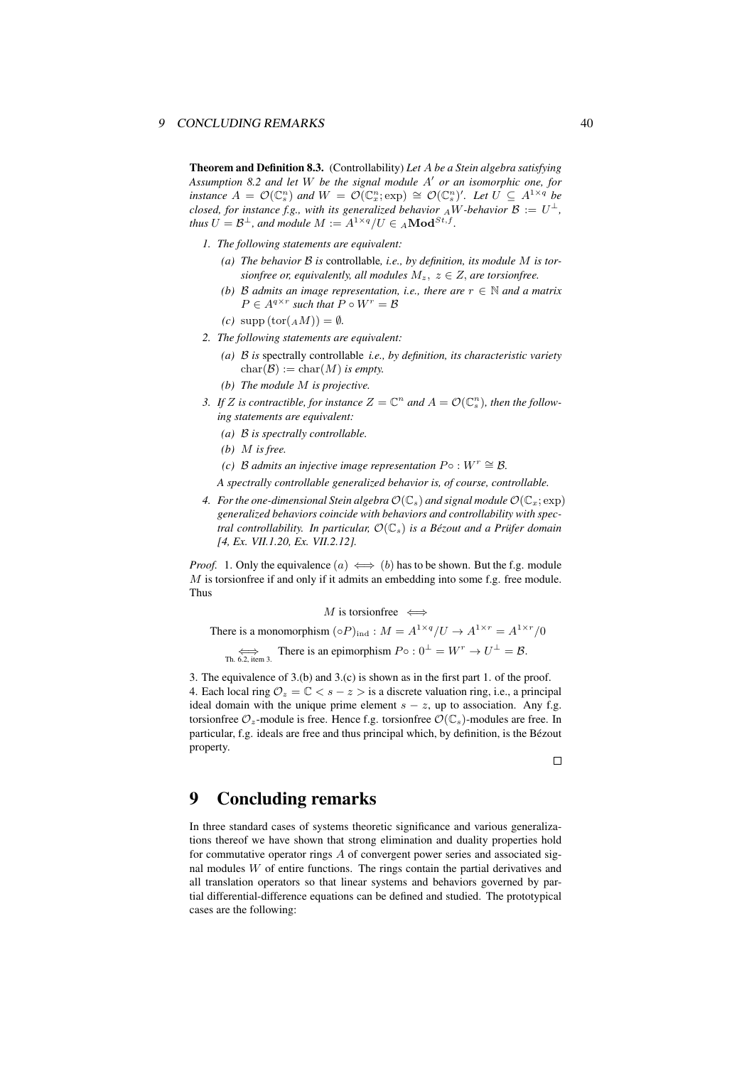**Theorem and Definition 8.3.** (Controllability) *Let $A$ be a Stein algebra satisfying Assumption 8.2 and let $W$ be the signal module $A'$ or an isomorphic one, for instance $A = \mathcal{O}(\mathbb{C}^n_s)$ and $W = \mathcal{O}(\mathbb{C}^n_x; \exp) \cong \mathcal{O}(\mathbb{C}^n_s)'$. Let $U \subseteq A^{1\times q}$ be closed, for instance f.g., with its generalized behavior ${}_AW$-behavior $\mathcal{B} := U^\perp$, thus $U = \mathcal{B}^\perp$, and module $M := A^{1\times q}/U \in {}_A\mathbf{Mod}^{St,f}$.*

1. *The following statements are equivalent:*
   - *(a) The behavior $\mathcal{B}$ is* controllable*, i.e., by definition, its module $M$ is torsionfree or, equivalently, all modules $M_z,\ z \in Z$, are torsionfree.*
   - *(b) $\mathcal{B}$ admits an image representation, i.e., there are $r \in \mathbb{N}$ and a matrix $P \in A^{q\times r}$ such that $P \circ W^r = \mathcal{B}$*
   - *(c) $\operatorname{supp}(\operatorname{tor}({}_AM)) = \emptyset$.*
2. *The following statements are equivalent:*
   - *(a) $\mathcal{B}$ is* spectrally controllable *i.e., by definition, its characteristic variety $\operatorname{char}(\mathcal{B}) := \operatorname{char}(M)$ is empty.*
   - *(b) The module $M$ is projective.*
3. *If $Z$ is contractible, for instance $Z = \mathbb{C}^n$ and $A = \mathcal{O}(\mathbb{C}^n_s)$, then the following statements are equivalent:*
   - *(a) $\mathcal{B}$ is spectrally controllable.*
   - *(b) $M$ is free.*
   - *(c) $\mathcal{B}$ admits an injective image representation $P\circ : W^r \cong \mathcal{B}$.*

   *A spectrally controllable generalized behavior is, of course, controllable.*
4. *For the one-dimensional Stein algebra $\mathcal{O}(\mathbb{C}_s)$ and signal module $\mathcal{O}(\mathbb{C}_x; \exp)$ generalized behaviors coincide with behaviors and controllability with spectral controllability. In particular, $\mathcal{O}(\mathbb{C}_s)$ is a Bézout and a Prüfer domain [4, Ex. VII.1.20, Ex. VII.2.12].*

*Proof.* 1. Only the equivalence $(a) \iff (b)$ has to be shown. But the f.g. module $M$ is torsionfree if and only if it admits an embedding into some f.g. free module. Thus

$$M \text{ is torsionfree } \iff$$

$$\text{There is a monomorphism } (\circ P)_{\mathrm{ind}} : M = A^{1\times q}/U \to A^{1\times r} = A^{1\times r}/0$$

$$\underset{\text{Th. 6.2, item 3.}}{\iff} \text{ There is an epimorphism } P\circ : 0^\perp = W^r \to U^\perp = \mathcal{B}.$$

3. The equivalence of 3.(b) and 3.(c) is shown as in the first part 1. of the proof.
4. Each local ring $\mathcal{O}_z = \mathbb{C} < s - z >$ is a discrete valuation ring, i.e., a principal ideal domain with the unique prime element $s - z$, up to association. Any f.g. torsionfree $\mathcal{O}_z$-module is free. Hence f.g. torsionfree $\mathcal{O}(\mathbb{C}_s)$-modules are free. In particular, f.g. ideals are free and thus principal which, by definition, is the Bézout property.

□

# 9 Concluding remarks

In three standard cases of systems theoretic significance and various generalizations thereof we have shown that strong elimination and duality properties hold for commutative operator rings $A$ of convergent power series and associated signal modules $W$ of entire functions. The rings contain the partial derivatives and all translation operators so that linear systems and behaviors governed by partial differential-difference equations can be defined and studied. The prototypical cases are the following: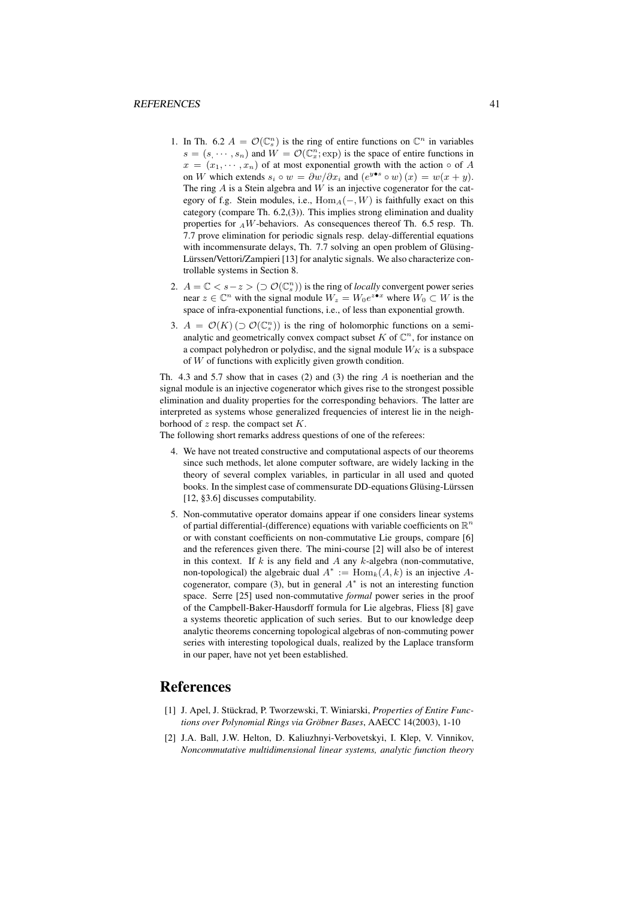1. In Th. 6.2 $A = \mathcal{O}(\mathbb{C}_s^n)$ is the ring of entire functions on $\mathbb{C}^n$ in variables $s = (s, \cdots, s_n)$ and $W = \mathcal{O}(\mathbb{C}_x^n; \exp)$ is the space of entire functions in $x = (x_1, \cdots, x_n)$ of at most exponential growth with the action $\circ$ of $A$ on $W$ which extends $s_i \circ w = \partial w / \partial x_i$ and $(e^{y \bullet s} \circ w)(x) = w(x + y)$. The ring $A$ is a Stein algebra and $W$ is an injective cogenerator for the category of f.g. Stein modules, i.e., $\mathrm{Hom}_A(-, W)$ is faithfully exact on this category (compare Th. 6.2,(3)). This implies strong elimination and duality properties for ${}_AW$-behaviors. As consequences thereof Th. 6.5 resp. Th. 7.7 prove elimination for periodic signals resp. delay-differential equations with incommensurate delays, Th. 7.7 solving an open problem of Glüsing-Lürssen/Vettori/Zampieri [13] for analytic signals. We also characterize controllable systems in Section 8.
2. $A = \mathbb{C} < s - z > (\supset \mathcal{O}(\mathbb{C}_s^n))$ is the ring of *locally* convergent power series near $z \in \mathbb{C}^n$ with the signal module $W_z = W_0 e^{z \bullet x}$ where $W_0 \subset W$ is the space of infra-exponential functions, i.e., of less than exponential growth.
3. $A = \mathcal{O}(K) (\supset \mathcal{O}(\mathbb{C}_s^n))$ is the ring of holomorphic functions on a semi-analytic and geometrically convex compact subset $K$ of $\mathbb{C}^n$, for instance on a compact polyhedron or polydisc, and the signal module $W_K$ is a subspace of $W$ of functions with explicitly given growth condition.

Th. 4.3 and 5.7 show that in cases (2) and (3) the ring $A$ is noetherian and the signal module is an injective cogenerator which gives rise to the strongest possible elimination and duality properties for the corresponding behaviors. The latter are interpreted as systems whose generalized frequencies of interest lie in the neighborhood of $z$ resp. the compact set $K$.
The following short remarks address questions of one of the referees:

4. We have not treated constructive and computational aspects of our theorems since such methods, let alone computer software, are widely lacking in the theory of several complex variables, in particular in all used and quoted books. In the simplest case of commensurate DD-equations Glüsing-Lürssen [12, §3.6] discusses computability.
5. Non-commutative operator domains appear if one considers linear systems of partial differential-(difference) equations with variable coefficients on $\mathbb{R}^n$ or with constant coefficients on non-commutative Lie groups, compare [6] and the references given there. The mini-course [2] will also be of interest in this context. If $k$ is any field and $A$ any $k$-algebra (non-commutative, non-topological) the algebraic dual $A^* := \mathrm{Hom}_k(A, k)$ is an injective $A$-cogenerator, compare (3), but in general $A^*$ is not an interesting function space. Serre [25] used non-commutative *formal* power series in the proof of the Campbell-Baker-Hausdorff formula for Lie algebras, Fliess [8] gave a systems theoretic application of such series. But to our knowledge deep analytic theorems concerning topological algebras of non-commuting power series with interesting topological duals, realized by the Laplace transform in our paper, have not yet been established.

# References

[1] J. Apel, J. Stückrad, P. Tworzewski, T. Winiarski, *Properties of Entire Functions over Polynomial Rings via Gröbner Bases*, AAECC 14(2003), 1-10

[2] J.A. Ball, J.W. Helton, D. Kaliuzhnyi-Verbovetskyi, I. Klep, V. Vinnikov, *Noncommutative multidimensional linear systems, analytic function theory*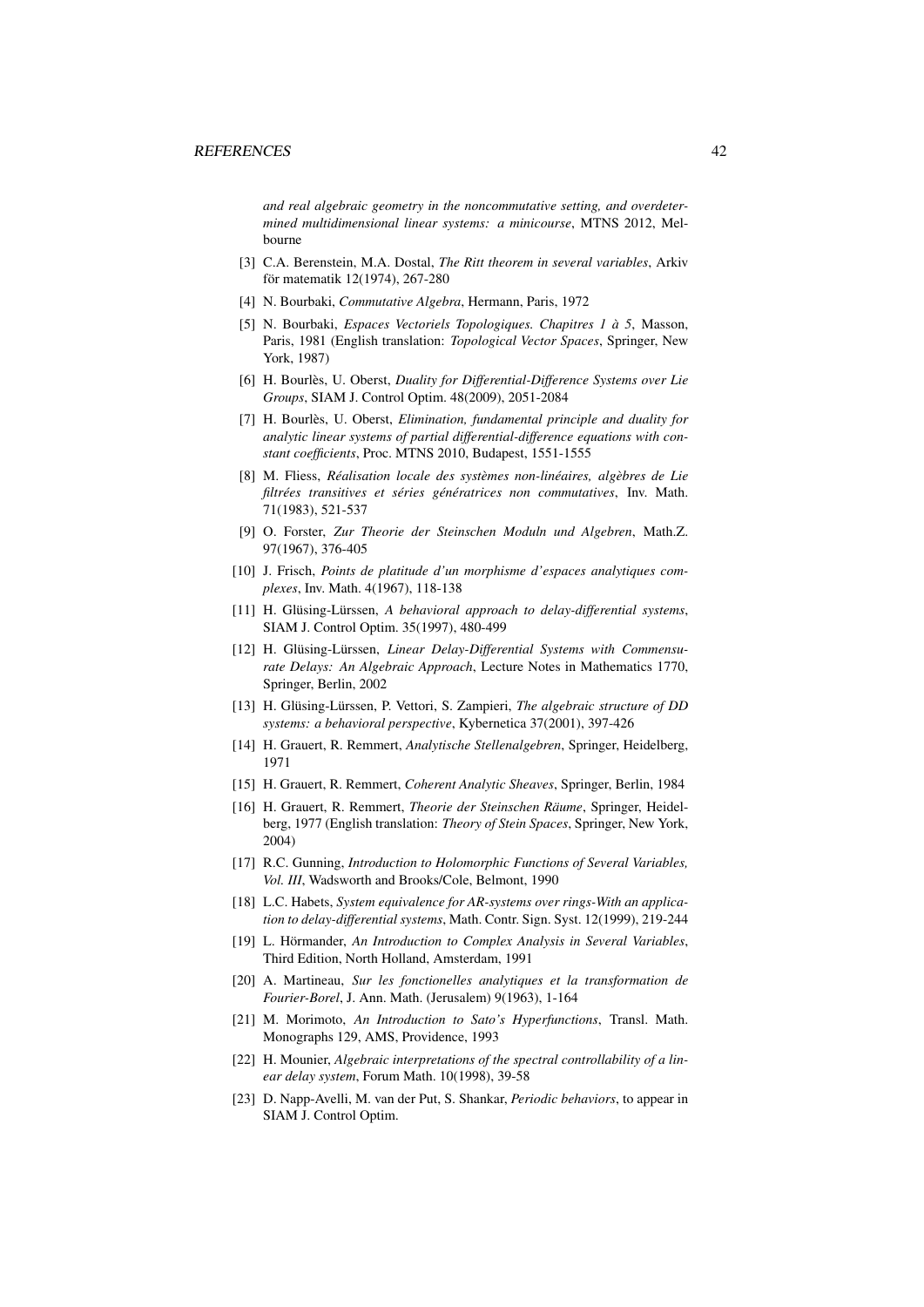*and real algebraic geometry in the noncommutative setting, and overdetermined multidimensional linear systems: a minicourse*, MTNS 2012, Melbourne

[3] C.A. Berenstein, M.A. Dostal, *The Ritt theorem in several variables*, Arkiv för matematik 12(1974), 267-280

[4] N. Bourbaki, *Commutative Algebra*, Hermann, Paris, 1972

[5] N. Bourbaki, *Espaces Vectoriels Topologiques. Chapitres 1 à 5*, Masson, Paris, 1981 (English translation: *Topological Vector Spaces*, Springer, New York, 1987)

[6] H. Bourlès, U. Oberst, *Duality for Differential-Difference Systems over Lie Groups*, SIAM J. Control Optim. 48(2009), 2051-2084

[7] H. Bourlès, U. Oberst, *Elimination, fundamental principle and duality for analytic linear systems of partial differential-difference equations with constant coefficients*, Proc. MTNS 2010, Budapest, 1551-1555

[8] M. Fliess, *Réalisation locale des systèmes non-linéaires, algèbres de Lie filtrées transitives et séries génératrices non commutatives*, Inv. Math. 71(1983), 521-537

[9] O. Forster, *Zur Theorie der Steinschen Moduln und Algebren*, Math.Z. 97(1967), 376-405

[10] J. Frisch, *Points de platitude d'un morphisme d'espaces analytiques complexes*, Inv. Math. 4(1967), 118-138

[11] H. Glüsing-Lürssen, *A behavioral approach to delay-differential systems*, SIAM J. Control Optim. 35(1997), 480-499

[12] H. Glüsing-Lürssen, *Linear Delay-Differential Systems with Commensurate Delays: An Algebraic Approach*, Lecture Notes in Mathematics 1770, Springer, Berlin, 2002

[13] H. Glüsing-Lürssen, P. Vettori, S. Zampieri, *The algebraic structure of DD systems: a behavioral perspective*, Kybernetica 37(2001), 397-426

[14] H. Grauert, R. Remmert, *Analytische Stellenalgebren*, Springer, Heidelberg, 1971

[15] H. Grauert, R. Remmert, *Coherent Analytic Sheaves*, Springer, Berlin, 1984

[16] H. Grauert, R. Remmert, *Theorie der Steinschen Räume*, Springer, Heidelberg, 1977 (English translation: *Theory of Stein Spaces*, Springer, New York, 2004)

[17] R.C. Gunning, *Introduction to Holomorphic Functions of Several Variables, Vol. III*, Wadsworth and Brooks/Cole, Belmont, 1990

[18] L.C. Habets, *System equivalence for AR-systems over rings-With an application to delay-differential systems*, Math. Contr. Sign. Syst. 12(1999), 219-244

[19] L. Hörmander, *An Introduction to Complex Analysis in Several Variables*, Third Edition, North Holland, Amsterdam, 1991

[20] A. Martineau, *Sur les fonctionelles analytiques et la transformation de Fourier-Borel*, J. Ann. Math. (Jerusalem) 9(1963), 1-164

[21] M. Morimoto, *An Introduction to Sato's Hyperfunctions*, Transl. Math. Monographs 129, AMS, Providence, 1993

[22] H. Mounier, *Algebraic interpretations of the spectral controllability of a linear delay system*, Forum Math. 10(1998), 39-58

[23] D. Napp-Avelli, M. van der Put, S. Shankar, *Periodic behaviors*, to appear in SIAM J. Control Optim.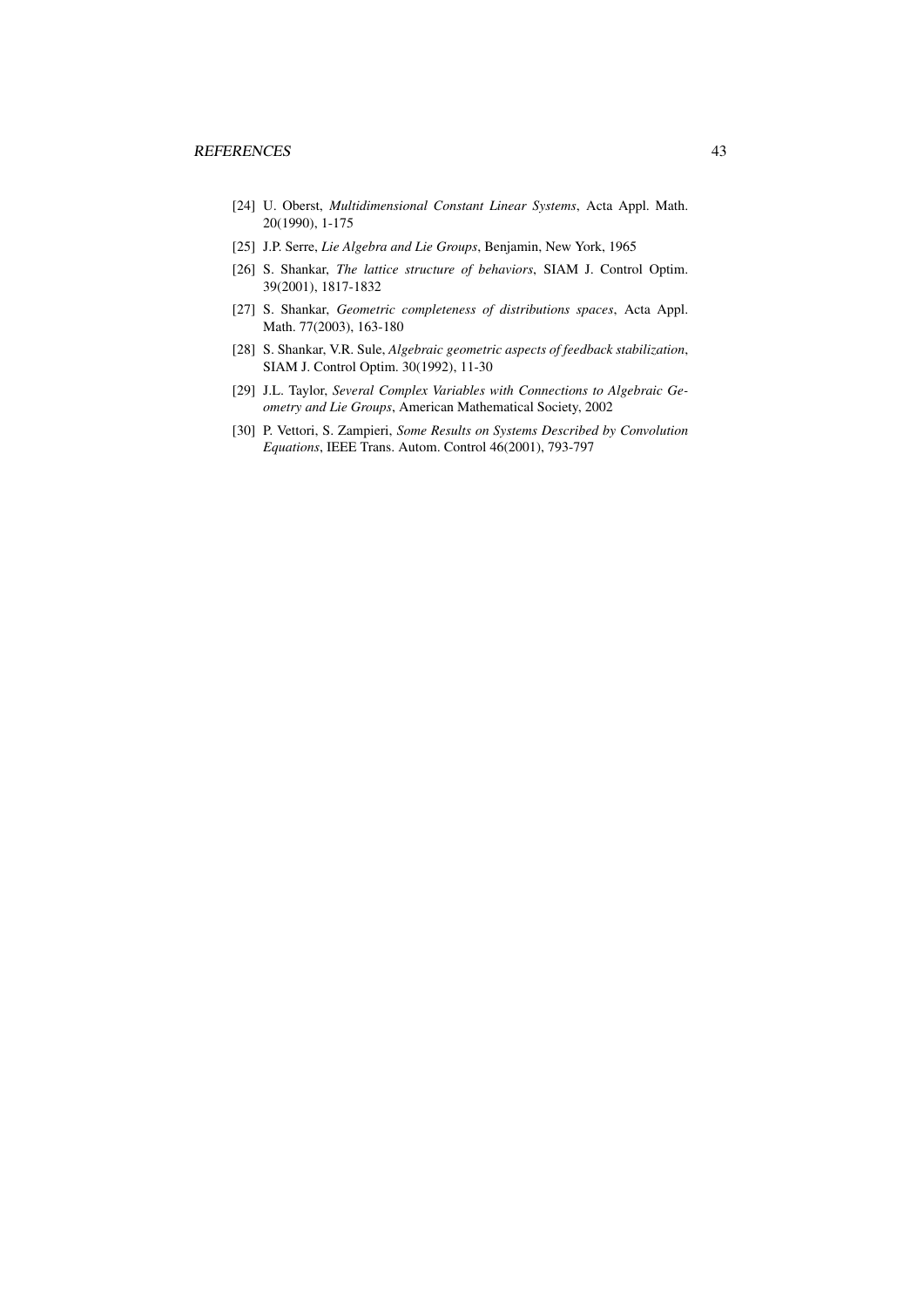[24] U. Oberst, *Multidimensional Constant Linear Systems*, Acta Appl. Math. 20(1990), 1-175

[25] J.P. Serre, *Lie Algebra and Lie Groups*, Benjamin, New York, 1965

[26] S. Shankar, *The lattice structure of behaviors*, SIAM J. Control Optim. 39(2001), 1817-1832

[27] S. Shankar, *Geometric completeness of distributions spaces*, Acta Appl. Math. 77(2003), 163-180

[28] S. Shankar, V.R. Sule, *Algebraic geometric aspects of feedback stabilization*, SIAM J. Control Optim. 30(1992), 11-30

[29] J.L. Taylor, *Several Complex Variables with Connections to Algebraic Geometry and Lie Groups*, American Mathematical Society, 2002

[30] P. Vettori, S. Zampieri, *Some Results on Systems Described by Convolution Equations*, IEEE Trans. Autom. Control 46(2001), 793-797